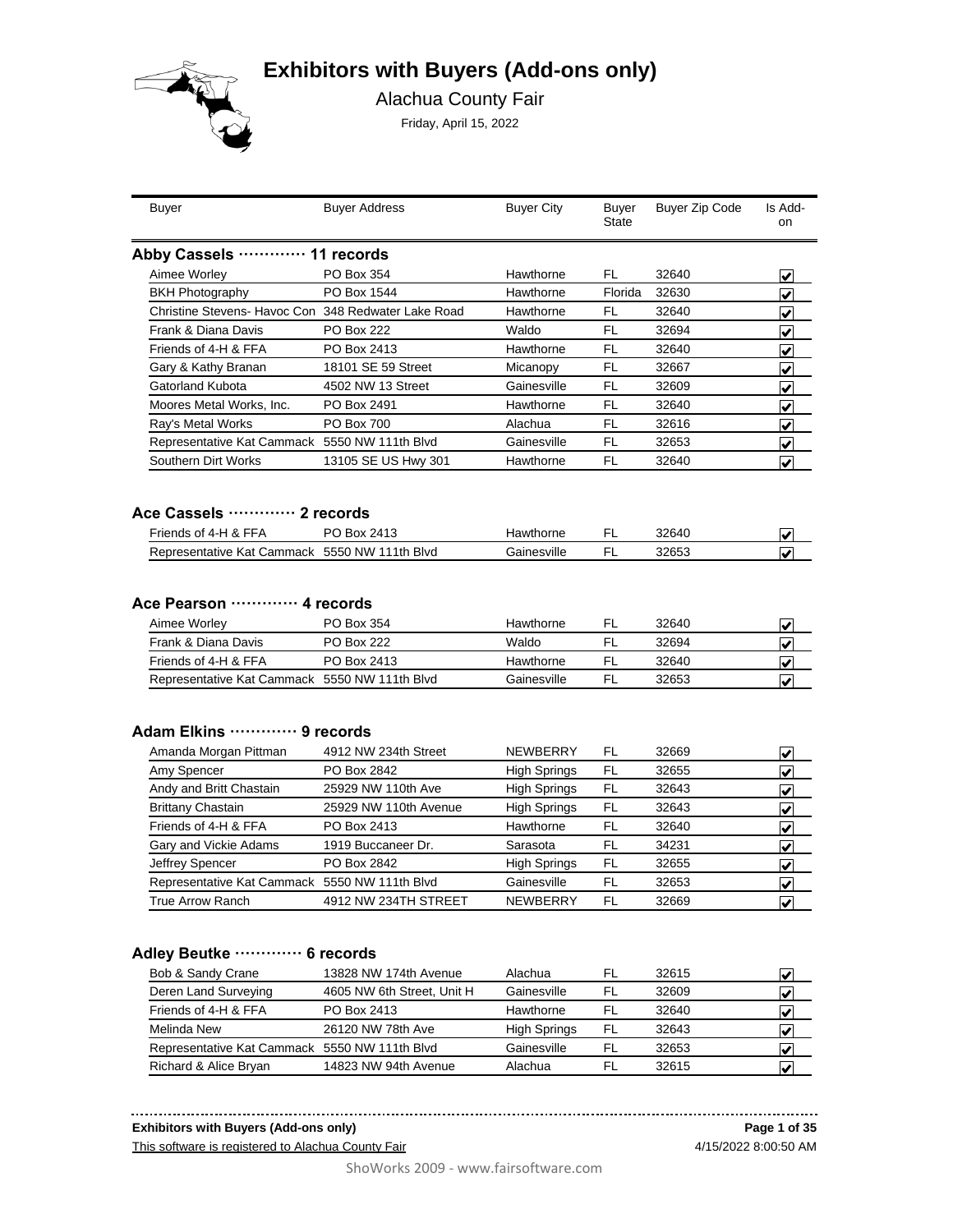# Exhibitors with Buyers (Add-ons only)

Alachua County Fair

Friday, April 15, 2022

| Buyer | Buyer Address | Buyer City | Buyer State | Buyer Zip Code | Is Add-on |
|---|---|---|---|---|---|

## Abby Cassels ············· 11 records

| Buyer | Buyer Address | Buyer City | Buyer State | Buyer Zip Code | Is Add-on |
|---|---|---|---|---|---|
| Aimee Worley | PO Box 354 | Hawthorne | FL | 32640 | ☑ |
| BKH Photography | PO Box 1544 | Hawthorne | Florida | 32630 | ☑ |
| Christine Stevens- Havoc Con | 348 Redwater Lake Road | Hawthorne | FL | 32640 | ☑ |
| Frank & Diana Davis | PO Box 222 | Waldo | FL | 32694 | ☑ |
| Friends of 4-H & FFA | PO Box 2413 | Hawthorne | FL | 32640 | ☑ |
| Gary & Kathy Branan | 18101 SE 59 Street | Micanopy | FL | 32667 | ☑ |
| Gatorland Kubota | 4502 NW 13 Street | Gainesville | FL | 32609 | ☑ |
| Moores Metal Works, Inc. | PO Box 2491 | Hawthorne | FL | 32640 | ☑ |
| Ray's Metal Works | PO Box 700 | Alachua | FL | 32616 | ☑ |
| Representative Kat Cammack | 5550 NW 111th Blvd | Gainesville | FL | 32653 | ☑ |
| Southern Dirt Works | 13105 SE US Hwy 301 | Hawthorne | FL | 32640 | ☑ |

## Ace Cassels ············· 2 records

| Buyer | Buyer Address | Buyer City | Buyer State | Buyer Zip Code | Is Add-on |
|---|---|---|---|---|---|
| Friends of 4-H & FFA | PO Box 2413 | Hawthorne | FL | 32640 | ☑ |
| Representative Kat Cammack | 5550 NW 111th Blvd | Gainesville | FL | 32653 | ☑ |

## Ace Pearson ············· 4 records

| Buyer | Buyer Address | Buyer City | Buyer State | Buyer Zip Code | Is Add-on |
|---|---|---|---|---|---|
| Aimee Worley | PO Box 354 | Hawthorne | FL | 32640 | ☑ |
| Frank & Diana Davis | PO Box 222 | Waldo | FL | 32694 | ☑ |
| Friends of 4-H & FFA | PO Box 2413 | Hawthorne | FL | 32640 | ☑ |
| Representative Kat Cammack | 5550 NW 111th Blvd | Gainesville | FL | 32653 | ☑ |

## Adam Elkins ············· 9 records

| Buyer | Buyer Address | Buyer City | Buyer State | Buyer Zip Code | Is Add-on |
|---|---|---|---|---|---|
| Amanda Morgan Pittman | 4912 NW 234th Street | NEWBERRY | FL | 32669 | ☑ |
| Amy Spencer | PO Box 2842 | High Springs | FL | 32655 | ☑ |
| Andy and Britt Chastain | 25929 NW 110th Ave | High Springs | FL | 32643 | ☑ |
| Brittany Chastain | 25929 NW 110th Avenue | High Springs | FL | 32643 | ☑ |
| Friends of 4-H & FFA | PO Box 2413 | Hawthorne | FL | 32640 | ☑ |
| Gary and Vickie Adams | 1919 Buccaneer Dr. | Sarasota | FL | 34231 | ☑ |
| Jeffrey Spencer | PO Box 2842 | High Springs | FL | 32655 | ☑ |
| Representative Kat Cammack | 5550 NW 111th Blvd | Gainesville | FL | 32653 | ☑ |
| True Arrow Ranch | 4912 NW 234TH STREET | NEWBERRY | FL | 32669 | ☑ |

## Adley Beutke ············· 6 records

| Buyer | Buyer Address | Buyer City | Buyer State | Buyer Zip Code | Is Add-on |
|---|---|---|---|---|---|
| Bob & Sandy Crane | 13828 NW 174th Avenue | Alachua | FL | 32615 | ☑ |
| Deren Land Surveying | 4605 NW 6th Street, Unit H | Gainesville | FL | 32609 | ☑ |
| Friends of 4-H & FFA | PO Box 2413 | Hawthorne | FL | 32640 | ☑ |
| Melinda New | 26120 NW 78th Ave | High Springs | FL | 32643 | ☑ |
| Representative Kat Cammack | 5550 NW 111th Blvd | Gainesville | FL | 32653 | ☑ |
| Richard & Alice Bryan | 14823 NW 94th Avenue | Alachua | FL | 32615 | ☑ |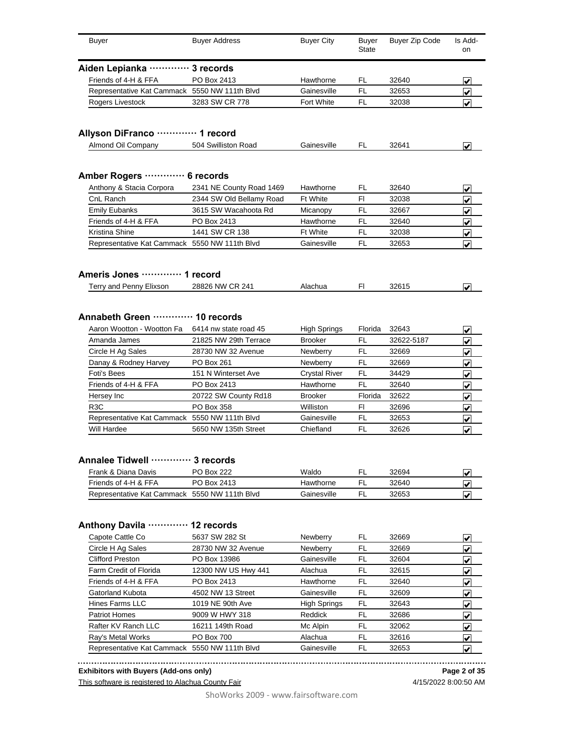| Buyer | Buyer Address | Buyer City | Buyer State | Buyer Zip Code | Is Add-on |
|---|---|---|---|---|---|

**Aiden Lepianka ············ 3 records**

| Buyer | Buyer Address | Buyer City | Buyer State | Buyer Zip Code | Is Add-on |
|---|---|---|---|---|---|
| Friends of 4-H & FFA | PO Box 2413 | Hawthorne | FL | 32640 | ☑ |
| Representative Kat Cammack | 5550 NW 111th Blvd | Gainesville | FL | 32653 | ☑ |
| Rogers Livestock | 3283 SW CR 778 | Fort White | FL | 32038 | ☑ |

**Allyson DiFranco ············ 1 record**

| Buyer | Buyer Address | Buyer City | Buyer State | Buyer Zip Code | Is Add-on |
|---|---|---|---|---|---|
| Almond Oil Company | 504 Swilliston Road | Gainesville | FL | 32641 | ☑ |

**Amber Rogers ············ 6 records**

| Buyer | Buyer Address | Buyer City | Buyer State | Buyer Zip Code | Is Add-on |
|---|---|---|---|---|---|
| Anthony & Stacia Corpora | 2341 NE County Road 1469 | Hawthorne | FL | 32640 | ☑ |
| CnL Ranch | 2344 SW Old Bellamy Road | Ft White | Fl | 32038 | ☑ |
| Emily Eubanks | 3615 SW Wacahoota Rd | Micanopy | FL | 32667 | ☑ |
| Friends of 4-H & FFA | PO Box 2413 | Hawthorne | FL | 32640 | ☑ |
| Kristina Shine | 1441 SW CR 138 | Ft White | FL | 32038 | ☑ |
| Representative Kat Cammack | 5550 NW 111th Blvd | Gainesville | FL | 32653 | ☑ |

**Ameris Jones ············ 1 record**

| Buyer | Buyer Address | Buyer City | Buyer State | Buyer Zip Code | Is Add-on |
|---|---|---|---|---|---|
| Terry and Penny Elixson | 28826 NW CR 241 | Alachua | Fl | 32615 | ☑ |

**Annabeth Green ············ 10 records**

| Buyer | Buyer Address | Buyer City | Buyer State | Buyer Zip Code | Is Add-on |
|---|---|---|---|---|---|
| Aaron Wootton - Wootton Fa | 6414 nw state road 45 | High Springs | Florida | 32643 | ☑ |
| Amanda James | 21825 NW 29th Terrace | Brooker | FL | 32622-5187 | ☑ |
| Circle H Ag Sales | 28730 NW 32 Avenue | Newberry | FL | 32669 | ☑ |
| Danay & Rodney Harvey | PO Box 261 | Newberry | FL | 32669 | ☑ |
| Foti's Bees | 151 N Winterset Ave | Crystal River | FL | 34429 | ☑ |
| Friends of 4-H & FFA | PO Box 2413 | Hawthorne | FL | 32640 | ☑ |
| Hersey Inc | 20722 SW County Rd18 | Brooker | Florida | 32622 | ☑ |
| R3C | PO Box 358 | Williston | Fl | 32696 | ☑ |
| Representative Kat Cammack | 5550 NW 111th Blvd | Gainesville | FL | 32653 | ☑ |
| Will Hardee | 5650 NW 135th Street | Chiefland | FL | 32626 | ☑ |

**Annalee Tidwell ············ 3 records**

| Buyer | Buyer Address | Buyer City | Buyer State | Buyer Zip Code | Is Add-on |
|---|---|---|---|---|---|
| Frank & Diana Davis | PO Box 222 | Waldo | FL | 32694 | ☑ |
| Friends of 4-H & FFA | PO Box 2413 | Hawthorne | FL | 32640 | ☑ |
| Representative Kat Cammack | 5550 NW 111th Blvd | Gainesville | FL | 32653 | ☑ |

**Anthony Davila ············ 12 records**

| Buyer | Buyer Address | Buyer City | Buyer State | Buyer Zip Code | Is Add-on |
|---|---|---|---|---|---|
| Capote Cattle Co | 5637 SW 282 St | Newberry | FL | 32669 | ☑ |
| Circle H Ag Sales | 28730 NW 32 Avenue | Newberry | FL | 32669 | ☑ |
| Clifford Preston | PO Box 13986 | Gainesville | FL | 32604 | ☑ |
| Farm Credit of Florida | 12300 NW US Hwy 441 | Alachua | FL | 32615 | ☑ |
| Friends of 4-H & FFA | PO Box 2413 | Hawthorne | FL | 32640 | ☑ |
| Gatorland Kubota | 4502 NW 13 Street | Gainesville | FL | 32609 | ☑ |
| Hines Farms LLC | 1019 NE 90th Ave | High Springs | FL | 32643 | ☑ |
| Patriot Homes | 9009 W HWY 318 | Reddick | FL | 32686 | ☑ |
| Rafter KV Ranch LLC | 16211 149th Road | Mc Alpin | FL | 32062 | ☑ |
| Ray's Metal Works | PO Box 700 | Alachua | FL | 32616 | ☑ |
| Representative Kat Cammack | 5550 NW 111th Blvd | Gainesville | FL | 32653 | ☑ |

**Exhibitors with Buyers (Add-ons only)**

This software is registered to Alachua County Fair — 4/15/2022 8:00:50 AM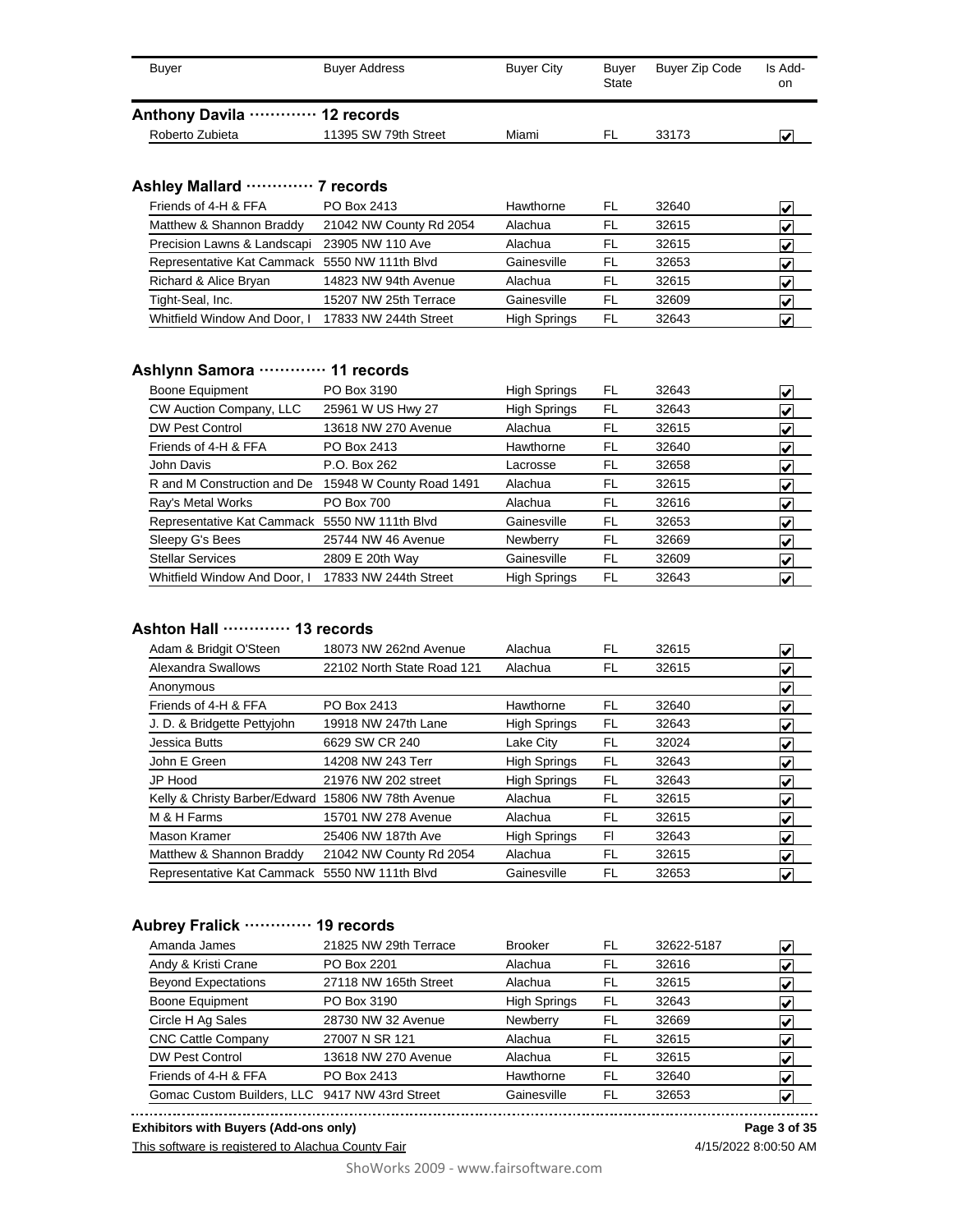| Buyer | Buyer Address | Buyer City | Buyer State | Buyer Zip Code | Is Add-on |
|---|---|---|---|---|---|

**Anthony Davila ············· 12 records**

| Buyer | Buyer Address | Buyer City | Buyer State | Buyer Zip Code | Is Add-on |
|---|---|---|---|---|---|
| Roberto Zubieta | 11395 SW 79th Street | Miami | FL | 33173 | ☑ |

**Ashley Mallard ············· 7 records**

| Buyer | Buyer Address | Buyer City | Buyer State | Buyer Zip Code | Is Add-on |
|---|---|---|---|---|---|
| Friends of 4-H & FFA | PO Box 2413 | Hawthorne | FL | 32640 | ☑ |
| Matthew & Shannon Braddy | 21042 NW County Rd 2054 | Alachua | FL | 32615 | ☑ |
| Precision Lawns & Landscapi | 23905 NW 110 Ave | Alachua | FL | 32615 | ☑ |
| Representative Kat Cammack | 5550 NW 111th Blvd | Gainesville | FL | 32653 | ☑ |
| Richard & Alice Bryan | 14823 NW 94th Avenue | Alachua | FL | 32615 | ☑ |
| Tight-Seal, Inc. | 15207 NW 25th Terrace | Gainesville | FL | 32609 | ☑ |
| Whitfield Window And Door, I | 17833 NW 244th Street | High Springs | FL | 32643 | ☑ |

**Ashlynn Samora ············· 11 records**

| Buyer | Buyer Address | Buyer City | Buyer State | Buyer Zip Code | Is Add-on |
|---|---|---|---|---|---|
| Boone Equipment | PO Box 3190 | High Springs | FL | 32643 | ☑ |
| CW Auction Company, LLC | 25961 W US Hwy 27 | High Springs | FL | 32643 | ☑ |
| DW Pest Control | 13618 NW 270 Avenue | Alachua | FL | 32615 | ☑ |
| Friends of 4-H & FFA | PO Box 2413 | Hawthorne | FL | 32640 | ☑ |
| John Davis | P.O. Box 262 | Lacrosse | FL | 32658 | ☑ |
| R and M Construction and De | 15948 W County Road 1491 | Alachua | FL | 32615 | ☑ |
| Ray's Metal Works | PO Box 700 | Alachua | FL | 32616 | ☑ |
| Representative Kat Cammack | 5550 NW 111th Blvd | Gainesville | FL | 32653 | ☑ |
| Sleepy G's Bees | 25744 NW 46 Avenue | Newberry | FL | 32669 | ☑ |
| Stellar Services | 2809 E 20th Way | Gainesville | FL | 32609 | ☑ |
| Whitfield Window And Door, I | 17833 NW 244th Street | High Springs | FL | 32643 | ☑ |

**Ashton Hall ············· 13 records**

| Buyer | Buyer Address | Buyer City | Buyer State | Buyer Zip Code | Is Add-on |
|---|---|---|---|---|---|
| Adam & Bridgit O'Steen | 18073 NW 262nd Avenue | Alachua | FL | 32615 | ☑ |
| Alexandra Swallows | 22102 North State Road 121 | Alachua | FL | 32615 | ☑ |
| Anonymous | | | | | ☑ |
| Friends of 4-H & FFA | PO Box 2413 | Hawthorne | FL | 32640 | ☑ |
| J. D. & Bridgette Pettyjohn | 19918 NW 247th Lane | High Springs | FL | 32643 | ☑ |
| Jessica Butts | 6629 SW CR 240 | Lake City | FL | 32024 | ☑ |
| John E Green | 14208 NW 243 Terr | High Springs | FL | 32643 | ☑ |
| JP Hood | 21976 NW 202 street | High Springs | FL | 32643 | ☑ |
| Kelly & Christy Barber/Edward | 15806 NW 78th Avenue | Alachua | FL | 32615 | ☑ |
| M & H Farms | 15701 NW 278 Avenue | Alachua | FL | 32615 | ☑ |
| Mason Kramer | 25406 NW 187th Ave | High Springs | Fl | 32643 | ☑ |
| Matthew & Shannon Braddy | 21042 NW County Rd 2054 | Alachua | FL | 32615 | ☑ |
| Representative Kat Cammack | 5550 NW 111th Blvd | Gainesville | FL | 32653 | ☑ |

**Aubrey Fralick ············· 19 records**

| Buyer | Buyer Address | Buyer City | Buyer State | Buyer Zip Code | Is Add-on |
|---|---|---|---|---|---|
| Amanda James | 21825 NW 29th Terrace | Brooker | FL | 32622-5187 | ☑ |
| Andy & Kristi Crane | PO Box 2201 | Alachua | FL | 32616 | ☑ |
| Beyond Expectations | 27118 NW 165th Street | Alachua | FL | 32615 | ☑ |
| Boone Equipment | PO Box 3190 | High Springs | FL | 32643 | ☑ |
| Circle H Ag Sales | 28730 NW 32 Avenue | Newberry | FL | 32669 | ☑ |
| CNC Cattle Company | 27007 N SR 121 | Alachua | FL | 32615 | ☑ |
| DW Pest Control | 13618 NW 270 Avenue | Alachua | FL | 32615 | ☑ |
| Friends of 4-H & FFA | PO Box 2413 | Hawthorne | FL | 32640 | ☑ |
| Gomac Custom Builders, LLC | 9417 NW 43rd Street | Gainesville | FL | 32653 | ☑ |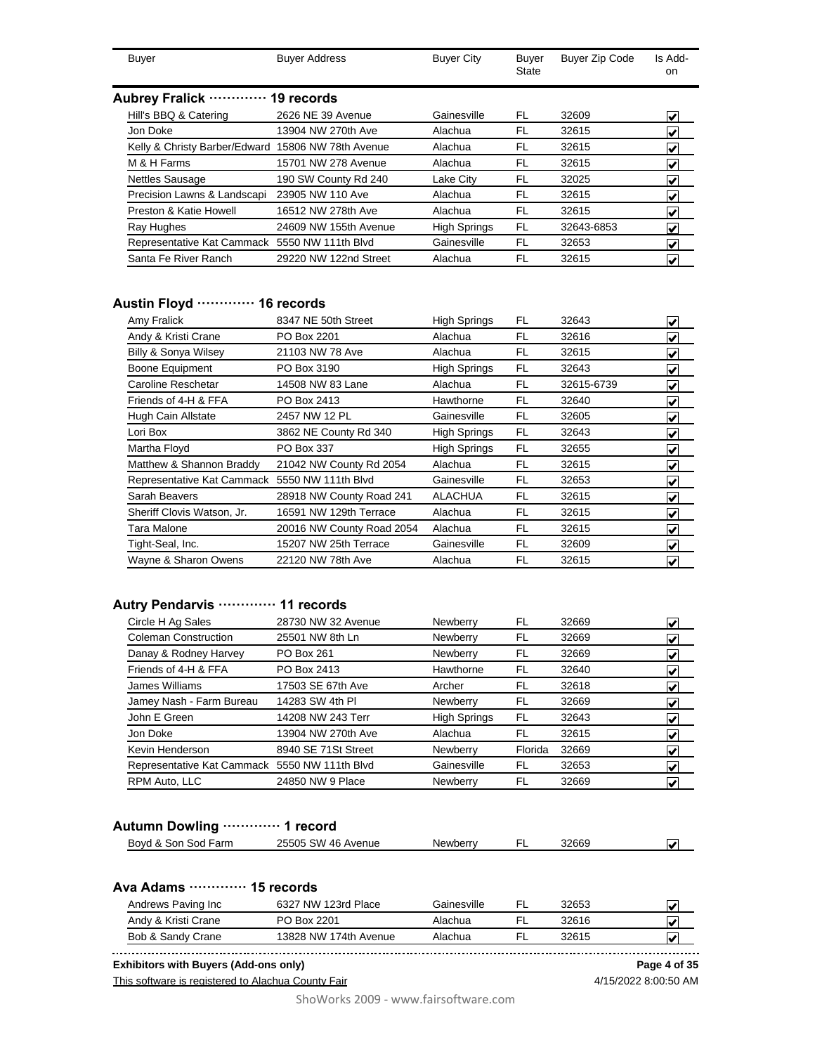| Buyer | Buyer Address | Buyer City | Buyer State | Buyer Zip Code | Is Add-on |
|---|---|---|---|---|---|

### Aubrey Fralick ············ 19 records

| Buyer | Buyer Address | Buyer City | Buyer State | Buyer Zip Code | Is Add-on |
|---|---|---|---|---|---|
| Hill's BBQ & Catering | 2626 NE 39 Avenue | Gainesville | FL | 32609 | ☑ |
| Jon Doke | 13904 NW 270th Ave | Alachua | FL | 32615 | ☑ |
| Kelly & Christy Barber/Edward | 15806 NW 78th Avenue | Alachua | FL | 32615 | ☑ |
| M & H Farms | 15701 NW 278 Avenue | Alachua | FL | 32615 | ☑ |
| Nettles Sausage | 190 SW County Rd 240 | Lake City | FL | 32025 | ☑ |
| Precision Lawns & Landscapi | 23905 NW 110 Ave | Alachua | FL | 32615 | ☑ |
| Preston & Katie Howell | 16512 NW 278th Ave | Alachua | FL | 32615 | ☑ |
| Ray Hughes | 24609 NW 155th Avenue | High Springs | FL | 32643-6853 | ☑ |
| Representative Kat Cammack | 5550 NW 111th Blvd | Gainesville | FL | 32653 | ☑ |
| Santa Fe River Ranch | 29220 NW 122nd Street | Alachua | FL | 32615 | ☑ |

### Austin Floyd ············ 16 records

| Buyer | Buyer Address | Buyer City | Buyer State | Buyer Zip Code | Is Add-on |
|---|---|---|---|---|---|
| Amy Fralick | 8347 NE 50th Street | High Springs | FL | 32643 | ☑ |
| Andy & Kristi Crane | PO Box 2201 | Alachua | FL | 32616 | ☑ |
| Billy & Sonya Wilsey | 21103 NW 78 Ave | Alachua | FL | 32615 | ☑ |
| Boone Equipment | PO Box 3190 | High Springs | FL | 32643 | ☑ |
| Caroline Reschetar | 14508 NW 83 Lane | Alachua | FL | 32615-6739 | ☑ |
| Friends of 4-H & FFA | PO Box 2413 | Hawthorne | FL | 32640 | ☑ |
| Hugh Cain Allstate | 2457 NW 12 PL | Gainesville | FL | 32605 | ☑ |
| Lori Box | 3862 NE County Rd 340 | High Springs | FL | 32643 | ☑ |
| Martha Floyd | PO Box 337 | High Springs | FL | 32655 | ☑ |
| Matthew & Shannon Braddy | 21042 NW County Rd 2054 | Alachua | FL | 32615 | ☑ |
| Representative Kat Cammack | 5550 NW 111th Blvd | Gainesville | FL | 32653 | ☑ |
| Sarah Beavers | 28918 NW County Road 241 | ALACHUA | FL | 32615 | ☑ |
| Sheriff Clovis Watson, Jr. | 16591 NW 129th Terrace | Alachua | FL | 32615 | ☑ |
| Tara Malone | 20016 NW County Road 2054 | Alachua | FL | 32615 | ☑ |
| Tight-Seal, Inc. | 15207 NW 25th Terrace | Gainesville | FL | 32609 | ☑ |
| Wayne & Sharon Owens | 22120 NW 78th Ave | Alachua | FL | 32615 | ☑ |

### Autry Pendarvis ············ 11 records

| Buyer | Buyer Address | Buyer City | Buyer State | Buyer Zip Code | Is Add-on |
|---|---|---|---|---|---|
| Circle H Ag Sales | 28730 NW 32 Avenue | Newberry | FL | 32669 | ☑ |
| Coleman Construction | 25501 NW 8th Ln | Newberry | FL | 32669 | ☑ |
| Danay & Rodney Harvey | PO Box 261 | Newberry | FL | 32669 | ☑ |
| Friends of 4-H & FFA | PO Box 2413 | Hawthorne | FL | 32640 | ☑ |
| James Williams | 17503 SE 67th Ave | Archer | FL | 32618 | ☑ |
| Jamey Nash - Farm Bureau | 14283 SW 4th Pl | Newberry | FL | 32669 | ☑ |
| John E Green | 14208 NW 243 Terr | High Springs | FL | 32643 | ☑ |
| Jon Doke | 13904 NW 270th Ave | Alachua | FL | 32615 | ☑ |
| Kevin Henderson | 8940 SE 71St Street | Newberry | Florida | 32669 | ☑ |
| Representative Kat Cammack | 5550 NW 111th Blvd | Gainesville | FL | 32653 | ☑ |
| RPM Auto, LLC | 24850 NW 9 Place | Newberry | FL | 32669 | ☑ |

### Autumn Dowling ············ 1 record

| Buyer | Buyer Address | Buyer City | Buyer State | Buyer Zip Code | Is Add-on |
|---|---|---|---|---|---|
| Boyd & Son Sod Farm | 25505 SW 46 Avenue | Newberry | FL | 32669 | ☑ |

### Ava Adams ············ 15 records

| Buyer | Buyer Address | Buyer City | Buyer State | Buyer Zip Code | Is Add-on |
|---|---|---|---|---|---|
| Andrews Paving Inc | 6327 NW 123rd Place | Gainesville | FL | 32653 | ☑ |
| Andy & Kristi Crane | PO Box 2201 | Alachua | FL | 32616 | ☑ |
| Bob & Sandy Crane | 13828 NW 174th Avenue | Alachua | FL | 32615 | ☑ |

**Exhibitors with Buyers (Add-ons only)**

This software is registered to Alachua County Fair — 4/15/2022 8:00:50 AM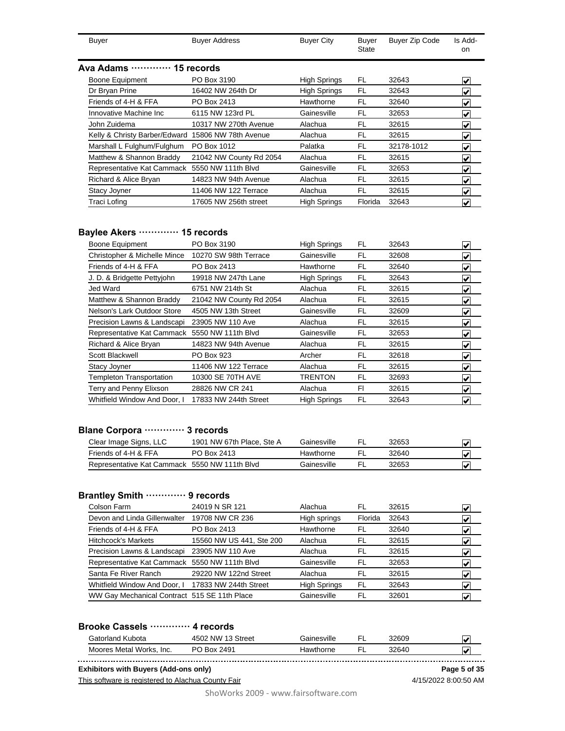| Buyer | Buyer Address | Buyer City | Buyer State | Buyer Zip Code | Is Add-on |
|---|---|---|---|---|---|

## Ava Adams ············· 15 records

| Buyer | Buyer Address | Buyer City | Buyer State | Buyer Zip Code | Is Add-on |
|---|---|---|---|---|---|
| Boone Equipment | PO Box 3190 | High Springs | FL | 32643 | ☑ |
| Dr Bryan Prine | 16402 NW 264th Dr | High Springs | FL | 32643 | ☑ |
| Friends of 4-H & FFA | PO Box 2413 | Hawthorne | FL | 32640 | ☑ |
| Innovative Machine Inc | 6115 NW 123rd PL | Gainesville | FL | 32653 | ☑ |
| John Zuidema | 10317 NW 270th Avenue | Alachua | FL | 32615 | ☑ |
| Kelly & Christy Barber/Edward | 15806 NW 78th Avenue | Alachua | FL | 32615 | ☑ |
| Marshall L Fulghum/Fulghum | PO Box 1012 | Palatka | FL | 32178-1012 | ☑ |
| Matthew & Shannon Braddy | 21042 NW County Rd 2054 | Alachua | FL | 32615 | ☑ |
| Representative Kat Cammack | 5550 NW 111th Blvd | Gainesville | FL | 32653 | ☑ |
| Richard & Alice Bryan | 14823 NW 94th Avenue | Alachua | FL | 32615 | ☑ |
| Stacy Joyner | 11406 NW 122 Terrace | Alachua | FL | 32615 | ☑ |
| Traci Lofing | 17605 NW 256th street | High Springs | Florida | 32643 | ☑ |

## Baylee Akers ············· 15 records

| Buyer | Buyer Address | Buyer City | Buyer State | Buyer Zip Code | Is Add-on |
|---|---|---|---|---|---|
| Boone Equipment | PO Box 3190 | High Springs | FL | 32643 | ☑ |
| Christopher & Michelle Mince | 10270 SW 98th Terrace | Gainesville | FL | 32608 | ☑ |
| Friends of 4-H & FFA | PO Box 2413 | Hawthorne | FL | 32640 | ☑ |
| J. D. & Bridgette Pettyjohn | 19918 NW 247th Lane | High Springs | FL | 32643 | ☑ |
| Jed Ward | 6751 NW 214th St | Alachua | FL | 32615 | ☑ |
| Matthew & Shannon Braddy | 21042 NW County Rd 2054 | Alachua | FL | 32615 | ☑ |
| Nelson's Lark Outdoor Store | 4505 NW 13th Street | Gainesville | FL | 32609 | ☑ |
| Precision Lawns & Landscapi | 23905 NW 110 Ave | Alachua | FL | 32615 | ☑ |
| Representative Kat Cammack | 5550 NW 111th Blvd | Gainesville | FL | 32653 | ☑ |
| Richard & Alice Bryan | 14823 NW 94th Avenue | Alachua | FL | 32615 | ☑ |
| Scott Blackwell | PO Box 923 | Archer | FL | 32618 | ☑ |
| Stacy Joyner | 11406 NW 122 Terrace | Alachua | FL | 32615 | ☑ |
| Templeton Transportation | 10300 SE 70TH AVE | TRENTON | FL | 32693 | ☑ |
| Terry and Penny Elixson | 28826 NW CR 241 | Alachua | Fl | 32615 | ☑ |
| Whitfield Window And Door, I | 17833 NW 244th Street | High Springs | FL | 32643 | ☑ |

## Blane Corpora ············· 3 records

| Buyer | Buyer Address | Buyer City | Buyer State | Buyer Zip Code | Is Add-on |
|---|---|---|---|---|---|
| Clear Image Signs, LLC | 1901 NW 67th Place, Ste A | Gainesville | FL | 32653 | ☑ |
| Friends of 4-H & FFA | PO Box 2413 | Hawthorne | FL | 32640 | ☑ |
| Representative Kat Cammack | 5550 NW 111th Blvd | Gainesville | FL | 32653 | ☑ |

## Brantley Smith ············· 9 records

| Buyer | Buyer Address | Buyer City | Buyer State | Buyer Zip Code | Is Add-on |
|---|---|---|---|---|---|
| Colson Farm | 24019 N SR 121 | Alachua | FL | 32615 | ☑ |
| Devon and Linda Gillenwalter | 19708 NW CR 236 | High springs | Florida | 32643 | ☑ |
| Friends of 4-H & FFA | PO Box 2413 | Hawthorne | FL | 32640 | ☑ |
| Hitchcock's Markets | 15560 NW US 441, Ste 200 | Alachua | FL | 32615 | ☑ |
| Precision Lawns & Landscapi | 23905 NW 110 Ave | Alachua | FL | 32615 | ☑ |
| Representative Kat Cammack | 5550 NW 111th Blvd | Gainesville | FL | 32653 | ☑ |
| Santa Fe River Ranch | 29220 NW 122nd Street | Alachua | FL | 32615 | ☑ |
| Whitfield Window And Door, I | 17833 NW 244th Street | High Springs | FL | 32643 | ☑ |
| WW Gay Mechanical Contract | 515 SE 11th Place | Gainesville | FL | 32601 | ☑ |

## Brooke Cassels ············· 4 records

| Buyer | Buyer Address | Buyer City | Buyer State | Buyer Zip Code | Is Add-on |
|---|---|---|---|---|---|
| Gatorland Kubota | 4502 NW 13 Street | Gainesville | FL | 32609 | ☑ |
| Moores Metal Works, Inc. | PO Box 2491 | Hawthorne | FL | 32640 | ☑ |

**Exhibitors with Buyers (Add-ons only)**

This software is registered to Alachua County Fair — 4/15/2022 8:00:50 AM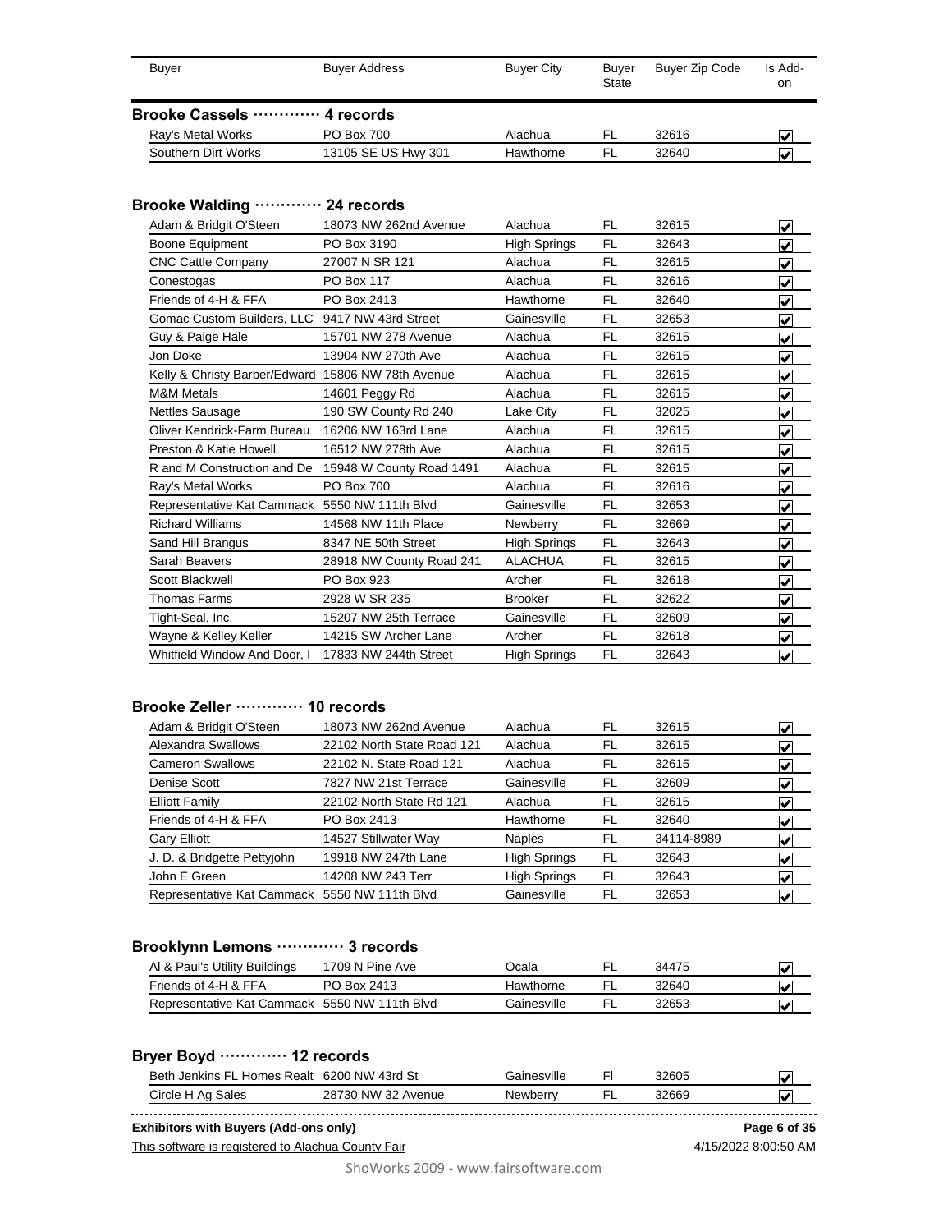| Buyer | Buyer Address | Buyer City | Buyer State | Buyer Zip Code | Is Add-on |
|---|---|---|---|---|---|

**Brooke Cassels ············· 4 records**

| Buyer | Buyer Address | Buyer City | Buyer State | Buyer Zip Code | Is Add-on |
|---|---|---|---|---|---|
| Ray's Metal Works | PO Box 700 | Alachua | FL | 32616 | ☑ |
| Southern Dirt Works | 13105 SE US Hwy 301 | Hawthorne | FL | 32640 | ☑ |

**Brooke Walding ············· 24 records**

| Buyer | Buyer Address | Buyer City | Buyer State | Buyer Zip Code | Is Add-on |
|---|---|---|---|---|---|
| Adam & Bridgit O'Steen | 18073 NW 262nd Avenue | Alachua | FL | 32615 | ☑ |
| Boone Equipment | PO Box 3190 | High Springs | FL | 32643 | ☑ |
| CNC Cattle Company | 27007 N SR 121 | Alachua | FL | 32615 | ☑ |
| Conestogas | PO Box 117 | Alachua | FL | 32616 | ☑ |
| Friends of 4-H & FFA | PO Box 2413 | Hawthorne | FL | 32640 | ☑ |
| Gomac Custom Builders, LLC | 9417 NW 43rd Street | Gainesville | FL | 32653 | ☑ |
| Guy & Paige Hale | 15701 NW 278 Avenue | Alachua | FL | 32615 | ☑ |
| Jon Doke | 13904 NW 270th Ave | Alachua | FL | 32615 | ☑ |
| Kelly & Christy Barber/Edward | 15806 NW 78th Avenue | Alachua | FL | 32615 | ☑ |
| M&M Metals | 14601 Peggy Rd | Alachua | FL | 32615 | ☑ |
| Nettles Sausage | 190 SW County Rd 240 | Lake City | FL | 32025 | ☑ |
| Oliver Kendrick-Farm Bureau | 16206 NW 163rd Lane | Alachua | FL | 32615 | ☑ |
| Preston & Katie Howell | 16512 NW 278th Ave | Alachua | FL | 32615 | ☑ |
| R and M Construction and De | 15948 W County Road 1491 | Alachua | FL | 32615 | ☑ |
| Ray's Metal Works | PO Box 700 | Alachua | FL | 32616 | ☑ |
| Representative Kat Cammack | 5550 NW 111th Blvd | Gainesville | FL | 32653 | ☑ |
| Richard Williams | 14568 NW 11th Place | Newberry | FL | 32669 | ☑ |
| Sand Hill Brangus | 8347 NE 50th Street | High Springs | FL | 32643 | ☑ |
| Sarah Beavers | 28918 NW County Road 241 | ALACHUA | FL | 32615 | ☑ |
| Scott Blackwell | PO Box 923 | Archer | FL | 32618 | ☑ |
| Thomas Farms | 2928 W SR 235 | Brooker | FL | 32622 | ☑ |
| Tight-Seal, Inc. | 15207 NW 25th Terrace | Gainesville | FL | 32609 | ☑ |
| Wayne & Kelley Keller | 14215 SW Archer Lane | Archer | FL | 32618 | ☑ |
| Whitfield Window And Door, I | 17833 NW 244th Street | High Springs | FL | 32643 | ☑ |

**Brooke Zeller ············· 10 records**

| Buyer | Buyer Address | Buyer City | Buyer State | Buyer Zip Code | Is Add-on |
|---|---|---|---|---|---|
| Adam & Bridgit O'Steen | 18073 NW 262nd Avenue | Alachua | FL | 32615 | ☑ |
| Alexandra Swallows | 22102 North State Road 121 | Alachua | FL | 32615 | ☑ |
| Cameron Swallows | 22102 N. State Road 121 | Alachua | FL | 32615 | ☑ |
| Denise Scott | 7827 NW 21st Terrace | Gainesville | FL | 32609 | ☑ |
| Elliott Family | 22102 North State Rd 121 | Alachua | FL | 32615 | ☑ |
| Friends of 4-H & FFA | PO Box 2413 | Hawthorne | FL | 32640 | ☑ |
| Gary Elliott | 14527 Stillwater Way | Naples | FL | 34114-8989 | ☑ |
| J. D. & Bridgette Pettyjohn | 19918 NW 247th Lane | High Springs | FL | 32643 | ☑ |
| John E Green | 14208 NW 243 Terr | High Springs | FL | 32643 | ☑ |
| Representative Kat Cammack | 5550 NW 111th Blvd | Gainesville | FL | 32653 | ☑ |

**Brooklynn Lemons ············· 3 records**

| Buyer | Buyer Address | Buyer City | Buyer State | Buyer Zip Code | Is Add-on |
|---|---|---|---|---|---|
| Al & Paul's Utility Buildings | 1709 N Pine Ave | Ocala | FL | 34475 | ☑ |
| Friends of 4-H & FFA | PO Box 2413 | Hawthorne | FL | 32640 | ☑ |
| Representative Kat Cammack | 5550 NW 111th Blvd | Gainesville | FL | 32653 | ☑ |

**Bryer Boyd ············· 12 records**

| Buyer | Buyer Address | Buyer City | Buyer State | Buyer Zip Code | Is Add-on |
|---|---|---|---|---|---|
| Beth Jenkins FL Homes Realt | 6200 NW 43rd St | Gainesville | Fl | 32605 | ☑ |
| Circle H Ag Sales | 28730 NW 32 Avenue | Newberry | FL | 32669 | ☑ |

**Exhibitors with Buyers (Add-ons only)**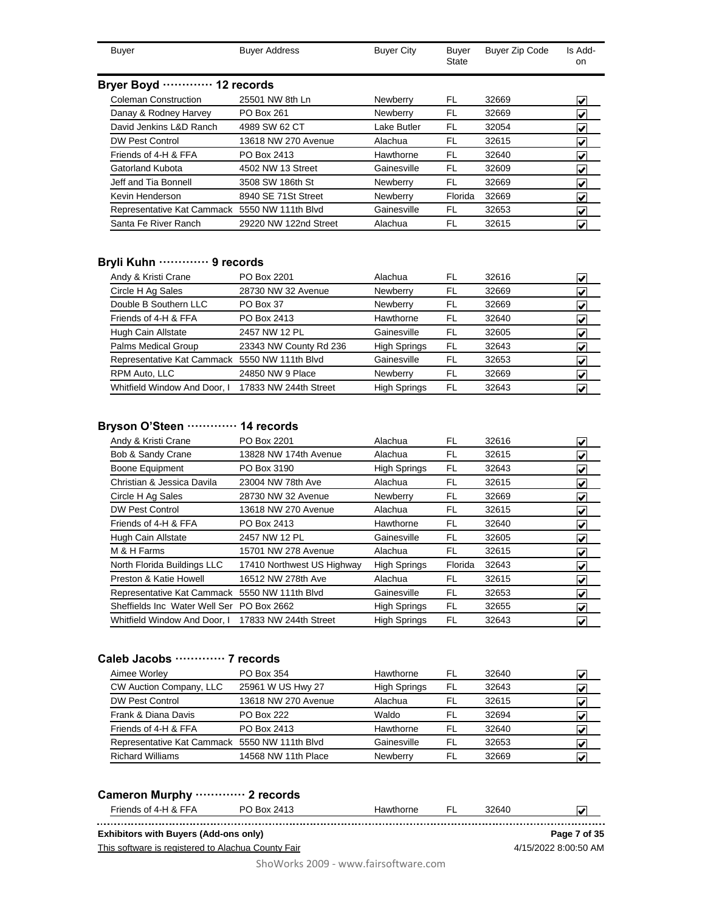| Buyer | Buyer Address | Buyer City | Buyer State | Buyer Zip Code | Is Add-on |
|---|---|---|---|---|---|

### Bryer Boyd ············· 12 records

| Buyer | Buyer Address | Buyer City | Buyer State | Buyer Zip Code | Is Add-on |
|---|---|---|---|---|---|
| Coleman Construction | 25501 NW 8th Ln | Newberry | FL | 32669 | ☑ |
| Danay & Rodney Harvey | PO Box 261 | Newberry | FL | 32669 | ☑ |
| David Jenkins L&D Ranch | 4989 SW 62 CT | Lake Butler | FL | 32054 | ☑ |
| DW Pest Control | 13618 NW 270 Avenue | Alachua | FL | 32615 | ☑ |
| Friends of 4-H & FFA | PO Box 2413 | Hawthorne | FL | 32640 | ☑ |
| Gatorland Kubota | 4502 NW 13 Street | Gainesville | FL | 32609 | ☑ |
| Jeff and Tia Bonnell | 3508 SW 186th St | Newberry | FL | 32669 | ☑ |
| Kevin Henderson | 8940 SE 71St Street | Newberry | Florida | 32669 | ☑ |
| Representative Kat Cammack | 5550 NW 111th Blvd | Gainesville | FL | 32653 | ☑ |
| Santa Fe River Ranch | 29220 NW 122nd Street | Alachua | FL | 32615 | ☑ |

### Bryli Kuhn ············· 9 records

| Buyer | Buyer Address | Buyer City | Buyer State | Buyer Zip Code | Is Add-on |
|---|---|---|---|---|---|
| Andy & Kristi Crane | PO Box 2201 | Alachua | FL | 32616 | ☑ |
| Circle H Ag Sales | 28730 NW 32 Avenue | Newberry | FL | 32669 | ☑ |
| Double B Southern LLC | PO Box 37 | Newberry | FL | 32669 | ☑ |
| Friends of 4-H & FFA | PO Box 2413 | Hawthorne | FL | 32640 | ☑ |
| Hugh Cain Allstate | 2457 NW 12 PL | Gainesville | FL | 32605 | ☑ |
| Palms Medical Group | 23343 NW County Rd 236 | High Springs | FL | 32643 | ☑ |
| Representative Kat Cammack | 5550 NW 111th Blvd | Gainesville | FL | 32653 | ☑ |
| RPM Auto, LLC | 24850 NW 9 Place | Newberry | FL | 32669 | ☑ |
| Whitfield Window And Door, I | 17833 NW 244th Street | High Springs | FL | 32643 | ☑ |

### Bryson O'Steen ············· 14 records

| Buyer | Buyer Address | Buyer City | Buyer State | Buyer Zip Code | Is Add-on |
|---|---|---|---|---|---|
| Andy & Kristi Crane | PO Box 2201 | Alachua | FL | 32616 | ☑ |
| Bob & Sandy Crane | 13828 NW 174th Avenue | Alachua | FL | 32615 | ☑ |
| Boone Equipment | PO Box 3190 | High Springs | FL | 32643 | ☑ |
| Christian & Jessica Davila | 23004 NW 78th Ave | Alachua | FL | 32615 | ☑ |
| Circle H Ag Sales | 28730 NW 32 Avenue | Newberry | FL | 32669 | ☑ |
| DW Pest Control | 13618 NW 270 Avenue | Alachua | FL | 32615 | ☑ |
| Friends of 4-H & FFA | PO Box 2413 | Hawthorne | FL | 32640 | ☑ |
| Hugh Cain Allstate | 2457 NW 12 PL | Gainesville | FL | 32605 | ☑ |
| M & H Farms | 15701 NW 278 Avenue | Alachua | FL | 32615 | ☑ |
| North Florida Buildings LLC | 17410 Northwest US Highway | High Springs | Florida | 32643 | ☑ |
| Preston & Katie Howell | 16512 NW 278th Ave | Alachua | FL | 32615 | ☑ |
| Representative Kat Cammack | 5550 NW 111th Blvd | Gainesville | FL | 32653 | ☑ |
| Sheffields Inc Water Well Ser | PO Box 2662 | High Springs | FL | 32655 | ☑ |
| Whitfield Window And Door, I | 17833 NW 244th Street | High Springs | FL | 32643 | ☑ |

### Caleb Jacobs ············· 7 records

| Buyer | Buyer Address | Buyer City | Buyer State | Buyer Zip Code | Is Add-on |
|---|---|---|---|---|---|
| Aimee Worley | PO Box 354 | Hawthorne | FL | 32640 | ☑ |
| CW Auction Company, LLC | 25961 W US Hwy 27 | High Springs | FL | 32643 | ☑ |
| DW Pest Control | 13618 NW 270 Avenue | Alachua | FL | 32615 | ☑ |
| Frank & Diana Davis | PO Box 222 | Waldo | FL | 32694 | ☑ |
| Friends of 4-H & FFA | PO Box 2413 | Hawthorne | FL | 32640 | ☑ |
| Representative Kat Cammack | 5550 NW 111th Blvd | Gainesville | FL | 32653 | ☑ |
| Richard Williams | 14568 NW 11th Place | Newberry | FL | 32669 | ☑ |

### Cameron Murphy ············· 2 records

| Buyer | Buyer Address | Buyer City | Buyer State | Buyer Zip Code | Is Add-on |
|---|---|---|---|---|---|
| Friends of 4-H & FFA | PO Box 2413 | Hawthorne | FL | 32640 | ☑ |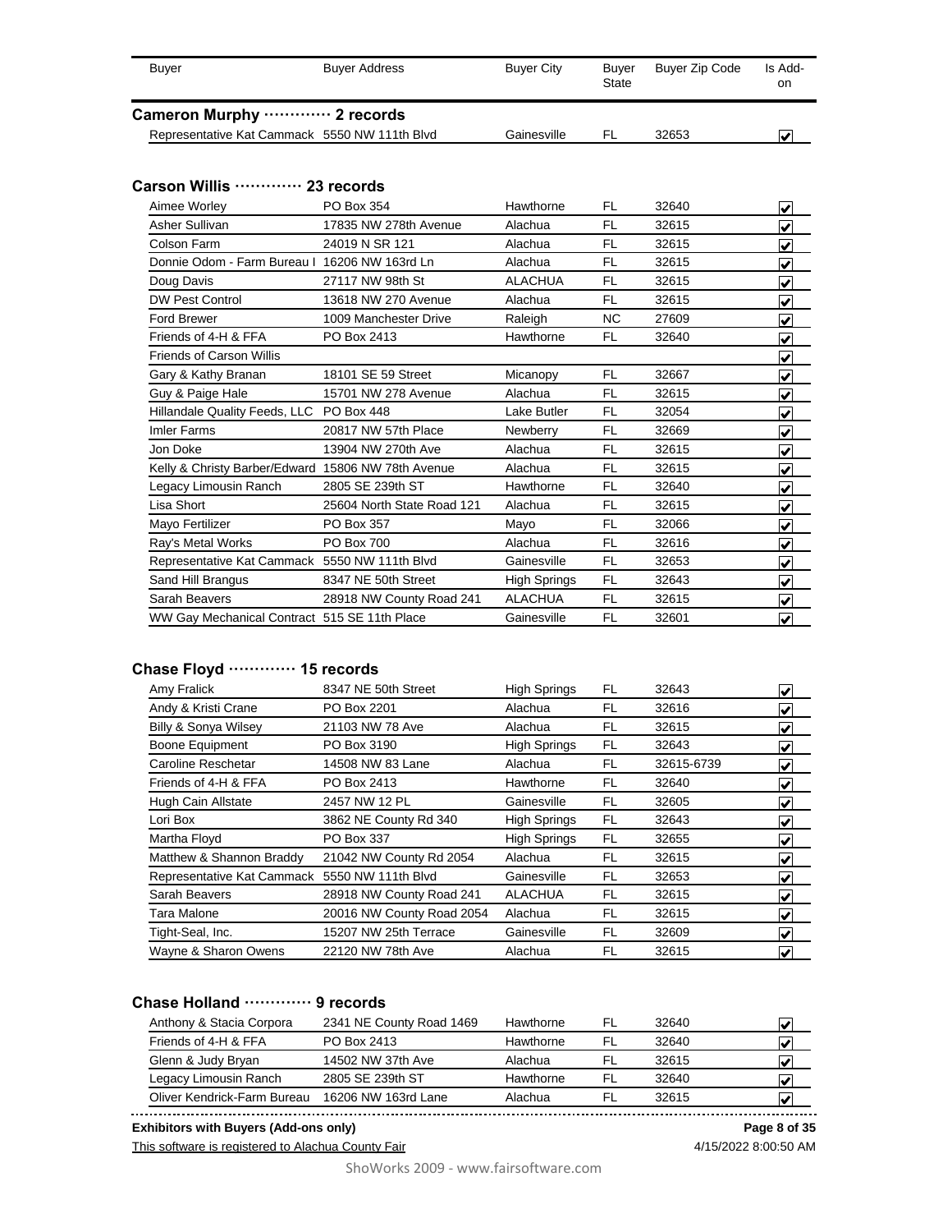| Buyer | Buyer Address | Buyer City | Buyer State | Buyer Zip Code | Is Add-on |
|---|---|---|---|---|---|

**Cameron Murphy ············· 2 records**

| Buyer | Buyer Address | Buyer City | Buyer State | Buyer Zip Code | Is Add-on |
|---|---|---|---|---|---|
| Representative Kat Cammack | 5550 NW 111th Blvd | Gainesville | FL | 32653 | ☑ |

**Carson Willis ············· 23 records**

| Buyer | Buyer Address | Buyer City | Buyer State | Buyer Zip Code | Is Add-on |
|---|---|---|---|---|---|
| Aimee Worley | PO Box 354 | Hawthorne | FL | 32640 | ☑ |
| Asher Sullivan | 17835 NW 278th Avenue | Alachua | FL | 32615 | ☑ |
| Colson Farm | 24019 N SR 121 | Alachua | FL | 32615 | ☑ |
| Donnie Odom - Farm Bureau I | 16206 NW 163rd Ln | Alachua | FL | 32615 | ☑ |
| Doug Davis | 27117 NW 98th St | ALACHUA | FL | 32615 | ☑ |
| DW Pest Control | 13618 NW 270 Avenue | Alachua | FL | 32615 | ☑ |
| Ford Brewer | 1009 Manchester Drive | Raleigh | NC | 27609 | ☑ |
| Friends of 4-H & FFA | PO Box 2413 | Hawthorne | FL | 32640 | ☑ |
| Friends of Carson Willis | | | | | ☑ |
| Gary & Kathy Branan | 18101 SE 59 Street | Micanopy | FL | 32667 | ☑ |
| Guy & Paige Hale | 15701 NW 278 Avenue | Alachua | FL | 32615 | ☑ |
| Hillandale Quality Feeds, LLC | PO Box 448 | Lake Butler | FL | 32054 | ☑ |
| Imler Farms | 20817 NW 57th Place | Newberry | FL | 32669 | ☑ |
| Jon Doke | 13904 NW 270th Ave | Alachua | FL | 32615 | ☑ |
| Kelly & Christy Barber/Edward | 15806 NW 78th Avenue | Alachua | FL | 32615 | ☑ |
| Legacy Limousin Ranch | 2805 SE 239th ST | Hawthorne | FL | 32640 | ☑ |
| Lisa Short | 25604 North State Road 121 | Alachua | FL | 32615 | ☑ |
| Mayo Fertilizer | PO Box 357 | Mayo | FL | 32066 | ☑ |
| Ray's Metal Works | PO Box 700 | Alachua | FL | 32616 | ☑ |
| Representative Kat Cammack | 5550 NW 111th Blvd | Gainesville | FL | 32653 | ☑ |
| Sand Hill Brangus | 8347 NE 50th Street | High Springs | FL | 32643 | ☑ |
| Sarah Beavers | 28918 NW County Road 241 | ALACHUA | FL | 32615 | ☑ |
| WW Gay Mechanical Contract | 515 SE 11th Place | Gainesville | FL | 32601 | ☑ |

**Chase Floyd ············· 15 records**

| Buyer | Buyer Address | Buyer City | Buyer State | Buyer Zip Code | Is Add-on |
|---|---|---|---|---|---|
| Amy Fralick | 8347 NE 50th Street | High Springs | FL | 32643 | ☑ |
| Andy & Kristi Crane | PO Box 2201 | Alachua | FL | 32616 | ☑ |
| Billy & Sonya Wilsey | 21103 NW 78 Ave | Alachua | FL | 32615 | ☑ |
| Boone Equipment | PO Box 3190 | High Springs | FL | 32643 | ☑ |
| Caroline Reschetar | 14508 NW 83 Lane | Alachua | FL | 32615-6739 | ☑ |
| Friends of 4-H & FFA | PO Box 2413 | Hawthorne | FL | 32640 | ☑ |
| Hugh Cain Allstate | 2457 NW 12 PL | Gainesville | FL | 32605 | ☑ |
| Lori Box | 3862 NE County Rd 340 | High Springs | FL | 32643 | ☑ |
| Martha Floyd | PO Box 337 | High Springs | FL | 32655 | ☑ |
| Matthew & Shannon Braddy | 21042 NW County Rd 2054 | Alachua | FL | 32615 | ☑ |
| Representative Kat Cammack | 5550 NW 111th Blvd | Gainesville | FL | 32653 | ☑ |
| Sarah Beavers | 28918 NW County Road 241 | ALACHUA | FL | 32615 | ☑ |
| Tara Malone | 20016 NW County Road 2054 | Alachua | FL | 32615 | ☑ |
| Tight-Seal, Inc. | 15207 NW 25th Terrace | Gainesville | FL | 32609 | ☑ |
| Wayne & Sharon Owens | 22120 NW 78th Ave | Alachua | FL | 32615 | ☑ |

**Chase Holland ············· 9 records**

| Buyer | Buyer Address | Buyer City | Buyer State | Buyer Zip Code | Is Add-on |
|---|---|---|---|---|---|
| Anthony & Stacia Corpora | 2341 NE County Road 1469 | Hawthorne | FL | 32640 | ☑ |
| Friends of 4-H & FFA | PO Box 2413 | Hawthorne | FL | 32640 | ☑ |
| Glenn & Judy Bryan | 14502 NW 37th Ave | Alachua | FL | 32615 | ☑ |
| Legacy Limousin Ranch | 2805 SE 239th ST | Hawthorne | FL | 32640 | ☑ |
| Oliver Kendrick-Farm Bureau | 16206 NW 163rd Lane | Alachua | FL | 32615 | ☑ |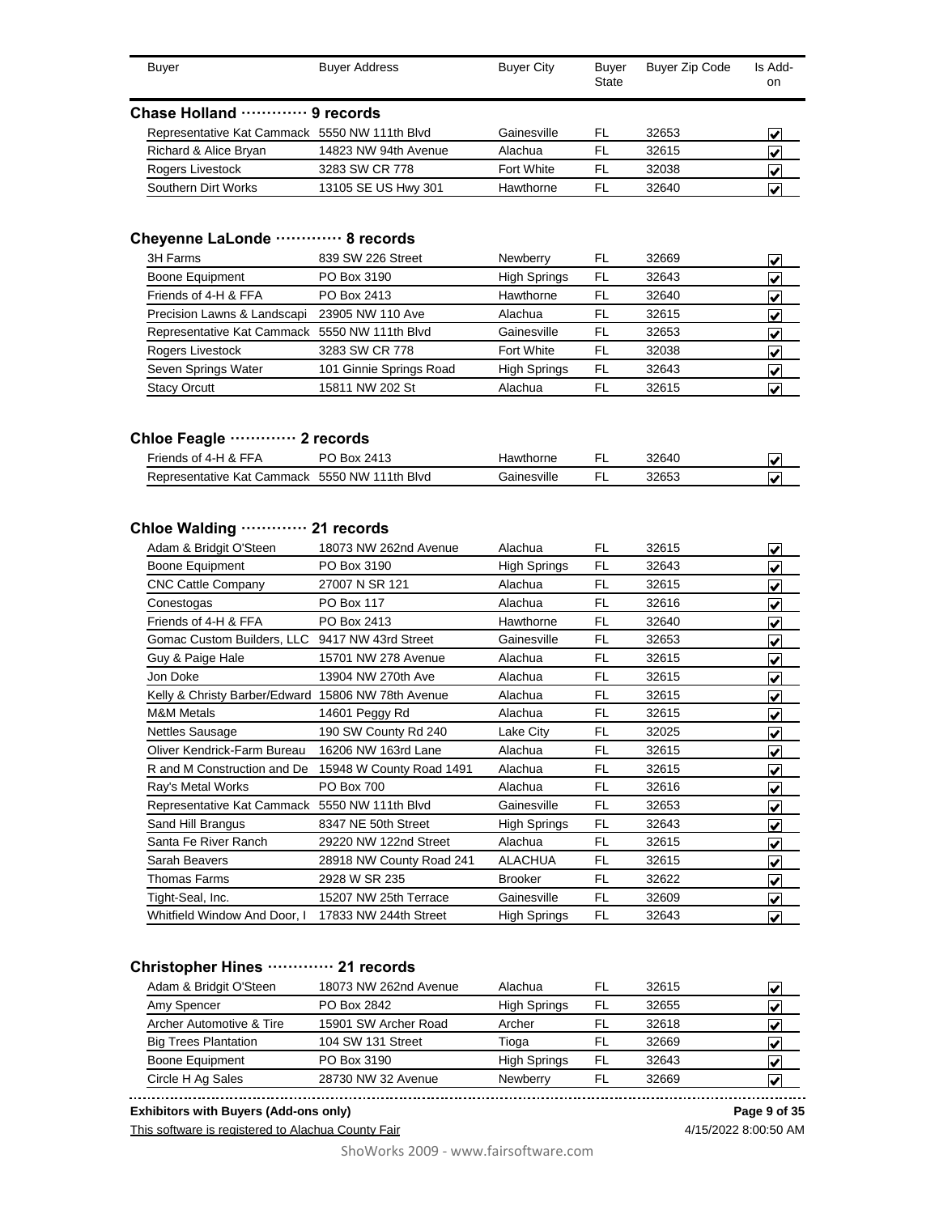| Buyer | Buyer Address | Buyer City | Buyer State | Buyer Zip Code | Is Add-on |
|---|---|---|---|---|---|

## Chase Holland ············· 9 records

| Buyer | Buyer Address | Buyer City | Buyer State | Buyer Zip Code | Is Add-on |
|---|---|---|---|---|---|
| Representative Kat Cammack | 5550 NW 111th Blvd | Gainesville | FL | 32653 | ☑ |
| Richard & Alice Bryan | 14823 NW 94th Avenue | Alachua | FL | 32615 | ☑ |
| Rogers Livestock | 3283 SW CR 778 | Fort White | FL | 32038 | ☑ |
| Southern Dirt Works | 13105 SE US Hwy 301 | Hawthorne | FL | 32640 | ☑ |

## Cheyenne LaLonde ············· 8 records

| Buyer | Buyer Address | Buyer City | Buyer State | Buyer Zip Code | Is Add-on |
|---|---|---|---|---|---|
| 3H Farms | 839 SW 226 Street | Newberry | FL | 32669 | ☑ |
| Boone Equipment | PO Box 3190 | High Springs | FL | 32643 | ☑ |
| Friends of 4-H & FFA | PO Box 2413 | Hawthorne | FL | 32640 | ☑ |
| Precision Lawns & Landscapi | 23905 NW 110 Ave | Alachua | FL | 32615 | ☑ |
| Representative Kat Cammack | 5550 NW 111th Blvd | Gainesville | FL | 32653 | ☑ |
| Rogers Livestock | 3283 SW CR 778 | Fort White | FL | 32038 | ☑ |
| Seven Springs Water | 101 Ginnie Springs Road | High Springs | FL | 32643 | ☑ |
| Stacy Orcutt | 15811 NW 202 St | Alachua | FL | 32615 | ☑ |

## Chloe Feagle ············· 2 records

| Buyer | Buyer Address | Buyer City | Buyer State | Buyer Zip Code | Is Add-on |
|---|---|---|---|---|---|
| Friends of 4-H & FFA | PO Box 2413 | Hawthorne | FL | 32640 | ☑ |
| Representative Kat Cammack | 5550 NW 111th Blvd | Gainesville | FL | 32653 | ☑ |

## Chloe Walding ············· 21 records

| Buyer | Buyer Address | Buyer City | Buyer State | Buyer Zip Code | Is Add-on |
|---|---|---|---|---|---|
| Adam & Bridgit O'Steen | 18073 NW 262nd Avenue | Alachua | FL | 32615 | ☑ |
| Boone Equipment | PO Box 3190 | High Springs | FL | 32643 | ☑ |
| CNC Cattle Company | 27007 N SR 121 | Alachua | FL | 32615 | ☑ |
| Conestogas | PO Box 117 | Alachua | FL | 32616 | ☑ |
| Friends of 4-H & FFA | PO Box 2413 | Hawthorne | FL | 32640 | ☑ |
| Gomac Custom Builders, LLC | 9417 NW 43rd Street | Gainesville | FL | 32653 | ☑ |
| Guy & Paige Hale | 15701 NW 278 Avenue | Alachua | FL | 32615 | ☑ |
| Jon Doke | 13904 NW 270th Ave | Alachua | FL | 32615 | ☑ |
| Kelly & Christy Barber/Edward | 15806 NW 78th Avenue | Alachua | FL | 32615 | ☑ |
| M&M Metals | 14601 Peggy Rd | Alachua | FL | 32615 | ☑ |
| Nettles Sausage | 190 SW County Rd 240 | Lake City | FL | 32025 | ☑ |
| Oliver Kendrick-Farm Bureau | 16206 NW 163rd Lane | Alachua | FL | 32615 | ☑ |
| R and M Construction and De | 15948 W County Road 1491 | Alachua | FL | 32615 | ☑ |
| Ray's Metal Works | PO Box 700 | Alachua | FL | 32616 | ☑ |
| Representative Kat Cammack | 5550 NW 111th Blvd | Gainesville | FL | 32653 | ☑ |
| Sand Hill Brangus | 8347 NE 50th Street | High Springs | FL | 32643 | ☑ |
| Santa Fe River Ranch | 29220 NW 122nd Street | Alachua | FL | 32615 | ☑ |
| Sarah Beavers | 28918 NW County Road 241 | ALACHUA | FL | 32615 | ☑ |
| Thomas Farms | 2928 W SR 235 | Brooker | FL | 32622 | ☑ |
| Tight-Seal, Inc. | 15207 NW 25th Terrace | Gainesville | FL | 32609 | ☑ |
| Whitfield Window And Door, I | 17833 NW 244th Street | High Springs | FL | 32643 | ☑ |

## Christopher Hines ············· 21 records

| Buyer | Buyer Address | Buyer City | Buyer State | Buyer Zip Code | Is Add-on |
|---|---|---|---|---|---|
| Adam & Bridgit O'Steen | 18073 NW 262nd Avenue | Alachua | FL | 32615 | ☑ |
| Amy Spencer | PO Box 2842 | High Springs | FL | 32655 | ☑ |
| Archer Automotive & Tire | 15901 SW Archer Road | Archer | FL | 32618 | ☑ |
| Big Trees Plantation | 104 SW 131 Street | Tioga | FL | 32669 | ☑ |
| Boone Equipment | PO Box 3190 | High Springs | FL | 32643 | ☑ |
| Circle H Ag Sales | 28730 NW 32 Avenue | Newberry | FL | 32669 | ☑ |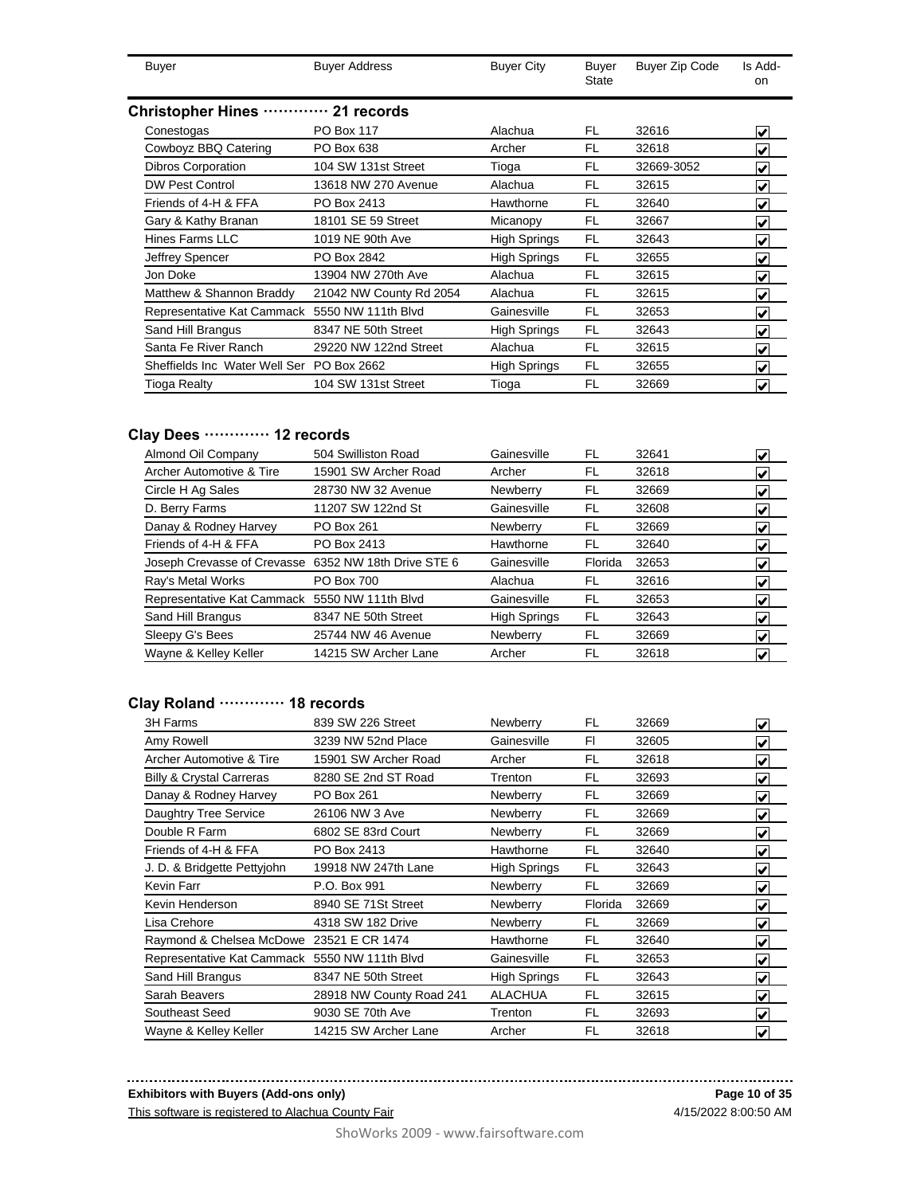| Buyer | Buyer Address | Buyer City | Buyer State | Buyer Zip Code | Is Add-on |
|---|---|---|---|---|---|

## Christopher Hines ············· 21 records

| Buyer | Buyer Address | Buyer City | Buyer State | Buyer Zip Code | Is Add-on |
|---|---|---|---|---|---|
| Conestogas | PO Box 117 | Alachua | FL | 32616 | ☑ |
| Cowboyz BBQ Catering | PO Box 638 | Archer | FL | 32618 | ☑ |
| Dibros Corporation | 104 SW 131st Street | Tioga | FL | 32669-3052 | ☑ |
| DW Pest Control | 13618 NW 270 Avenue | Alachua | FL | 32615 | ☑ |
| Friends of 4-H & FFA | PO Box 2413 | Hawthorne | FL | 32640 | ☑ |
| Gary & Kathy Branan | 18101 SE 59 Street | Micanopy | FL | 32667 | ☑ |
| Hines Farms LLC | 1019 NE 90th Ave | High Springs | FL | 32643 | ☑ |
| Jeffrey Spencer | PO Box 2842 | High Springs | FL | 32655 | ☑ |
| Jon Doke | 13904 NW 270th Ave | Alachua | FL | 32615 | ☑ |
| Matthew & Shannon Braddy | 21042 NW County Rd 2054 | Alachua | FL | 32615 | ☑ |
| Representative Kat Cammack | 5550 NW 111th Blvd | Gainesville | FL | 32653 | ☑ |
| Sand Hill Brangus | 8347 NE 50th Street | High Springs | FL | 32643 | ☑ |
| Santa Fe River Ranch | 29220 NW 122nd Street | Alachua | FL | 32615 | ☑ |
| Sheffields Inc Water Well Ser | PO Box 2662 | High Springs | FL | 32655 | ☑ |
| Tioga Realty | 104 SW 131st Street | Tioga | FL | 32669 | ☑ |

## Clay Dees ············· 12 records

| Buyer | Buyer Address | Buyer City | Buyer State | Buyer Zip Code | Is Add-on |
|---|---|---|---|---|---|
| Almond Oil Company | 504 Swilliston Road | Gainesville | FL | 32641 | ☑ |
| Archer Automotive & Tire | 15901 SW Archer Road | Archer | FL | 32618 | ☑ |
| Circle H Ag Sales | 28730 NW 32 Avenue | Newberry | FL | 32669 | ☑ |
| D. Berry Farms | 11207 SW 122nd St | Gainesville | FL | 32608 | ☑ |
| Danay & Rodney Harvey | PO Box 261 | Newberry | FL | 32669 | ☑ |
| Friends of 4-H & FFA | PO Box 2413 | Hawthorne | FL | 32640 | ☑ |
| Joseph Crevasse of Crevasse | 6352 NW 18th Drive STE 6 | Gainesville | Florida | 32653 | ☑ |
| Ray's Metal Works | PO Box 700 | Alachua | FL | 32616 | ☑ |
| Representative Kat Cammack | 5550 NW 111th Blvd | Gainesville | FL | 32653 | ☑ |
| Sand Hill Brangus | 8347 NE 50th Street | High Springs | FL | 32643 | ☑ |
| Sleepy G's Bees | 25744 NW 46 Avenue | Newberry | FL | 32669 | ☑ |
| Wayne & Kelley Keller | 14215 SW Archer Lane | Archer | FL | 32618 | ☑ |

## Clay Roland ············· 18 records

| Buyer | Buyer Address | Buyer City | Buyer State | Buyer Zip Code | Is Add-on |
|---|---|---|---|---|---|
| 3H Farms | 839 SW 226 Street | Newberry | FL | 32669 | ☑ |
| Amy Rowell | 3239 NW 52nd Place | Gainesville | Fl | 32605 | ☑ |
| Archer Automotive & Tire | 15901 SW Archer Road | Archer | FL | 32618 | ☑ |
| Billy & Crystal Carreras | 8280 SE 2nd ST Road | Trenton | FL | 32693 | ☑ |
| Danay & Rodney Harvey | PO Box 261 | Newberry | FL | 32669 | ☑ |
| Daughtry Tree Service | 26106 NW 3 Ave | Newberry | FL | 32669 | ☑ |
| Double R Farm | 6802 SE 83rd Court | Newberry | FL | 32669 | ☑ |
| Friends of 4-H & FFA | PO Box 2413 | Hawthorne | FL | 32640 | ☑ |
| J. D. & Bridgette Pettyjohn | 19918 NW 247th Lane | High Springs | FL | 32643 | ☑ |
| Kevin Farr | P.O. Box 991 | Newberry | FL | 32669 | ☑ |
| Kevin Henderson | 8940 SE 71St Street | Newberry | Florida | 32669 | ☑ |
| Lisa Crehore | 4318 SW 182 Drive | Newberry | FL | 32669 | ☑ |
| Raymond & Chelsea McDowe | 23521 E CR 1474 | Hawthorne | FL | 32640 | ☑ |
| Representative Kat Cammack | 5550 NW 111th Blvd | Gainesville | FL | 32653 | ☑ |
| Sand Hill Brangus | 8347 NE 50th Street | High Springs | FL | 32643 | ☑ |
| Sarah Beavers | 28918 NW County Road 241 | ALACHUA | FL | 32615 | ☑ |
| Southeast Seed | 9030 SE 70th Ave | Trenton | FL | 32693 | ☑ |
| Wayne & Kelley Keller | 14215 SW Archer Lane | Archer | FL | 32618 | ☑ |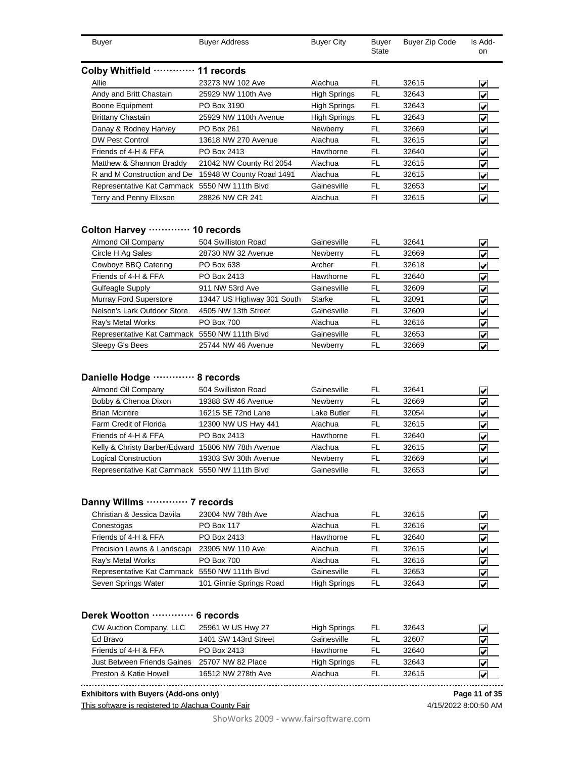| Buyer | Buyer Address | Buyer City | Buyer State | Buyer Zip Code | Is Add-on |
|---|---|---|---|---|---|

## Colby Whitfield ············ 11 records

| Buyer | Buyer Address | Buyer City | Buyer State | Buyer Zip Code | Is Add-on |
|---|---|---|---|---|---|
| Allie | 23273 NW 102 Ave | Alachua | FL | 32615 | ☑ |
| Andy and Britt Chastain | 25929 NW 110th Ave | High Springs | FL | 32643 | ☑ |
| Boone Equipment | PO Box 3190 | High Springs | FL | 32643 | ☑ |
| Brittany Chastain | 25929 NW 110th Avenue | High Springs | FL | 32643 | ☑ |
| Danay & Rodney Harvey | PO Box 261 | Newberry | FL | 32669 | ☑ |
| DW Pest Control | 13618 NW 270 Avenue | Alachua | FL | 32615 | ☑ |
| Friends of 4-H & FFA | PO Box 2413 | Hawthorne | FL | 32640 | ☑ |
| Matthew & Shannon Braddy | 21042 NW County Rd 2054 | Alachua | FL | 32615 | ☑ |
| R and M Construction and De | 15948 W County Road 1491 | Alachua | FL | 32615 | ☑ |
| Representative Kat Cammack | 5550 NW 111th Blvd | Gainesville | FL | 32653 | ☑ |
| Terry and Penny Elixson | 28826 NW CR 241 | Alachua | Fl | 32615 | ☑ |

## Colton Harvey ············ 10 records

| Buyer | Buyer Address | Buyer City | Buyer State | Buyer Zip Code | Is Add-on |
|---|---|---|---|---|---|
| Almond Oil Company | 504 Swilliston Road | Gainesville | FL | 32641 | ☑ |
| Circle H Ag Sales | 28730 NW 32 Avenue | Newberry | FL | 32669 | ☑ |
| Cowboyz BBQ Catering | PO Box 638 | Archer | FL | 32618 | ☑ |
| Friends of 4-H & FFA | PO Box 2413 | Hawthorne | FL | 32640 | ☑ |
| Gulfeagle Supply | 911 NW 53rd Ave | Gainesville | FL | 32609 | ☑ |
| Murray Ford Superstore | 13447 US Highway 301 South | Starke | FL | 32091 | ☑ |
| Nelson's Lark Outdoor Store | 4505 NW 13th Street | Gainesville | FL | 32609 | ☑ |
| Ray's Metal Works | PO Box 700 | Alachua | FL | 32616 | ☑ |
| Representative Kat Cammack | 5550 NW 111th Blvd | Gainesville | FL | 32653 | ☑ |
| Sleepy G's Bees | 25744 NW 46 Avenue | Newberry | FL | 32669 | ☑ |

## Danielle Hodge ············ 8 records

| Buyer | Buyer Address | Buyer City | Buyer State | Buyer Zip Code | Is Add-on |
|---|---|---|---|---|---|
| Almond Oil Company | 504 Swilliston Road | Gainesville | FL | 32641 | ☑ |
| Bobby & Chenoa Dixon | 19388 SW 46 Avenue | Newberry | FL | 32669 | ☑ |
| Brian Mcintire | 16215 SE 72nd Lane | Lake Butler | FL | 32054 | ☑ |
| Farm Credit of Florida | 12300 NW US Hwy 441 | Alachua | FL | 32615 | ☑ |
| Friends of 4-H & FFA | PO Box 2413 | Hawthorne | FL | 32640 | ☑ |
| Kelly & Christy Barber/Edward | 15806 NW 78th Avenue | Alachua | FL | 32615 | ☑ |
| Logical Construction | 19303 SW 30th Avenue | Newberry | FL | 32669 | ☑ |
| Representative Kat Cammack | 5550 NW 111th Blvd | Gainesville | FL | 32653 | ☑ |

## Danny Willms ············ 7 records

| Buyer | Buyer Address | Buyer City | Buyer State | Buyer Zip Code | Is Add-on |
|---|---|---|---|---|---|
| Christian & Jessica Davila | 23004 NW 78th Ave | Alachua | FL | 32615 | ☑ |
| Conestogas | PO Box 117 | Alachua | FL | 32616 | ☑ |
| Friends of 4-H & FFA | PO Box 2413 | Hawthorne | FL | 32640 | ☑ |
| Precision Lawns & Landscapi | 23905 NW 110 Ave | Alachua | FL | 32615 | ☑ |
| Ray's Metal Works | PO Box 700 | Alachua | FL | 32616 | ☑ |
| Representative Kat Cammack | 5550 NW 111th Blvd | Gainesville | FL | 32653 | ☑ |
| Seven Springs Water | 101 Ginnie Springs Road | High Springs | FL | 32643 | ☑ |

## Derek Wootton ············ 6 records

| Buyer | Buyer Address | Buyer City | Buyer State | Buyer Zip Code | Is Add-on |
|---|---|---|---|---|---|
| CW Auction Company, LLC | 25961 W US Hwy 27 | High Springs | FL | 32643 | ☑ |
| Ed Bravo | 1401 SW 143rd Street | Gainesville | FL | 32607 | ☑ |
| Friends of 4-H & FFA | PO Box 2413 | Hawthorne | FL | 32640 | ☑ |
| Just Between Friends Gaines | 25707 NW 82 Place | High Springs | FL | 32643 | ☑ |
| Preston & Katie Howell | 16512 NW 278th Ave | Alachua | FL | 32615 | ☑ |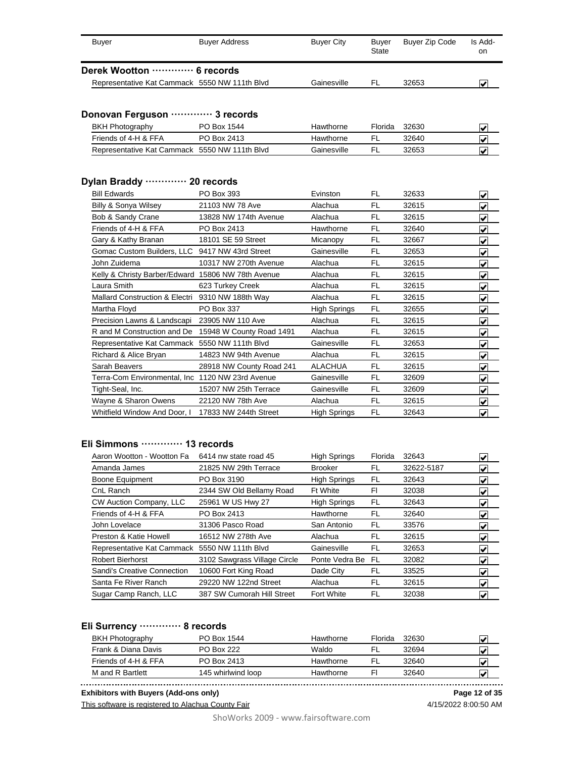| Buyer | Buyer Address | Buyer City | Buyer State | Buyer Zip Code | Is Add-on |
|---|---|---|---|---|---|

### Derek Wootton ············· 6 records

| Buyer | Buyer Address | Buyer City | Buyer State | Buyer Zip Code | Is Add-on |
|---|---|---|---|---|---|
| Representative Kat Cammack | 5550 NW 111th Blvd | Gainesville | FL | 32653 | ☑ |

### Donovan Ferguson ············· 3 records

| Buyer | Buyer Address | Buyer City | Buyer State | Buyer Zip Code | Is Add-on |
|---|---|---|---|---|---|
| BKH Photography | PO Box 1544 | Hawthorne | Florida | 32630 | ☑ |
| Friends of 4-H & FFA | PO Box 2413 | Hawthorne | FL | 32640 | ☑ |
| Representative Kat Cammack | 5550 NW 111th Blvd | Gainesville | FL | 32653 | ☑ |

### Dylan Braddy ············· 20 records

| Buyer | Buyer Address | Buyer City | Buyer State | Buyer Zip Code | Is Add-on |
|---|---|---|---|---|---|
| Bill Edwards | PO Box 393 | Evinston | FL | 32633 | ☑ |
| Billy & Sonya Wilsey | 21103 NW 78 Ave | Alachua | FL | 32615 | ☑ |
| Bob & Sandy Crane | 13828 NW 174th Avenue | Alachua | FL | 32615 | ☑ |
| Friends of 4-H & FFA | PO Box 2413 | Hawthorne | FL | 32640 | ☑ |
| Gary & Kathy Branan | 18101 SE 59 Street | Micanopy | FL | 32667 | ☑ |
| Gomac Custom Builders, LLC | 9417 NW 43rd Street | Gainesville | FL | 32653 | ☑ |
| John Zuidema | 10317 NW 270th Avenue | Alachua | FL | 32615 | ☑ |
| Kelly & Christy Barber/Edward | 15806 NW 78th Avenue | Alachua | FL | 32615 | ☑ |
| Laura Smith | 623 Turkey Creek | Alachua | FL | 32615 | ☑ |
| Mallard Construction & Electri | 9310 NW 188th Way | Alachua | FL | 32615 | ☑ |
| Martha Floyd | PO Box 337 | High Springs | FL | 32655 | ☑ |
| Precision Lawns & Landscapi | 23905 NW 110 Ave | Alachua | FL | 32615 | ☑ |
| R and M Construction and De | 15948 W County Road 1491 | Alachua | FL | 32615 | ☑ |
| Representative Kat Cammack | 5550 NW 111th Blvd | Gainesville | FL | 32653 | ☑ |
| Richard & Alice Bryan | 14823 NW 94th Avenue | Alachua | FL | 32615 | ☑ |
| Sarah Beavers | 28918 NW County Road 241 | ALACHUA | FL | 32615 | ☑ |
| Terra-Com Environmental, Inc | 1120 NW 23rd Avenue | Gainesville | FL | 32609 | ☑ |
| Tight-Seal, Inc. | 15207 NW 25th Terrace | Gainesville | FL | 32609 | ☑ |
| Wayne & Sharon Owens | 22120 NW 78th Ave | Alachua | FL | 32615 | ☑ |
| Whitfield Window And Door, I | 17833 NW 244th Street | High Springs | FL | 32643 | ☑ |

### Eli Simmons ············· 13 records

| Buyer | Buyer Address | Buyer City | Buyer State | Buyer Zip Code | Is Add-on |
|---|---|---|---|---|---|
| Aaron Wootton - Wootton Fa | 6414 nw state road 45 | High Springs | Florida | 32643 | ☑ |
| Amanda James | 21825 NW 29th Terrace | Brooker | FL | 32622-5187 | ☑ |
| Boone Equipment | PO Box 3190 | High Springs | FL | 32643 | ☑ |
| CnL Ranch | 2344 SW Old Bellamy Road | Ft White | Fl | 32038 | ☑ |
| CW Auction Company, LLC | 25961 W US Hwy 27 | High Springs | FL | 32643 | ☑ |
| Friends of 4-H & FFA | PO Box 2413 | Hawthorne | FL | 32640 | ☑ |
| John Lovelace | 31306 Pasco Road | San Antonio | FL | 33576 | ☑ |
| Preston & Katie Howell | 16512 NW 278th Ave | Alachua | FL | 32615 | ☑ |
| Representative Kat Cammack | 5550 NW 111th Blvd | Gainesville | FL | 32653 | ☑ |
| Robert Bierhorst | 3102 Sawgrass Village Circle | Ponte Vedra Be | FL | 32082 | ☑ |
| Sandi's Creative Connection | 10600 Fort King Road | Dade City | FL | 33525 | ☑ |
| Santa Fe River Ranch | 29220 NW 122nd Street | Alachua | FL | 32615 | ☑ |
| Sugar Camp Ranch, LLC | 387 SW Cumorah Hill Street | Fort White | FL | 32038 | ☑ |

### Eli Surrency ············· 8 records

| Buyer | Buyer Address | Buyer City | Buyer State | Buyer Zip Code | Is Add-on |
|---|---|---|---|---|---|
| BKH Photography | PO Box 1544 | Hawthorne | Florida | 32630 | ☑ |
| Frank & Diana Davis | PO Box 222 | Waldo | FL | 32694 | ☑ |
| Friends of 4-H & FFA | PO Box 2413 | Hawthorne | FL | 32640 | ☑ |
| M and R Bartlett | 145 whirlwind loop | Hawthorne | Fl | 32640 | ☑ |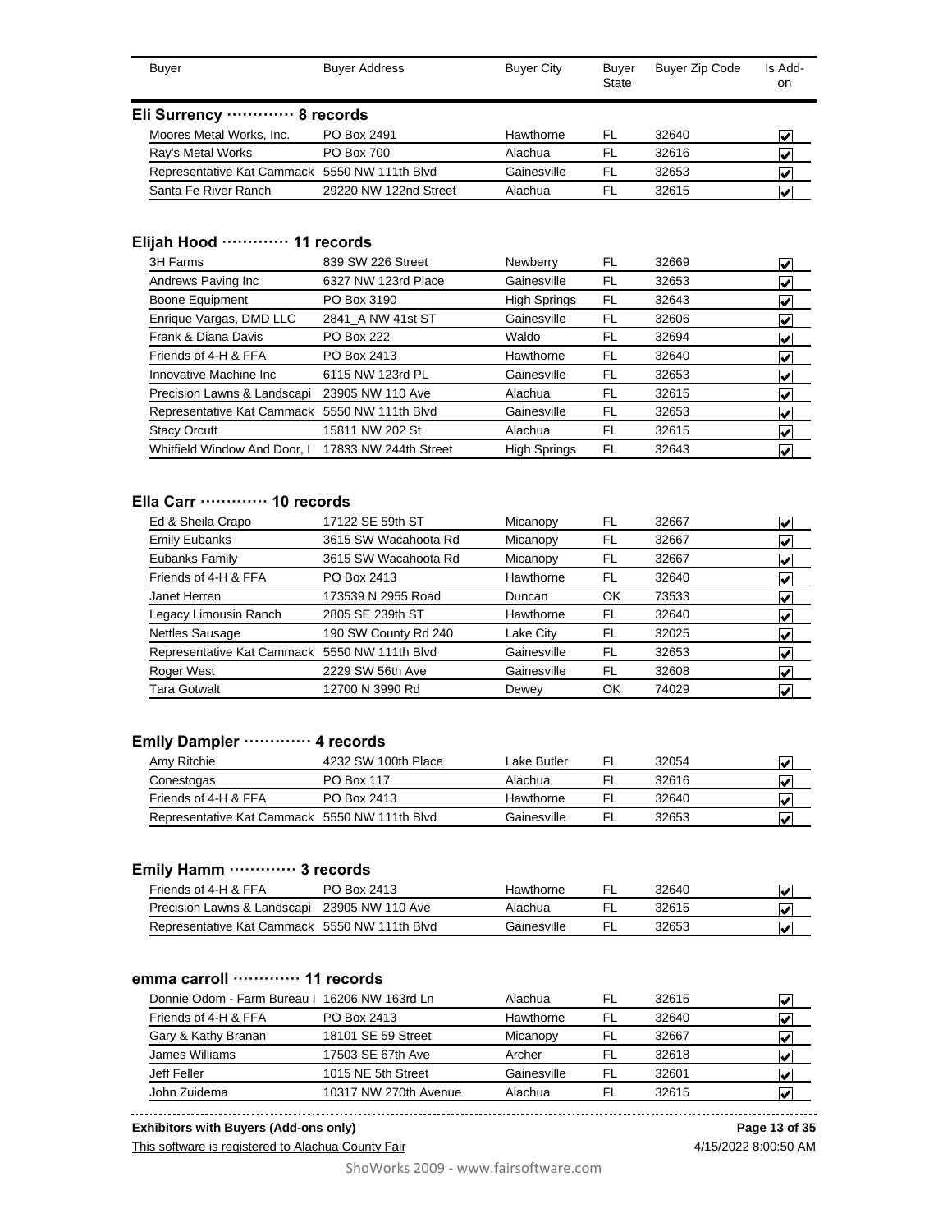| Buyer | Buyer Address | Buyer City | Buyer State | Buyer Zip Code | Is Add-on |
|---|---|---|---|---|---|

## Eli Surrency ············· 8 records

| Buyer | Buyer Address | Buyer City | Buyer State | Buyer Zip Code | Is Add-on |
|---|---|---|---|---|---|
| Moores Metal Works, Inc. | PO Box 2491 | Hawthorne | FL | 32640 | ☑ |
| Ray's Metal Works | PO Box 700 | Alachua | FL | 32616 | ☑ |
| Representative Kat Cammack | 5550 NW 111th Blvd | Gainesville | FL | 32653 | ☑ |
| Santa Fe River Ranch | 29220 NW 122nd Street | Alachua | FL | 32615 | ☑ |

## Elijah Hood ············· 11 records

| Buyer | Buyer Address | Buyer City | Buyer State | Buyer Zip Code | Is Add-on |
|---|---|---|---|---|---|
| 3H Farms | 839 SW 226 Street | Newberry | FL | 32669 | ☑ |
| Andrews Paving Inc | 6327 NW 123rd Place | Gainesville | FL | 32653 | ☑ |
| Boone Equipment | PO Box 3190 | High Springs | FL | 32643 | ☑ |
| Enrique Vargas, DMD LLC | 2841_A NW 41st ST | Gainesville | FL | 32606 | ☑ |
| Frank & Diana Davis | PO Box 222 | Waldo | FL | 32694 | ☑ |
| Friends of 4-H & FFA | PO Box 2413 | Hawthorne | FL | 32640 | ☑ |
| Innovative Machine Inc | 6115 NW 123rd PL | Gainesville | FL | 32653 | ☑ |
| Precision Lawns & Landscapi | 23905 NW 110 Ave | Alachua | FL | 32615 | ☑ |
| Representative Kat Cammack | 5550 NW 111th Blvd | Gainesville | FL | 32653 | ☑ |
| Stacy Orcutt | 15811 NW 202 St | Alachua | FL | 32615 | ☑ |
| Whitfield Window And Door, I | 17833 NW 244th Street | High Springs | FL | 32643 | ☑ |

## Ella Carr ············· 10 records

| Buyer | Buyer Address | Buyer City | Buyer State | Buyer Zip Code | Is Add-on |
|---|---|---|---|---|---|
| Ed & Sheila Crapo | 17122 SE 59th ST | Micanopy | FL | 32667 | ☑ |
| Emily Eubanks | 3615 SW Wacahoota Rd | Micanopy | FL | 32667 | ☑ |
| Eubanks Family | 3615 SW Wacahoota Rd | Micanopy | FL | 32667 | ☑ |
| Friends of 4-H & FFA | PO Box 2413 | Hawthorne | FL | 32640 | ☑ |
| Janet Herren | 173539 N 2955 Road | Duncan | OK | 73533 | ☑ |
| Legacy Limousin Ranch | 2805 SE 239th ST | Hawthorne | FL | 32640 | ☑ |
| Nettles Sausage | 190 SW County Rd 240 | Lake City | FL | 32025 | ☑ |
| Representative Kat Cammack | 5550 NW 111th Blvd | Gainesville | FL | 32653 | ☑ |
| Roger West | 2229 SW 56th Ave | Gainesville | FL | 32608 | ☑ |
| Tara Gotwalt | 12700 N 3990 Rd | Dewey | OK | 74029 | ☑ |

## Emily Dampier ············· 4 records

| Buyer | Buyer Address | Buyer City | Buyer State | Buyer Zip Code | Is Add-on |
|---|---|---|---|---|---|
| Amy Ritchie | 4232 SW 100th Place | Lake Butler | FL | 32054 | ☑ |
| Conestogas | PO Box 117 | Alachua | FL | 32616 | ☑ |
| Friends of 4-H & FFA | PO Box 2413 | Hawthorne | FL | 32640 | ☑ |
| Representative Kat Cammack | 5550 NW 111th Blvd | Gainesville | FL | 32653 | ☑ |

## Emily Hamm ············· 3 records

| Buyer | Buyer Address | Buyer City | Buyer State | Buyer Zip Code | Is Add-on |
|---|---|---|---|---|---|
| Friends of 4-H & FFA | PO Box 2413 | Hawthorne | FL | 32640 | ☑ |
| Precision Lawns & Landscapi | 23905 NW 110 Ave | Alachua | FL | 32615 | ☑ |
| Representative Kat Cammack | 5550 NW 111th Blvd | Gainesville | FL | 32653 | ☑ |

## emma carroll ············· 11 records

| Buyer | Buyer Address | Buyer City | Buyer State | Buyer Zip Code | Is Add-on |
|---|---|---|---|---|---|
| Donnie Odom - Farm Bureau I | 16206 NW 163rd Ln | Alachua | FL | 32615 | ☑ |
| Friends of 4-H & FFA | PO Box 2413 | Hawthorne | FL | 32640 | ☑ |
| Gary & Kathy Branan | 18101 SE 59 Street | Micanopy | FL | 32667 | ☑ |
| James Williams | 17503 SE 67th Ave | Archer | FL | 32618 | ☑ |
| Jeff Feller | 1015 NE 5th Street | Gainesville | FL | 32601 | ☑ |
| John Zuidema | 10317 NW 270th Avenue | Alachua | FL | 32615 | ☑ |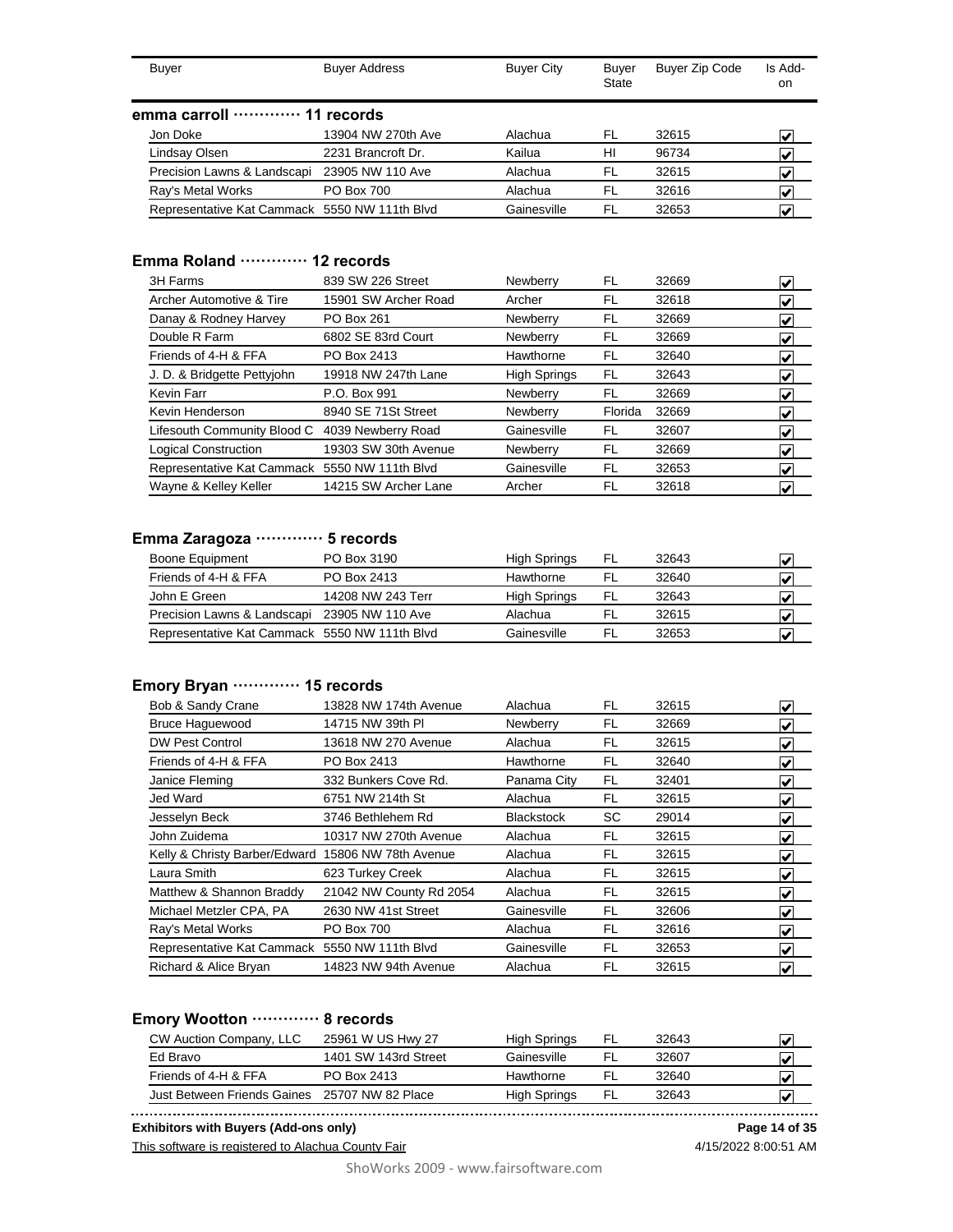| Buyer | Buyer Address | Buyer City | Buyer State | Buyer Zip Code | Is Add-on |
|---|---|---|---|---|---|

**emma carroll ············ 11 records**

| Buyer | Buyer Address | Buyer City | Buyer State | Buyer Zip Code | Is Add-on |
|---|---|---|---|---|---|
| Jon Doke | 13904 NW 270th Ave | Alachua | FL | 32615 | ☑ |
| Lindsay Olsen | 2231 Brancroft Dr. | Kailua | HI | 96734 | ☑ |
| Precision Lawns & Landscapi | 23905 NW 110 Ave | Alachua | FL | 32615 | ☑ |
| Ray's Metal Works | PO Box 700 | Alachua | FL | 32616 | ☑ |
| Representative Kat Cammack | 5550 NW 111th Blvd | Gainesville | FL | 32653 | ☑ |

**Emma Roland ············ 12 records**

| Buyer | Buyer Address | Buyer City | Buyer State | Buyer Zip Code | Is Add-on |
|---|---|---|---|---|---|
| 3H Farms | 839 SW 226 Street | Newberry | FL | 32669 | ☑ |
| Archer Automotive & Tire | 15901 SW Archer Road | Archer | FL | 32618 | ☑ |
| Danay & Rodney Harvey | PO Box 261 | Newberry | FL | 32669 | ☑ |
| Double R Farm | 6802 SE 83rd Court | Newberry | FL | 32669 | ☑ |
| Friends of 4-H & FFA | PO Box 2413 | Hawthorne | FL | 32640 | ☑ |
| J. D. & Bridgette Pettyjohn | 19918 NW 247th Lane | High Springs | FL | 32643 | ☑ |
| Kevin Farr | P.O. Box 991 | Newberry | FL | 32669 | ☑ |
| Kevin Henderson | 8940 SE 71St Street | Newberry | Florida | 32669 | ☑ |
| Lifesouth Community Blood C | 4039 Newberry Road | Gainesville | FL | 32607 | ☑ |
| Logical Construction | 19303 SW 30th Avenue | Newberry | FL | 32669 | ☑ |
| Representative Kat Cammack | 5550 NW 111th Blvd | Gainesville | FL | 32653 | ☑ |
| Wayne & Kelley Keller | 14215 SW Archer Lane | Archer | FL | 32618 | ☑ |

**Emma Zaragoza ············ 5 records**

| Buyer | Buyer Address | Buyer City | Buyer State | Buyer Zip Code | Is Add-on |
|---|---|---|---|---|---|
| Boone Equipment | PO Box 3190 | High Springs | FL | 32643 | ☑ |
| Friends of 4-H & FFA | PO Box 2413 | Hawthorne | FL | 32640 | ☑ |
| John E Green | 14208 NW 243 Terr | High Springs | FL | 32643 | ☑ |
| Precision Lawns & Landscapi | 23905 NW 110 Ave | Alachua | FL | 32615 | ☑ |
| Representative Kat Cammack | 5550 NW 111th Blvd | Gainesville | FL | 32653 | ☑ |

**Emory Bryan ············ 15 records**

| Buyer | Buyer Address | Buyer City | Buyer State | Buyer Zip Code | Is Add-on |
|---|---|---|---|---|---|
| Bob & Sandy Crane | 13828 NW 174th Avenue | Alachua | FL | 32615 | ☑ |
| Bruce Haguewood | 14715 NW 39th Pl | Newberry | FL | 32669 | ☑ |
| DW Pest Control | 13618 NW 270 Avenue | Alachua | FL | 32615 | ☑ |
| Friends of 4-H & FFA | PO Box 2413 | Hawthorne | FL | 32640 | ☑ |
| Janice Fleming | 332 Bunkers Cove Rd. | Panama City | FL | 32401 | ☑ |
| Jed Ward | 6751 NW 214th St | Alachua | FL | 32615 | ☑ |
| Jesselyn Beck | 3746 Bethlehem Rd | Blackstock | SC | 29014 | ☑ |
| John Zuidema | 10317 NW 270th Avenue | Alachua | FL | 32615 | ☑ |
| Kelly & Christy Barber/Edward | 15806 NW 78th Avenue | Alachua | FL | 32615 | ☑ |
| Laura Smith | 623 Turkey Creek | Alachua | FL | 32615 | ☑ |
| Matthew & Shannon Braddy | 21042 NW County Rd 2054 | Alachua | FL | 32615 | ☑ |
| Michael Metzler CPA, PA | 2630 NW 41st Street | Gainesville | FL | 32606 | ☑ |
| Ray's Metal Works | PO Box 700 | Alachua | FL | 32616 | ☑ |
| Representative Kat Cammack | 5550 NW 111th Blvd | Gainesville | FL | 32653 | ☑ |
| Richard & Alice Bryan | 14823 NW 94th Avenue | Alachua | FL | 32615 | ☑ |

**Emory Wootton ············ 8 records**

| Buyer | Buyer Address | Buyer City | Buyer State | Buyer Zip Code | Is Add-on |
|---|---|---|---|---|---|
| CW Auction Company, LLC | 25961 W US Hwy 27 | High Springs | FL | 32643 | ☑ |
| Ed Bravo | 1401 SW 143rd Street | Gainesville | FL | 32607 | ☑ |
| Friends of 4-H & FFA | PO Box 2413 | Hawthorne | FL | 32640 | ☑ |
| Just Between Friends Gaines | 25707 NW 82 Place | High Springs | FL | 32643 | ☑ |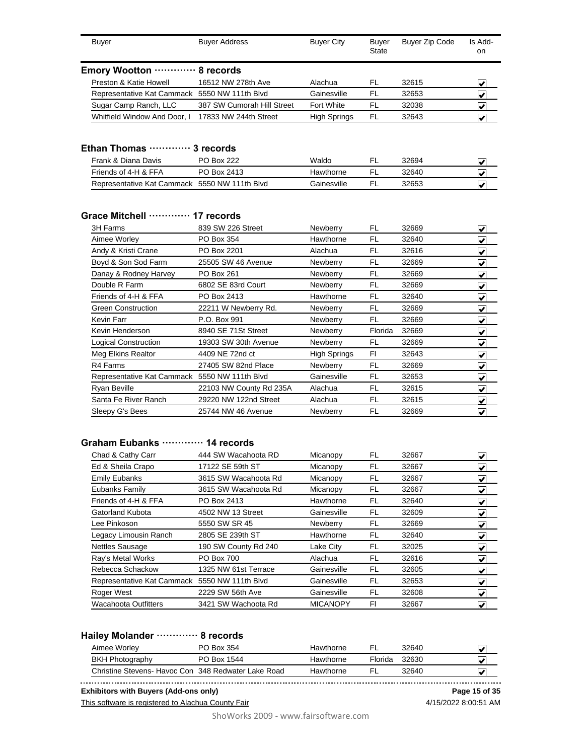| Buyer | Buyer Address | Buyer City | Buyer State | Buyer Zip Code | Is Add-on |
|---|---|---|---|---|---|

**Emory Wootton ············· 8 records**

| Buyer | Buyer Address | Buyer City | Buyer State | Buyer Zip Code | Is Add-on |
|---|---|---|---|---|---|
| Preston & Katie Howell | 16512 NW 278th Ave | Alachua | FL | 32615 | ☑ |
| Representative Kat Cammack | 5550 NW 111th Blvd | Gainesville | FL | 32653 | ☑ |
| Sugar Camp Ranch, LLC | 387 SW Cumorah Hill Street | Fort White | FL | 32038 | ☑ |
| Whitfield Window And Door, I | 17833 NW 244th Street | High Springs | FL | 32643 | ☑ |

**Ethan Thomas ············· 3 records**

| Buyer | Buyer Address | Buyer City | Buyer State | Buyer Zip Code | Is Add-on |
|---|---|---|---|---|---|
| Frank & Diana Davis | PO Box 222 | Waldo | FL | 32694 | ☑ |
| Friends of 4-H & FFA | PO Box 2413 | Hawthorne | FL | 32640 | ☑ |
| Representative Kat Cammack | 5550 NW 111th Blvd | Gainesville | FL | 32653 | ☑ |

**Grace Mitchell ············· 17 records**

| Buyer | Buyer Address | Buyer City | Buyer State | Buyer Zip Code | Is Add-on |
|---|---|---|---|---|---|
| 3H Farms | 839 SW 226 Street | Newberry | FL | 32669 | ☑ |
| Aimee Worley | PO Box 354 | Hawthorne | FL | 32640 | ☑ |
| Andy & Kristi Crane | PO Box 2201 | Alachua | FL | 32616 | ☑ |
| Boyd & Son Sod Farm | 25505 SW 46 Avenue | Newberry | FL | 32669 | ☑ |
| Danay & Rodney Harvey | PO Box 261 | Newberry | FL | 32669 | ☑ |
| Double R Farm | 6802 SE 83rd Court | Newberry | FL | 32669 | ☑ |
| Friends of 4-H & FFA | PO Box 2413 | Hawthorne | FL | 32640 | ☑ |
| Green Construction | 22211 W Newberry Rd. | Newberry | FL | 32669 | ☑ |
| Kevin Farr | P.O. Box 991 | Newberry | FL | 32669 | ☑ |
| Kevin Henderson | 8940 SE 71St Street | Newberry | Florida | 32669 | ☑ |
| Logical Construction | 19303 SW 30th Avenue | Newberry | FL | 32669 | ☑ |
| Meg Elkins Realtor | 4409 NE 72nd ct | High Springs | Fl | 32643 | ☑ |
| R4 Farms | 27405 SW 82nd Place | Newberry | FL | 32669 | ☑ |
| Representative Kat Cammack | 5550 NW 111th Blvd | Gainesville | FL | 32653 | ☑ |
| Ryan Beville | 22103 NW County Rd 235A | Alachua | FL | 32615 | ☑ |
| Santa Fe River Ranch | 29220 NW 122nd Street | Alachua | FL | 32615 | ☑ |
| Sleepy G's Bees | 25744 NW 46 Avenue | Newberry | FL | 32669 | ☑ |

**Graham Eubanks ············· 14 records**

| Buyer | Buyer Address | Buyer City | Buyer State | Buyer Zip Code | Is Add-on |
|---|---|---|---|---|---|
| Chad & Cathy Carr | 444 SW Wacahoota RD | Micanopy | FL | 32667 | ☑ |
| Ed & Sheila Crapo | 17122 SE 59th ST | Micanopy | FL | 32667 | ☑ |
| Emily Eubanks | 3615 SW Wacahoota Rd | Micanopy | FL | 32667 | ☑ |
| Eubanks Family | 3615 SW Wacahoota Rd | Micanopy | FL | 32667 | ☑ |
| Friends of 4-H & FFA | PO Box 2413 | Hawthorne | FL | 32640 | ☑ |
| Gatorland Kubota | 4502 NW 13 Street | Gainesville | FL | 32609 | ☑ |
| Lee Pinkoson | 5550 SW SR 45 | Newberry | FL | 32669 | ☑ |
| Legacy Limousin Ranch | 2805 SE 239th ST | Hawthorne | FL | 32640 | ☑ |
| Nettles Sausage | 190 SW County Rd 240 | Lake City | FL | 32025 | ☑ |
| Ray's Metal Works | PO Box 700 | Alachua | FL | 32616 | ☑ |
| Rebecca Schackow | 1325 NW 61st Terrace | Gainesville | FL | 32605 | ☑ |
| Representative Kat Cammack | 5550 NW 111th Blvd | Gainesville | FL | 32653 | ☑ |
| Roger West | 2229 SW 56th Ave | Gainesville | FL | 32608 | ☑ |
| Wacahoota Outfitters | 3421 SW Wachoota Rd | MICANOPY | Fl | 32667 | ☑ |

**Hailey Molander ············· 8 records**

| Buyer | Buyer Address | Buyer City | Buyer State | Buyer Zip Code | Is Add-on |
|---|---|---|---|---|---|
| Aimee Worley | PO Box 354 | Hawthorne | FL | 32640 | ☑ |
| BKH Photography | PO Box 1544 | Hawthorne | Florida | 32630 | ☑ |
| Christine Stevens- Havoc Con | 348 Redwater Lake Road | Hawthorne | FL | 32640 | ☑ |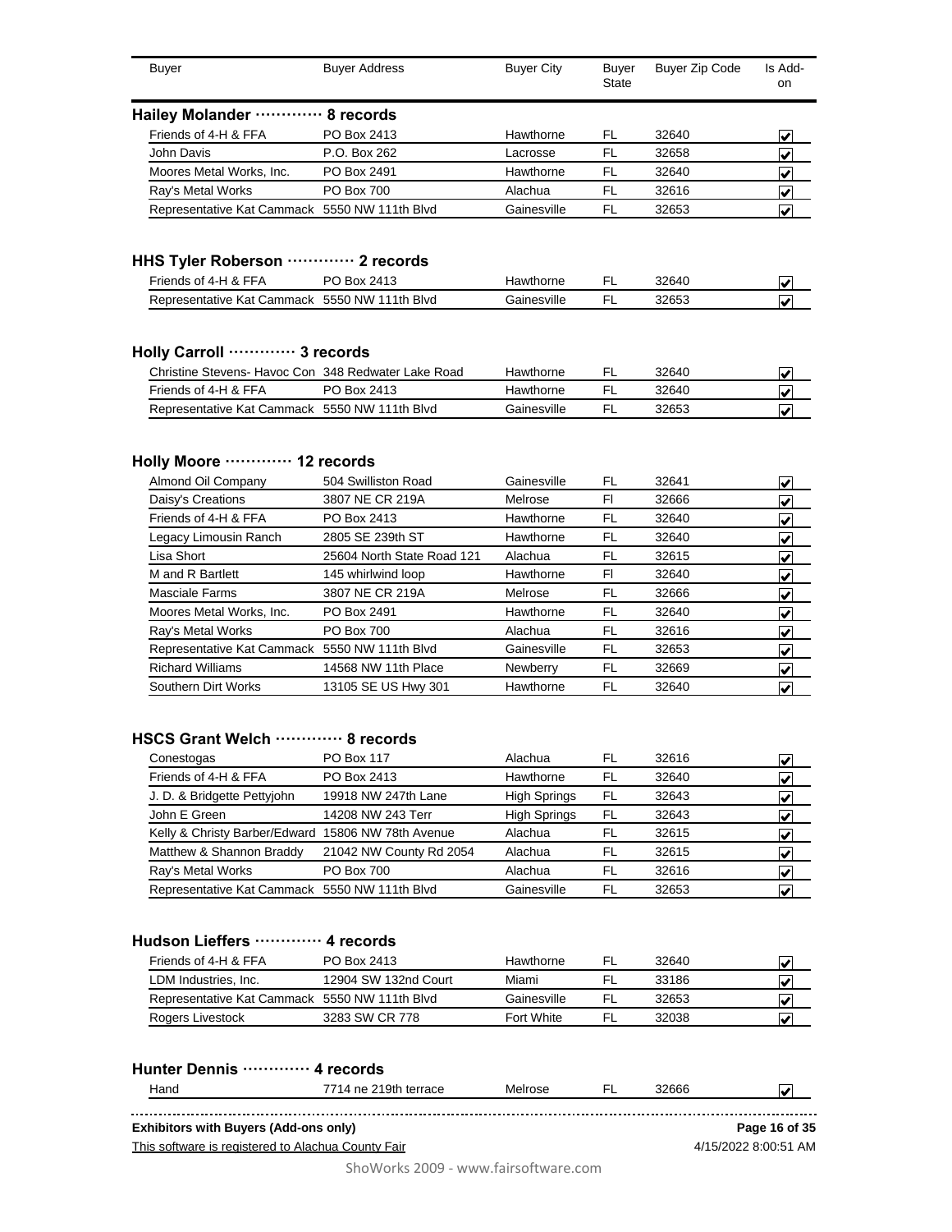| Buyer | Buyer Address | Buyer City | Buyer State | Buyer Zip Code | Is Add-on |
|---|---|---|---|---|---|

**Hailey Molander ············· 8 records**

| Buyer | Buyer Address | Buyer City | Buyer State | Buyer Zip Code | Is Add-on |
|---|---|---|---|---|---|
| Friends of 4-H & FFA | PO Box 2413 | Hawthorne | FL | 32640 | ☑ |
| John Davis | P.O. Box 262 | Lacrosse | FL | 32658 | ☑ |
| Moores Metal Works, Inc. | PO Box 2491 | Hawthorne | FL | 32640 | ☑ |
| Ray's Metal Works | PO Box 700 | Alachua | FL | 32616 | ☑ |
| Representative Kat Cammack | 5550 NW 111th Blvd | Gainesville | FL | 32653 | ☑ |

**HHS Tyler Roberson ············· 2 records**

| Buyer | Buyer Address | Buyer City | Buyer State | Buyer Zip Code | Is Add-on |
|---|---|---|---|---|---|
| Friends of 4-H & FFA | PO Box 2413 | Hawthorne | FL | 32640 | ☑ |
| Representative Kat Cammack | 5550 NW 111th Blvd | Gainesville | FL | 32653 | ☑ |

**Holly Carroll ············· 3 records**

| Buyer | Buyer Address | Buyer City | Buyer State | Buyer Zip Code | Is Add-on |
|---|---|---|---|---|---|
| Christine Stevens- Havoc Con | 348 Redwater Lake Road | Hawthorne | FL | 32640 | ☑ |
| Friends of 4-H & FFA | PO Box 2413 | Hawthorne | FL | 32640 | ☑ |
| Representative Kat Cammack | 5550 NW 111th Blvd | Gainesville | FL | 32653 | ☑ |

**Holly Moore ············· 12 records**

| Buyer | Buyer Address | Buyer City | Buyer State | Buyer Zip Code | Is Add-on |
|---|---|---|---|---|---|
| Almond Oil Company | 504 Swilliston Road | Gainesville | FL | 32641 | ☑ |
| Daisy's Creations | 3807 NE CR 219A | Melrose | Fl | 32666 | ☑ |
| Friends of 4-H & FFA | PO Box 2413 | Hawthorne | FL | 32640 | ☑ |
| Legacy Limousin Ranch | 2805 SE 239th ST | Hawthorne | FL | 32640 | ☑ |
| Lisa Short | 25604 North State Road 121 | Alachua | FL | 32615 | ☑ |
| M and R Bartlett | 145 whirlwind loop | Hawthorne | Fl | 32640 | ☑ |
| Masciale Farms | 3807 NE CR 219A | Melrose | FL | 32666 | ☑ |
| Moores Metal Works, Inc. | PO Box 2491 | Hawthorne | FL | 32640 | ☑ |
| Ray's Metal Works | PO Box 700 | Alachua | FL | 32616 | ☑ |
| Representative Kat Cammack | 5550 NW 111th Blvd | Gainesville | FL | 32653 | ☑ |
| Richard Williams | 14568 NW 11th Place | Newberry | FL | 32669 | ☑ |
| Southern Dirt Works | 13105 SE US Hwy 301 | Hawthorne | FL | 32640 | ☑ |

**HSCS Grant Welch ············· 8 records**

| Buyer | Buyer Address | Buyer City | Buyer State | Buyer Zip Code | Is Add-on |
|---|---|---|---|---|---|
| Conestogas | PO Box 117 | Alachua | FL | 32616 | ☑ |
| Friends of 4-H & FFA | PO Box 2413 | Hawthorne | FL | 32640 | ☑ |
| J. D. & Bridgette Pettyjohn | 19918 NW 247th Lane | High Springs | FL | 32643 | ☑ |
| John E Green | 14208 NW 243 Terr | High Springs | FL | 32643 | ☑ |
| Kelly & Christy Barber/Edward | 15806 NW 78th Avenue | Alachua | FL | 32615 | ☑ |
| Matthew & Shannon Braddy | 21042 NW County Rd 2054 | Alachua | FL | 32615 | ☑ |
| Ray's Metal Works | PO Box 700 | Alachua | FL | 32616 | ☑ |
| Representative Kat Cammack | 5550 NW 111th Blvd | Gainesville | FL | 32653 | ☑ |

**Hudson Lieffers ············· 4 records**

| Buyer | Buyer Address | Buyer City | Buyer State | Buyer Zip Code | Is Add-on |
|---|---|---|---|---|---|
| Friends of 4-H & FFA | PO Box 2413 | Hawthorne | FL | 32640 | ☑ |
| LDM Industries, Inc. | 12904 SW 132nd Court | Miami | FL | 33186 | ☑ |
| Representative Kat Cammack | 5550 NW 111th Blvd | Gainesville | FL | 32653 | ☑ |
| Rogers Livestock | 3283 SW CR 778 | Fort White | FL | 32038 | ☑ |

**Hunter Dennis ············· 4 records**

| Buyer | Buyer Address | Buyer City | Buyer State | Buyer Zip Code | Is Add-on |
|---|---|---|---|---|---|
| Hand | 7714 ne 219th terrace | Melrose | FL | 32666 | ☑ |

**Exhibitors with Buyers (Add-ons only)**

This software is registered to Alachua County Fair

4/15/2022 8:00:51 AM

ShoWorks 2009 - www.fairsoftware.com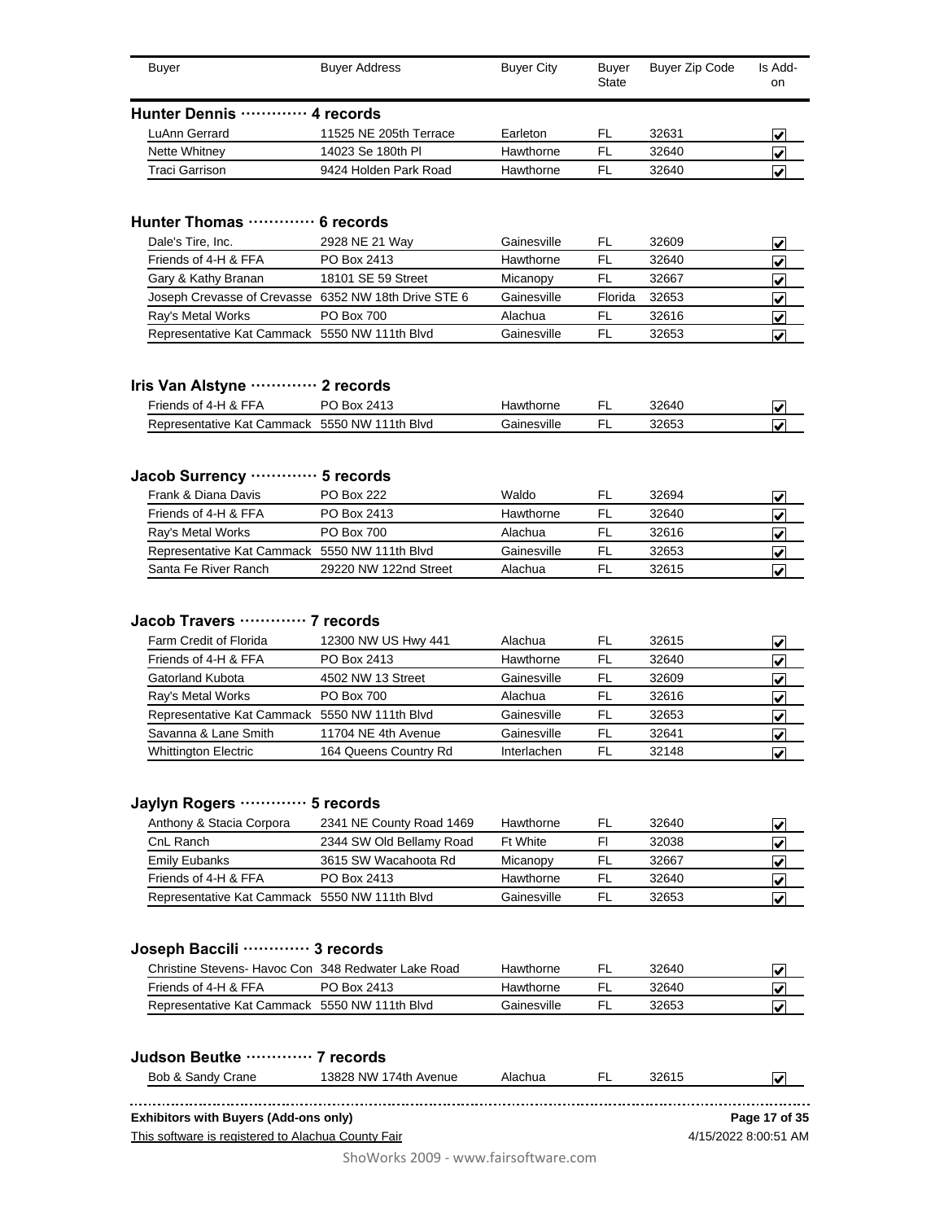| Buyer | Buyer Address | Buyer City | Buyer State | Buyer Zip Code | Is Add-on |
|---|---|---|---|---|---|

## Hunter Dennis ············· 4 records

| Buyer | Buyer Address | Buyer City | Buyer State | Buyer Zip Code | Is Add-on |
|---|---|---|---|---|---|
| LuAnn Gerrard | 11525 NE 205th Terrace | Earleton | FL | 32631 | ☑ |
| Nette Whitney | 14023 Se 180th Pl | Hawthorne | FL | 32640 | ☑ |
| Traci Garrison | 9424 Holden Park Road | Hawthorne | FL | 32640 | ☑ |

## Hunter Thomas ············· 6 records

| Buyer | Buyer Address | Buyer City | Buyer State | Buyer Zip Code | Is Add-on |
|---|---|---|---|---|---|
| Dale's Tire, Inc. | 2928 NE 21 Way | Gainesville | FL | 32609 | ☑ |
| Friends of 4-H & FFA | PO Box 2413 | Hawthorne | FL | 32640 | ☑ |
| Gary & Kathy Branan | 18101 SE 59 Street | Micanopy | FL | 32667 | ☑ |
| Joseph Crevasse of Crevasse | 6352 NW 18th Drive STE 6 | Gainesville | Florida | 32653 | ☑ |
| Ray's Metal Works | PO Box 700 | Alachua | FL | 32616 | ☑ |
| Representative Kat Cammack | 5550 NW 111th Blvd | Gainesville | FL | 32653 | ☑ |

## Iris Van Alstyne ············· 2 records

| Buyer | Buyer Address | Buyer City | Buyer State | Buyer Zip Code | Is Add-on |
|---|---|---|---|---|---|
| Friends of 4-H & FFA | PO Box 2413 | Hawthorne | FL | 32640 | ☑ |
| Representative Kat Cammack | 5550 NW 111th Blvd | Gainesville | FL | 32653 | ☑ |

## Jacob Surrency ············· 5 records

| Buyer | Buyer Address | Buyer City | Buyer State | Buyer Zip Code | Is Add-on |
|---|---|---|---|---|---|
| Frank & Diana Davis | PO Box 222 | Waldo | FL | 32694 | ☑ |
| Friends of 4-H & FFA | PO Box 2413 | Hawthorne | FL | 32640 | ☑ |
| Ray's Metal Works | PO Box 700 | Alachua | FL | 32616 | ☑ |
| Representative Kat Cammack | 5550 NW 111th Blvd | Gainesville | FL | 32653 | ☑ |
| Santa Fe River Ranch | 29220 NW 122nd Street | Alachua | FL | 32615 | ☑ |

## Jacob Travers ············· 7 records

| Buyer | Buyer Address | Buyer City | Buyer State | Buyer Zip Code | Is Add-on |
|---|---|---|---|---|---|
| Farm Credit of Florida | 12300 NW US Hwy 441 | Alachua | FL | 32615 | ☑ |
| Friends of 4-H & FFA | PO Box 2413 | Hawthorne | FL | 32640 | ☑ |
| Gatorland Kubota | 4502 NW 13 Street | Gainesville | FL | 32609 | ☑ |
| Ray's Metal Works | PO Box 700 | Alachua | FL | 32616 | ☑ |
| Representative Kat Cammack | 5550 NW 111th Blvd | Gainesville | FL | 32653 | ☑ |
| Savanna & Lane Smith | 11704 NE 4th Avenue | Gainesville | FL | 32641 | ☑ |
| Whittington Electric | 164 Queens Country Rd | Interlachen | FL | 32148 | ☑ |

## Jaylyn Rogers ············· 5 records

| Buyer | Buyer Address | Buyer City | Buyer State | Buyer Zip Code | Is Add-on |
|---|---|---|---|---|---|
| Anthony & Stacia Corpora | 2341 NE County Road 1469 | Hawthorne | FL | 32640 | ☑ |
| CnL Ranch | 2344 SW Old Bellamy Road | Ft White | Fl | 32038 | ☑ |
| Emily Eubanks | 3615 SW Wacahoota Rd | Micanopy | FL | 32667 | ☑ |
| Friends of 4-H & FFA | PO Box 2413 | Hawthorne | FL | 32640 | ☑ |
| Representative Kat Cammack | 5550 NW 111th Blvd | Gainesville | FL | 32653 | ☑ |

## Joseph Baccili ············· 3 records

| Buyer | Buyer Address | Buyer City | Buyer State | Buyer Zip Code | Is Add-on |
|---|---|---|---|---|---|
| Christine Stevens- Havoc Con | 348 Redwater Lake Road | Hawthorne | FL | 32640 | ☑ |
| Friends of 4-H & FFA | PO Box 2413 | Hawthorne | FL | 32640 | ☑ |
| Representative Kat Cammack | 5550 NW 111th Blvd | Gainesville | FL | 32653 | ☑ |

## Judson Beutke ············· 7 records

| Buyer | Buyer Address | Buyer City | Buyer State | Buyer Zip Code | Is Add-on |
|---|---|---|---|---|---|
| Bob & Sandy Crane | 13828 NW 174th Avenue | Alachua | FL | 32615 | ☑ |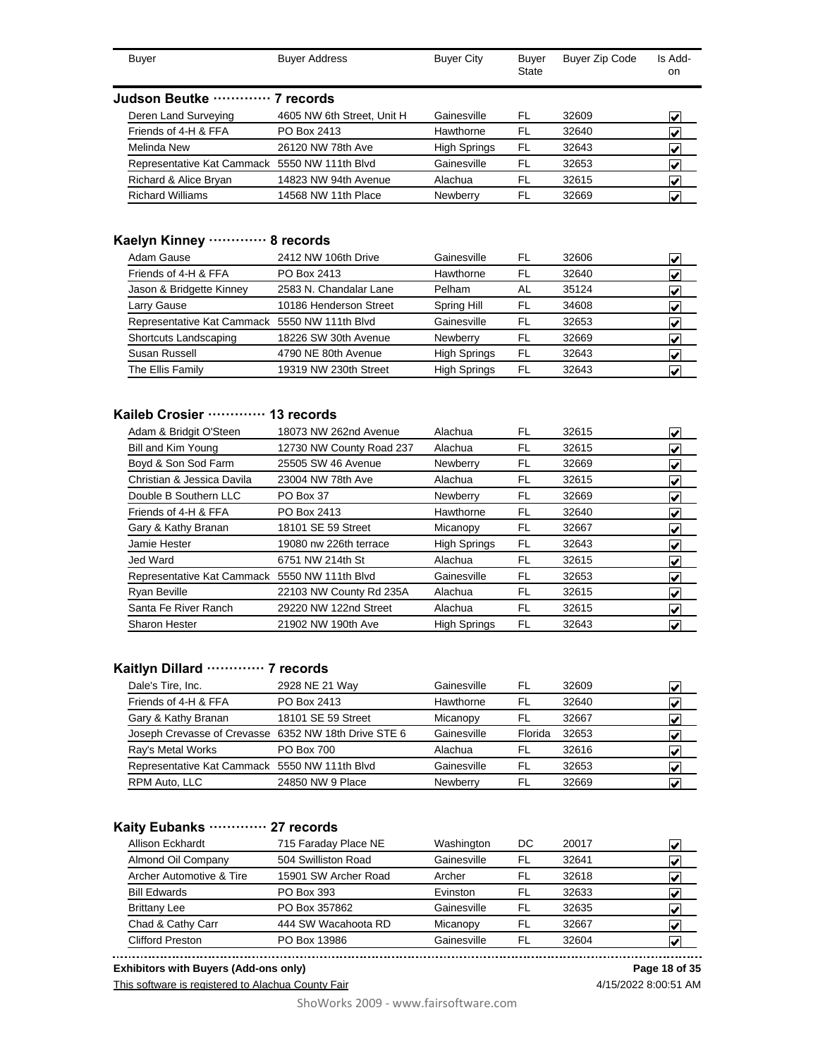| Buyer | Buyer Address | Buyer City | Buyer State | Buyer Zip Code | Is Add-on |
|---|---|---|---|---|---|

**Judson Beutke ············· 7 records**

| Buyer | Buyer Address | Buyer City | Buyer State | Buyer Zip Code | Is Add-on |
|---|---|---|---|---|---|
| Deren Land Surveying | 4605 NW 6th Street, Unit H | Gainesville | FL | 32609 | ☑ |
| Friends of 4-H & FFA | PO Box 2413 | Hawthorne | FL | 32640 | ☑ |
| Melinda New | 26120 NW 78th Ave | High Springs | FL | 32643 | ☑ |
| Representative Kat Cammack | 5550 NW 111th Blvd | Gainesville | FL | 32653 | ☑ |
| Richard & Alice Bryan | 14823 NW 94th Avenue | Alachua | FL | 32615 | ☑ |
| Richard Williams | 14568 NW 11th Place | Newberry | FL | 32669 | ☑ |

**Kaelyn Kinney ············· 8 records**

| Buyer | Buyer Address | Buyer City | Buyer State | Buyer Zip Code | Is Add-on |
|---|---|---|---|---|---|
| Adam Gause | 2412 NW 106th Drive | Gainesville | FL | 32606 | ☑ |
| Friends of 4-H & FFA | PO Box 2413 | Hawthorne | FL | 32640 | ☑ |
| Jason & Bridgette Kinney | 2583 N. Chandalar Lane | Pelham | AL | 35124 | ☑ |
| Larry Gause | 10186 Henderson Street | Spring Hill | FL | 34608 | ☑ |
| Representative Kat Cammack | 5550 NW 111th Blvd | Gainesville | FL | 32653 | ☑ |
| Shortcuts Landscaping | 18226 SW 30th Avenue | Newberry | FL | 32669 | ☑ |
| Susan Russell | 4790 NE 80th Avenue | High Springs | FL | 32643 | ☑ |
| The Ellis Family | 19319 NW 230th Street | High Springs | FL | 32643 | ☑ |

**Kaileb Crosier ············· 13 records**

| Buyer | Buyer Address | Buyer City | Buyer State | Buyer Zip Code | Is Add-on |
|---|---|---|---|---|---|
| Adam & Bridgit O'Steen | 18073 NW 262nd Avenue | Alachua | FL | 32615 | ☑ |
| Bill and Kim Young | 12730 NW County Road 237 | Alachua | FL | 32615 | ☑ |
| Boyd & Son Sod Farm | 25505 SW 46 Avenue | Newberry | FL | 32669 | ☑ |
| Christian & Jessica Davila | 23004 NW 78th Ave | Alachua | FL | 32615 | ☑ |
| Double B Southern LLC | PO Box 37 | Newberry | FL | 32669 | ☑ |
| Friends of 4-H & FFA | PO Box 2413 | Hawthorne | FL | 32640 | ☑ |
| Gary & Kathy Branan | 18101 SE 59 Street | Micanopy | FL | 32667 | ☑ |
| Jamie Hester | 19080 nw 226th terrace | High Springs | FL | 32643 | ☑ |
| Jed Ward | 6751 NW 214th St | Alachua | FL | 32615 | ☑ |
| Representative Kat Cammack | 5550 NW 111th Blvd | Gainesville | FL | 32653 | ☑ |
| Ryan Beville | 22103 NW County Rd 235A | Alachua | FL | 32615 | ☑ |
| Santa Fe River Ranch | 29220 NW 122nd Street | Alachua | FL | 32615 | ☑ |
| Sharon Hester | 21902 NW 190th Ave | High Springs | FL | 32643 | ☑ |

**Kaitlyn Dillard ············· 7 records**

| Buyer | Buyer Address | Buyer City | Buyer State | Buyer Zip Code | Is Add-on |
|---|---|---|---|---|---|
| Dale's Tire, Inc. | 2928 NE 21 Way | Gainesville | FL | 32609 | ☑ |
| Friends of 4-H & FFA | PO Box 2413 | Hawthorne | FL | 32640 | ☑ |
| Gary & Kathy Branan | 18101 SE 59 Street | Micanopy | FL | 32667 | ☑ |
| Joseph Crevasse of Crevasse | 6352 NW 18th Drive STE 6 | Gainesville | Florida | 32653 | ☑ |
| Ray's Metal Works | PO Box 700 | Alachua | FL | 32616 | ☑ |
| Representative Kat Cammack | 5550 NW 111th Blvd | Gainesville | FL | 32653 | ☑ |
| RPM Auto, LLC | 24850 NW 9 Place | Newberry | FL | 32669 | ☑ |

**Kaity Eubanks ············· 27 records**

| Buyer | Buyer Address | Buyer City | Buyer State | Buyer Zip Code | Is Add-on |
|---|---|---|---|---|---|
| Allison Eckhardt | 715 Faraday Place NE | Washington | DC | 20017 | ☑ |
| Almond Oil Company | 504 Swilliston Road | Gainesville | FL | 32641 | ☑ |
| Archer Automotive & Tire | 15901 SW Archer Road | Archer | FL | 32618 | ☑ |
| Bill Edwards | PO Box 393 | Evinston | FL | 32633 | ☑ |
| Brittany Lee | PO Box 357862 | Gainesville | FL | 32635 | ☑ |
| Chad & Cathy Carr | 444 SW Wacahoota RD | Micanopy | FL | 32667 | ☑ |
| Clifford Preston | PO Box 13986 | Gainesville | FL | 32604 | ☑ |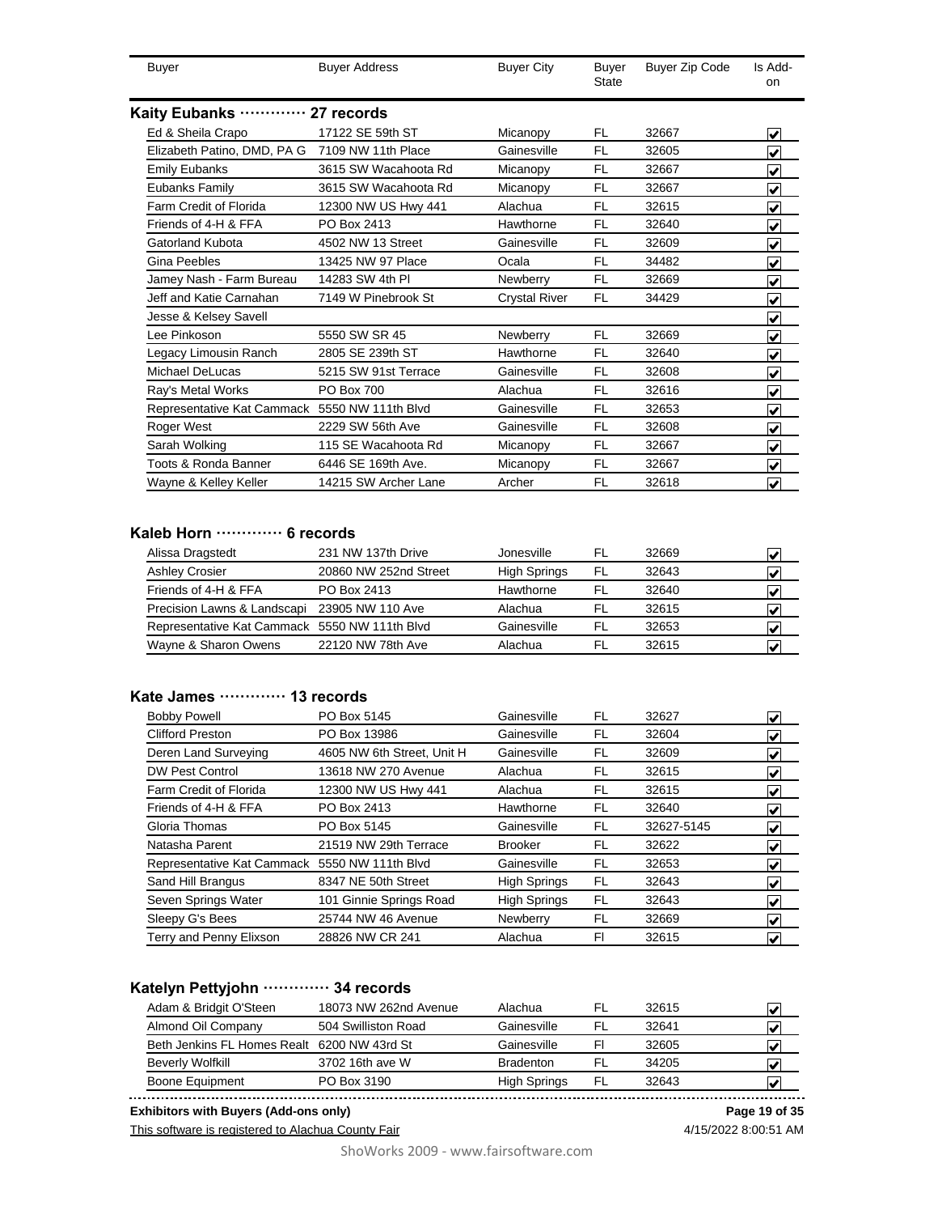| Buyer | Buyer Address | Buyer City | Buyer State | Buyer Zip Code | Is Add-on |
|---|---|---|---|---|---|

### Kaity Eubanks ············· 27 records

| Buyer | Buyer Address | Buyer City | Buyer State | Buyer Zip Code | Is Add-on |
|---|---|---|---|---|---|
| Ed & Sheila Crapo | 17122 SE 59th ST | Micanopy | FL | 32667 | ☑ |
| Elizabeth Patino, DMD, PA G | 7109 NW 11th Place | Gainesville | FL | 32605 | ☑ |
| Emily Eubanks | 3615 SW Wacahoota Rd | Micanopy | FL | 32667 | ☑ |
| Eubanks Family | 3615 SW Wacahoota Rd | Micanopy | FL | 32667 | ☑ |
| Farm Credit of Florida | 12300 NW US Hwy 441 | Alachua | FL | 32615 | ☑ |
| Friends of 4-H & FFA | PO Box 2413 | Hawthorne | FL | 32640 | ☑ |
| Gatorland Kubota | 4502 NW 13 Street | Gainesville | FL | 32609 | ☑ |
| Gina Peebles | 13425 NW 97 Place | Ocala | FL | 34482 | ☑ |
| Jamey Nash - Farm Bureau | 14283 SW 4th Pl | Newberry | FL | 32669 | ☑ |
| Jeff and Katie Carnahan | 7149 W Pinebrook St | Crystal River | FL | 34429 | ☑ |
| Jesse & Kelsey Savell | | | | | ☑ |
| Lee Pinkoson | 5550 SW SR 45 | Newberry | FL | 32669 | ☑ |
| Legacy Limousin Ranch | 2805 SE 239th ST | Hawthorne | FL | 32640 | ☑ |
| Michael DeLucas | 5215 SW 91st Terrace | Gainesville | FL | 32608 | ☑ |
| Ray's Metal Works | PO Box 700 | Alachua | FL | 32616 | ☑ |
| Representative Kat Cammack | 5550 NW 111th Blvd | Gainesville | FL | 32653 | ☑ |
| Roger West | 2229 SW 56th Ave | Gainesville | FL | 32608 | ☑ |
| Sarah Wolking | 115 SE Wacahoota Rd | Micanopy | FL | 32667 | ☑ |
| Toots & Ronda Banner | 6446 SE 169th Ave. | Micanopy | FL | 32667 | ☑ |
| Wayne & Kelley Keller | 14215 SW Archer Lane | Archer | FL | 32618 | ☑ |

### Kaleb Horn ············· 6 records

| Buyer | Buyer Address | Buyer City | Buyer State | Buyer Zip Code | Is Add-on |
|---|---|---|---|---|---|
| Alissa Dragstedt | 231 NW 137th Drive | Jonesville | FL | 32669 | ☑ |
| Ashley Crosier | 20860 NW 252nd Street | High Springs | FL | 32643 | ☑ |
| Friends of 4-H & FFA | PO Box 2413 | Hawthorne | FL | 32640 | ☑ |
| Precision Lawns & Landscapi | 23905 NW 110 Ave | Alachua | FL | 32615 | ☑ |
| Representative Kat Cammack | 5550 NW 111th Blvd | Gainesville | FL | 32653 | ☑ |
| Wayne & Sharon Owens | 22120 NW 78th Ave | Alachua | FL | 32615 | ☑ |

### Kate James ············· 13 records

| Buyer | Buyer Address | Buyer City | Buyer State | Buyer Zip Code | Is Add-on |
|---|---|---|---|---|---|
| Bobby Powell | PO Box 5145 | Gainesville | FL | 32627 | ☑ |
| Clifford Preston | PO Box 13986 | Gainesville | FL | 32604 | ☑ |
| Deren Land Surveying | 4605 NW 6th Street, Unit H | Gainesville | FL | 32609 | ☑ |
| DW Pest Control | 13618 NW 270 Avenue | Alachua | FL | 32615 | ☑ |
| Farm Credit of Florida | 12300 NW US Hwy 441 | Alachua | FL | 32615 | ☑ |
| Friends of 4-H & FFA | PO Box 2413 | Hawthorne | FL | 32640 | ☑ |
| Gloria Thomas | PO Box 5145 | Gainesville | FL | 32627-5145 | ☑ |
| Natasha Parent | 21519 NW 29th Terrace | Brooker | FL | 32622 | ☑ |
| Representative Kat Cammack | 5550 NW 111th Blvd | Gainesville | FL | 32653 | ☑ |
| Sand Hill Brangus | 8347 NE 50th Street | High Springs | FL | 32643 | ☑ |
| Seven Springs Water | 101 Ginnie Springs Road | High Springs | FL | 32643 | ☑ |
| Sleepy G's Bees | 25744 NW 46 Avenue | Newberry | FL | 32669 | ☑ |
| Terry and Penny Elixson | 28826 NW CR 241 | Alachua | Fl | 32615 | ☑ |

### Katelyn Pettyjohn ············· 34 records

| Buyer | Buyer Address | Buyer City | Buyer State | Buyer Zip Code | Is Add-on |
|---|---|---|---|---|---|
| Adam & Bridgit O'Steen | 18073 NW 262nd Avenue | Alachua | FL | 32615 | ☑ |
| Almond Oil Company | 504 Swilliston Road | Gainesville | FL | 32641 | ☑ |
| Beth Jenkins FL Homes Realt | 6200 NW 43rd St | Gainesville | Fl | 32605 | ☑ |
| Beverly Wolfkill | 3702 16th ave W | Bradenton | FL | 34205 | ☑ |
| Boone Equipment | PO Box 3190 | High Springs | FL | 32643 | ☑ |

**Exhibitors with Buyers (Add-ons only)**

This software is registered to Alachua County Fair — 4/15/2022 8:00:51 AM

ShoWorks 2009 - www.fairsoftware.com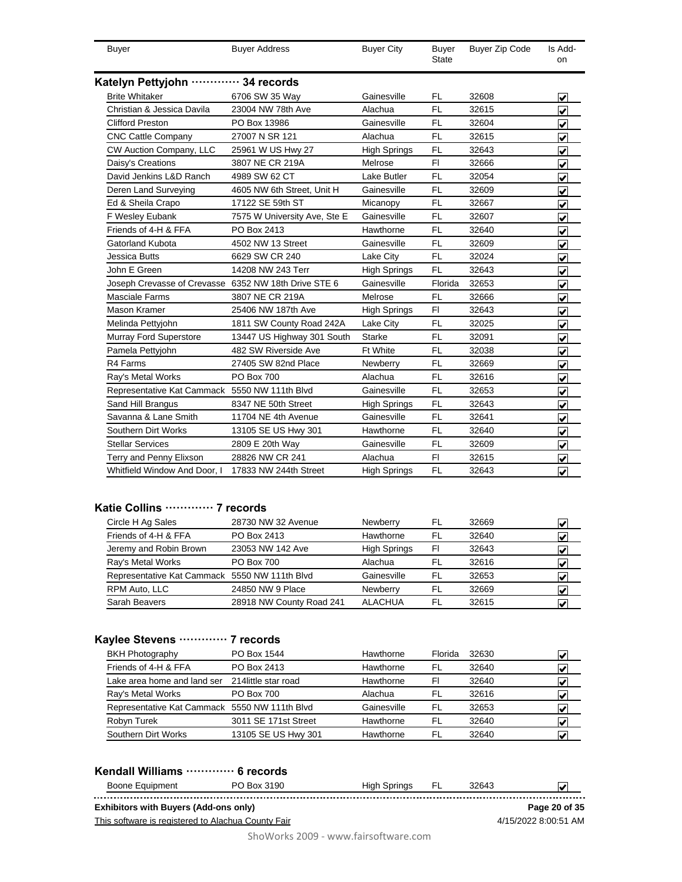| Buyer | Buyer Address | Buyer City | Buyer State | Buyer Zip Code | Is Add-on |
|---|---|---|---|---|---|

## Katelyn Pettyjohn ············· 34 records

| Buyer | Buyer Address | Buyer City | Buyer State | Buyer Zip Code | Is Add-on |
|---|---|---|---|---|---|
| Brite Whitaker | 6706 SW 35 Way | Gainesville | FL | 32608 | ☑ |
| Christian & Jessica Davila | 23004 NW 78th Ave | Alachua | FL | 32615 | ☑ |
| Clifford Preston | PO Box 13986 | Gainesville | FL | 32604 | ☑ |
| CNC Cattle Company | 27007 N SR 121 | Alachua | FL | 32615 | ☑ |
| CW Auction Company, LLC | 25961 W US Hwy 27 | High Springs | FL | 32643 | ☑ |
| Daisy's Creations | 3807 NE CR 219A | Melrose | Fl | 32666 | ☑ |
| David Jenkins L&D Ranch | 4989 SW 62 CT | Lake Butler | FL | 32054 | ☑ |
| Deren Land Surveying | 4605 NW 6th Street, Unit H | Gainesville | FL | 32609 | ☑ |
| Ed & Sheila Crapo | 17122 SE 59th ST | Micanopy | FL | 32667 | ☑ |
| F Wesley Eubank | 7575 W University Ave, Ste E | Gainesville | FL | 32607 | ☑ |
| Friends of 4-H & FFA | PO Box 2413 | Hawthorne | FL | 32640 | ☑ |
| Gatorland Kubota | 4502 NW 13 Street | Gainesville | FL | 32609 | ☑ |
| Jessica Butts | 6629 SW CR 240 | Lake City | FL | 32024 | ☑ |
| John E Green | 14208 NW 243 Terr | High Springs | FL | 32643 | ☑ |
| Joseph Crevasse of Crevasse | 6352 NW 18th Drive STE 6 | Gainesville | Florida | 32653 | ☑ |
| Masciale Farms | 3807 NE CR 219A | Melrose | FL | 32666 | ☑ |
| Mason Kramer | 25406 NW 187th Ave | High Springs | Fl | 32643 | ☑ |
| Melinda Pettyjohn | 1811 SW County Road 242A | Lake City | FL | 32025 | ☑ |
| Murray Ford Superstore | 13447 US Highway 301 South | Starke | FL | 32091 | ☑ |
| Pamela Pettyjohn | 482 SW Riverside Ave | Ft White | FL | 32038 | ☑ |
| R4 Farms | 27405 SW 82nd Place | Newberry | FL | 32669 | ☑ |
| Ray's Metal Works | PO Box 700 | Alachua | FL | 32616 | ☑ |
| Representative Kat Cammack | 5550 NW 111th Blvd | Gainesville | FL | 32653 | ☑ |
| Sand Hill Brangus | 8347 NE 50th Street | High Springs | FL | 32643 | ☑ |
| Savanna & Lane Smith | 11704 NE 4th Avenue | Gainesville | FL | 32641 | ☑ |
| Southern Dirt Works | 13105 SE US Hwy 301 | Hawthorne | FL | 32640 | ☑ |
| Stellar Services | 2809 E 20th Way | Gainesville | FL | 32609 | ☑ |
| Terry and Penny Elixson | 28826 NW CR 241 | Alachua | Fl | 32615 | ☑ |
| Whitfield Window And Door, I | 17833 NW 244th Street | High Springs | FL | 32643 | ☑ |

## Katie Collins ············· 7 records

| Buyer | Buyer Address | Buyer City | Buyer State | Buyer Zip Code | Is Add-on |
|---|---|---|---|---|---|
| Circle H Ag Sales | 28730 NW 32 Avenue | Newberry | FL | 32669 | ☑ |
| Friends of 4-H & FFA | PO Box 2413 | Hawthorne | FL | 32640 | ☑ |
| Jeremy and Robin Brown | 23053 NW 142 Ave | High Springs | Fl | 32643 | ☑ |
| Ray's Metal Works | PO Box 700 | Alachua | FL | 32616 | ☑ |
| Representative Kat Cammack | 5550 NW 111th Blvd | Gainesville | FL | 32653 | ☑ |
| RPM Auto, LLC | 24850 NW 9 Place | Newberry | FL | 32669 | ☑ |
| Sarah Beavers | 28918 NW County Road 241 | ALACHUA | FL | 32615 | ☑ |

## Kaylee Stevens ············· 7 records

| Buyer | Buyer Address | Buyer City | Buyer State | Buyer Zip Code | Is Add-on |
|---|---|---|---|---|---|
| BKH Photography | PO Box 1544 | Hawthorne | Florida | 32630 | ☑ |
| Friends of 4-H & FFA | PO Box 2413 | Hawthorne | FL | 32640 | ☑ |
| Lake area home and land ser | 214little star road | Hawthorne | Fl | 32640 | ☑ |
| Ray's Metal Works | PO Box 700 | Alachua | FL | 32616 | ☑ |
| Representative Kat Cammack | 5550 NW 111th Blvd | Gainesville | FL | 32653 | ☑ |
| Robyn Turek | 3011 SE 171st Street | Hawthorne | FL | 32640 | ☑ |
| Southern Dirt Works | 13105 SE US Hwy 301 | Hawthorne | FL | 32640 | ☑ |

## Kendall Williams ············· 6 records

| Buyer | Buyer Address | Buyer City | Buyer State | Buyer Zip Code | Is Add-on |
|---|---|---|---|---|---|
| Boone Equipment | PO Box 3190 | High Springs | FL | 32643 | ☑ |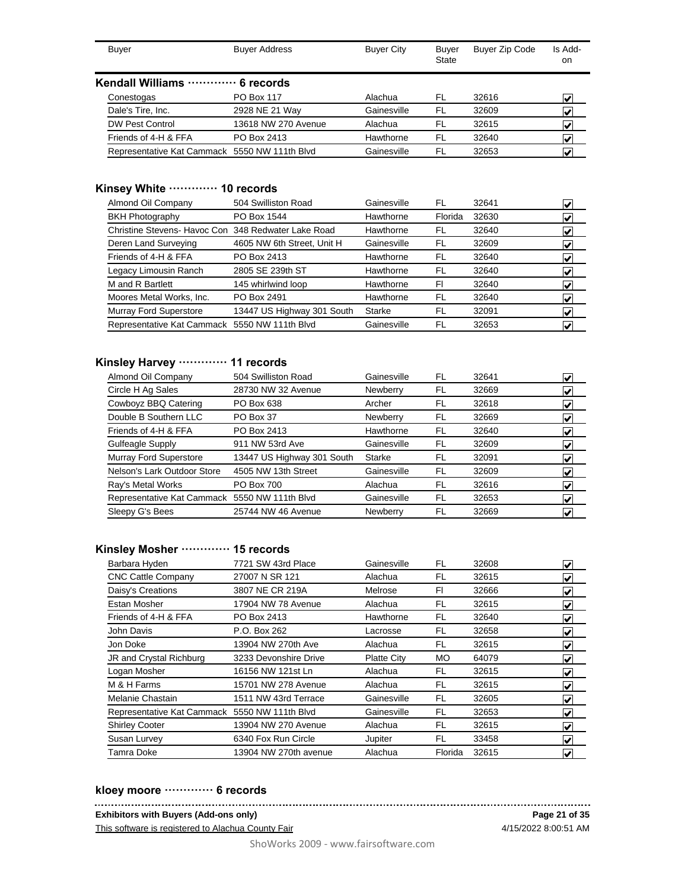| Buyer | Buyer Address | Buyer City | Buyer State | Buyer Zip Code | Is Add-on |
|---|---|---|---|---|---|

### Kendall Williams ············ 6 records

| Buyer | Buyer Address | Buyer City | Buyer State | Buyer Zip Code | Is Add-on |
|---|---|---|---|---|---|
| Conestogas | PO Box 117 | Alachua | FL | 32616 | ☑ |
| Dale's Tire, Inc. | 2928 NE 21 Way | Gainesville | FL | 32609 | ☑ |
| DW Pest Control | 13618 NW 270 Avenue | Alachua | FL | 32615 | ☑ |
| Friends of 4-H & FFA | PO Box 2413 | Hawthorne | FL | 32640 | ☑ |
| Representative Kat Cammack | 5550 NW 111th Blvd | Gainesville | FL | 32653 | ☑ |

### Kinsey White ············ 10 records

| Buyer | Buyer Address | Buyer City | Buyer State | Buyer Zip Code | Is Add-on |
|---|---|---|---|---|---|
| Almond Oil Company | 504 Swilliston Road | Gainesville | FL | 32641 | ☑ |
| BKH Photography | PO Box 1544 | Hawthorne | Florida | 32630 | ☑ |
| Christine Stevens- Havoc Con | 348 Redwater Lake Road | Hawthorne | FL | 32640 | ☑ |
| Deren Land Surveying | 4605 NW 6th Street, Unit H | Gainesville | FL | 32609 | ☑ |
| Friends of 4-H & FFA | PO Box 2413 | Hawthorne | FL | 32640 | ☑ |
| Legacy Limousin Ranch | 2805 SE 239th ST | Hawthorne | FL | 32640 | ☑ |
| M and R Bartlett | 145 whirlwind loop | Hawthorne | Fl | 32640 | ☑ |
| Moores Metal Works, Inc. | PO Box 2491 | Hawthorne | FL | 32640 | ☑ |
| Murray Ford Superstore | 13447 US Highway 301 South | Starke | FL | 32091 | ☑ |
| Representative Kat Cammack | 5550 NW 111th Blvd | Gainesville | FL | 32653 | ☑ |

### Kinsley Harvey ············ 11 records

| Buyer | Buyer Address | Buyer City | Buyer State | Buyer Zip Code | Is Add-on |
|---|---|---|---|---|---|
| Almond Oil Company | 504 Swilliston Road | Gainesville | FL | 32641 | ☑ |
| Circle H Ag Sales | 28730 NW 32 Avenue | Newberry | FL | 32669 | ☑ |
| Cowboyz BBQ Catering | PO Box 638 | Archer | FL | 32618 | ☑ |
| Double B Southern LLC | PO Box 37 | Newberry | FL | 32669 | ☑ |
| Friends of 4-H & FFA | PO Box 2413 | Hawthorne | FL | 32640 | ☑ |
| Gulfeagle Supply | 911 NW 53rd Ave | Gainesville | FL | 32609 | ☑ |
| Murray Ford Superstore | 13447 US Highway 301 South | Starke | FL | 32091 | ☑ |
| Nelson's Lark Outdoor Store | 4505 NW 13th Street | Gainesville | FL | 32609 | ☑ |
| Ray's Metal Works | PO Box 700 | Alachua | FL | 32616 | ☑ |
| Representative Kat Cammack | 5550 NW 111th Blvd | Gainesville | FL | 32653 | ☑ |
| Sleepy G's Bees | 25744 NW 46 Avenue | Newberry | FL | 32669 | ☑ |

### Kinsley Mosher ············ 15 records

| Buyer | Buyer Address | Buyer City | Buyer State | Buyer Zip Code | Is Add-on |
|---|---|---|---|---|---|
| Barbara Hyden | 7721 SW 43rd Place | Gainesville | FL | 32608 | ☑ |
| CNC Cattle Company | 27007 N SR 121 | Alachua | FL | 32615 | ☑ |
| Daisy's Creations | 3807 NE CR 219A | Melrose | Fl | 32666 | ☑ |
| Estan Mosher | 17904 NW 78 Avenue | Alachua | FL | 32615 | ☑ |
| Friends of 4-H & FFA | PO Box 2413 | Hawthorne | FL | 32640 | ☑ |
| John Davis | P.O. Box 262 | Lacrosse | FL | 32658 | ☑ |
| Jon Doke | 13904 NW 270th Ave | Alachua | FL | 32615 | ☑ |
| JR and Crystal Richburg | 3233 Devonshire Drive | Platte City | MO | 64079 | ☑ |
| Logan Mosher | 16156 NW 121st Ln | Alachua | FL | 32615 | ☑ |
| M & H Farms | 15701 NW 278 Avenue | Alachua | FL | 32615 | ☑ |
| Melanie Chastain | 1511 NW 43rd Terrace | Gainesville | FL | 32605 | ☑ |
| Representative Kat Cammack | 5550 NW 111th Blvd | Gainesville | FL | 32653 | ☑ |
| Shirley Cooter | 13904 NW 270 Avenue | Alachua | FL | 32615 | ☑ |
| Susan Lurvey | 6340 Fox Run Circle | Jupiter | FL | 33458 | ☑ |
| Tamra Doke | 13904 NW 270th avenue | Alachua | Florida | 32615 | ☑ |

### kloey moore ············ 6 records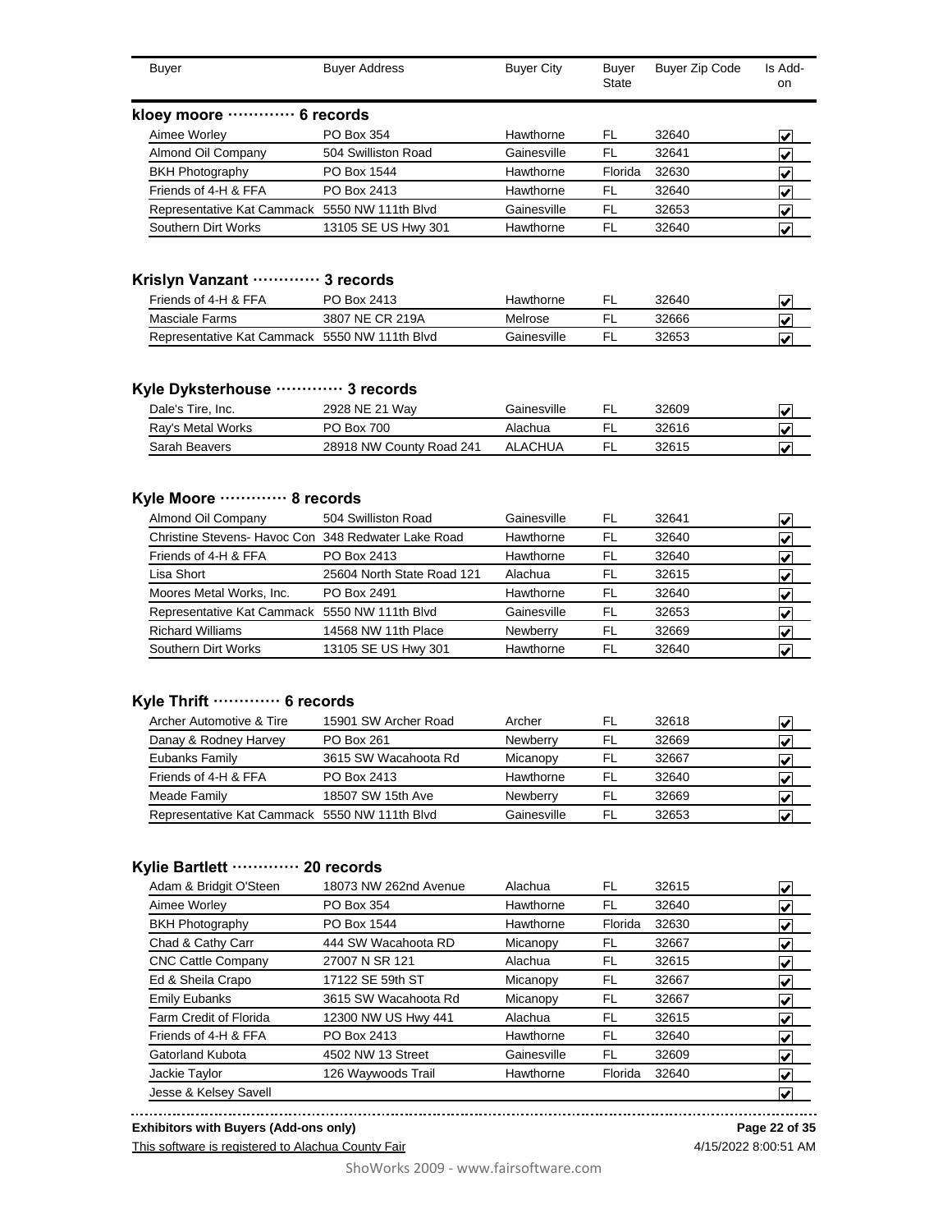| Buyer | Buyer Address | Buyer City | Buyer State | Buyer Zip Code | Is Add-on |
|---|---|---|---|---|---|

**kloey moore ············· 6 records**

| Buyer | Buyer Address | Buyer City | Buyer State | Buyer Zip Code | Is Add-on |
|---|---|---|---|---|---|
| Aimee Worley | PO Box 354 | Hawthorne | FL | 32640 | ☑ |
| Almond Oil Company | 504 Swilliston Road | Gainesville | FL | 32641 | ☑ |
| BKH Photography | PO Box 1544 | Hawthorne | Florida | 32630 | ☑ |
| Friends of 4-H & FFA | PO Box 2413 | Hawthorne | FL | 32640 | ☑ |
| Representative Kat Cammack | 5550 NW 111th Blvd | Gainesville | FL | 32653 | ☑ |
| Southern Dirt Works | 13105 SE US Hwy 301 | Hawthorne | FL | 32640 | ☑ |

**Krislyn Vanzant ············· 3 records**

| Buyer | Buyer Address | Buyer City | Buyer State | Buyer Zip Code | Is Add-on |
|---|---|---|---|---|---|
| Friends of 4-H & FFA | PO Box 2413 | Hawthorne | FL | 32640 | ☑ |
| Masciale Farms | 3807 NE CR 219A | Melrose | FL | 32666 | ☑ |
| Representative Kat Cammack | 5550 NW 111th Blvd | Gainesville | FL | 32653 | ☑ |

**Kyle Dyksterhouse ············· 3 records**

| Buyer | Buyer Address | Buyer City | Buyer State | Buyer Zip Code | Is Add-on |
|---|---|---|---|---|---|
| Dale's Tire, Inc. | 2928 NE 21 Way | Gainesville | FL | 32609 | ☑ |
| Ray's Metal Works | PO Box 700 | Alachua | FL | 32616 | ☑ |
| Sarah Beavers | 28918 NW County Road 241 | ALACHUA | FL | 32615 | ☑ |

**Kyle Moore ············· 8 records**

| Buyer | Buyer Address | Buyer City | Buyer State | Buyer Zip Code | Is Add-on |
|---|---|---|---|---|---|
| Almond Oil Company | 504 Swilliston Road | Gainesville | FL | 32641 | ☑ |
| Christine Stevens- Havoc Con | 348 Redwater Lake Road | Hawthorne | FL | 32640 | ☑ |
| Friends of 4-H & FFA | PO Box 2413 | Hawthorne | FL | 32640 | ☑ |
| Lisa Short | 25604 North State Road 121 | Alachua | FL | 32615 | ☑ |
| Moores Metal Works, Inc. | PO Box 2491 | Hawthorne | FL | 32640 | ☑ |
| Representative Kat Cammack | 5550 NW 111th Blvd | Gainesville | FL | 32653 | ☑ |
| Richard Williams | 14568 NW 11th Place | Newberry | FL | 32669 | ☑ |
| Southern Dirt Works | 13105 SE US Hwy 301 | Hawthorne | FL | 32640 | ☑ |

**Kyle Thrift ············· 6 records**

| Buyer | Buyer Address | Buyer City | Buyer State | Buyer Zip Code | Is Add-on |
|---|---|---|---|---|---|
| Archer Automotive & Tire | 15901 SW Archer Road | Archer | FL | 32618 | ☑ |
| Danay & Rodney Harvey | PO Box 261 | Newberry | FL | 32669 | ☑ |
| Eubanks Family | 3615 SW Wacahoota Rd | Micanopy | FL | 32667 | ☑ |
| Friends of 4-H & FFA | PO Box 2413 | Hawthorne | FL | 32640 | ☑ |
| Meade Family | 18507 SW 15th Ave | Newberry | FL | 32669 | ☑ |
| Representative Kat Cammack | 5550 NW 111th Blvd | Gainesville | FL | 32653 | ☑ |

**Kylie Bartlett ············· 20 records**

| Buyer | Buyer Address | Buyer City | Buyer State | Buyer Zip Code | Is Add-on |
|---|---|---|---|---|---|
| Adam & Bridgit O'Steen | 18073 NW 262nd Avenue | Alachua | FL | 32615 | ☑ |
| Aimee Worley | PO Box 354 | Hawthorne | FL | 32640 | ☑ |
| BKH Photography | PO Box 1544 | Hawthorne | Florida | 32630 | ☑ |
| Chad & Cathy Carr | 444 SW Wacahoota RD | Micanopy | FL | 32667 | ☑ |
| CNC Cattle Company | 27007 N SR 121 | Alachua | FL | 32615 | ☑ |
| Ed & Sheila Crapo | 17122 SE 59th ST | Micanopy | FL | 32667 | ☑ |
| Emily Eubanks | 3615 SW Wacahoota Rd | Micanopy | FL | 32667 | ☑ |
| Farm Credit of Florida | 12300 NW US Hwy 441 | Alachua | FL | 32615 | ☑ |
| Friends of 4-H & FFA | PO Box 2413 | Hawthorne | FL | 32640 | ☑ |
| Gatorland Kubota | 4502 NW 13 Street | Gainesville | FL | 32609 | ☑ |
| Jackie Taylor | 126 Waywoods Trail | Hawthorne | Florida | 32640 | ☑ |
| Jesse & Kelsey Savell | | | | | ☑ |

**Exhibitors with Buyers (Add-ons only)**

This software is registered to Alachua County Fair

4/15/2022 8:00:51 AM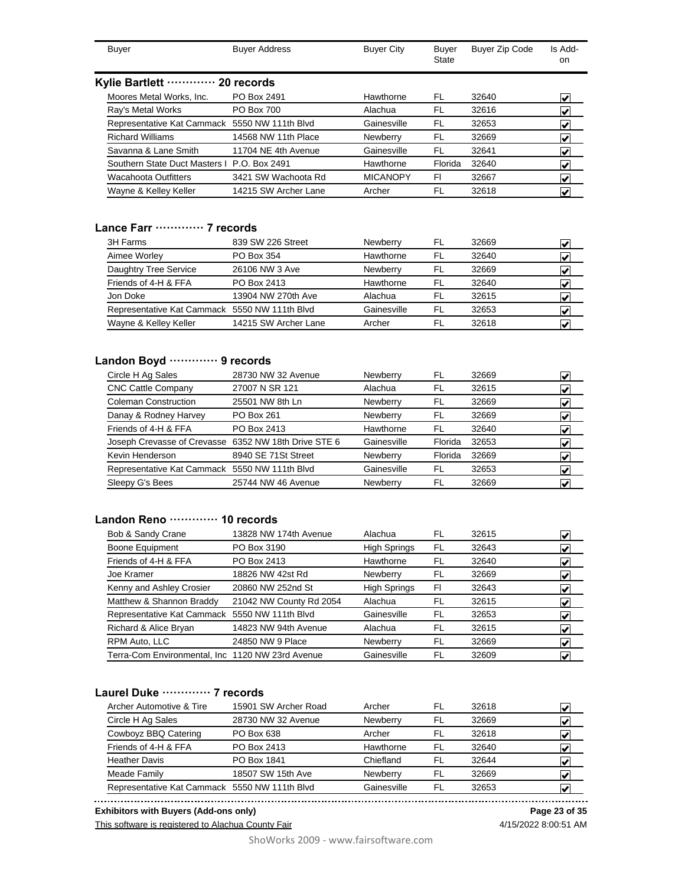| Buyer | Buyer Address | Buyer City | Buyer State | Buyer Zip Code | Is Add-on |
|---|---|---|---|---|---|

## Kylie Bartlett ············ 20 records

| Buyer | Buyer Address | Buyer City | Buyer State | Buyer Zip Code | Is Add-on |
|---|---|---|---|---|---|
| Moores Metal Works, Inc. | PO Box 2491 | Hawthorne | FL | 32640 | ☑ |
| Ray's Metal Works | PO Box 700 | Alachua | FL | 32616 | ☑ |
| Representative Kat Cammack | 5550 NW 111th Blvd | Gainesville | FL | 32653 | ☑ |
| Richard Williams | 14568 NW 11th Place | Newberry | FL | 32669 | ☑ |
| Savanna & Lane Smith | 11704 NE 4th Avenue | Gainesville | FL | 32641 | ☑ |
| Southern State Duct Masters I | P.O. Box 2491 | Hawthorne | Florida | 32640 | ☑ |
| Wacahoota Outfitters | 3421 SW Wachoota Rd | MICANOPY | Fl | 32667 | ☑ |
| Wayne & Kelley Keller | 14215 SW Archer Lane | Archer | FL | 32618 | ☑ |

## Lance Farr ············ 7 records

| Buyer | Buyer Address | Buyer City | Buyer State | Buyer Zip Code | Is Add-on |
|---|---|---|---|---|---|
| 3H Farms | 839 SW 226 Street | Newberry | FL | 32669 | ☑ |
| Aimee Worley | PO Box 354 | Hawthorne | FL | 32640 | ☑ |
| Daughtry Tree Service | 26106 NW 3 Ave | Newberry | FL | 32669 | ☑ |
| Friends of 4-H & FFA | PO Box 2413 | Hawthorne | FL | 32640 | ☑ |
| Jon Doke | 13904 NW 270th Ave | Alachua | FL | 32615 | ☑ |
| Representative Kat Cammack | 5550 NW 111th Blvd | Gainesville | FL | 32653 | ☑ |
| Wayne & Kelley Keller | 14215 SW Archer Lane | Archer | FL | 32618 | ☑ |

## Landon Boyd ············ 9 records

| Buyer | Buyer Address | Buyer City | Buyer State | Buyer Zip Code | Is Add-on |
|---|---|---|---|---|---|
| Circle H Ag Sales | 28730 NW 32 Avenue | Newberry | FL | 32669 | ☑ |
| CNC Cattle Company | 27007 N SR 121 | Alachua | FL | 32615 | ☑ |
| Coleman Construction | 25501 NW 8th Ln | Newberry | FL | 32669 | ☑ |
| Danay & Rodney Harvey | PO Box 261 | Newberry | FL | 32669 | ☑ |
| Friends of 4-H & FFA | PO Box 2413 | Hawthorne | FL | 32640 | ☑ |
| Joseph Crevasse of Crevasse | 6352 NW 18th Drive STE 6 | Gainesville | Florida | 32653 | ☑ |
| Kevin Henderson | 8940 SE 71St Street | Newberry | Florida | 32669 | ☑ |
| Representative Kat Cammack | 5550 NW 111th Blvd | Gainesville | FL | 32653 | ☑ |
| Sleepy G's Bees | 25744 NW 46 Avenue | Newberry | FL | 32669 | ☑ |

## Landon Reno ············ 10 records

| Buyer | Buyer Address | Buyer City | Buyer State | Buyer Zip Code | Is Add-on |
|---|---|---|---|---|---|
| Bob & Sandy Crane | 13828 NW 174th Avenue | Alachua | FL | 32615 | ☑ |
| Boone Equipment | PO Box 3190 | High Springs | FL | 32643 | ☑ |
| Friends of 4-H & FFA | PO Box 2413 | Hawthorne | FL | 32640 | ☑ |
| Joe Kramer | 18826 NW 42st Rd | Newberry | FL | 32669 | ☑ |
| Kenny and Ashley Crosier | 20860 NW 252nd St | High Springs | Fl | 32643 | ☑ |
| Matthew & Shannon Braddy | 21042 NW County Rd 2054 | Alachua | FL | 32615 | ☑ |
| Representative Kat Cammack | 5550 NW 111th Blvd | Gainesville | FL | 32653 | ☑ |
| Richard & Alice Bryan | 14823 NW 94th Avenue | Alachua | FL | 32615 | ☑ |
| RPM Auto, LLC | 24850 NW 9 Place | Newberry | FL | 32669 | ☑ |
| Terra-Com Environmental, Inc | 1120 NW 23rd Avenue | Gainesville | FL | 32609 | ☑ |

## Laurel Duke ············ 7 records

| Buyer | Buyer Address | Buyer City | Buyer State | Buyer Zip Code | Is Add-on |
|---|---|---|---|---|---|
| Archer Automotive & Tire | 15901 SW Archer Road | Archer | FL | 32618 | ☑ |
| Circle H Ag Sales | 28730 NW 32 Avenue | Newberry | FL | 32669 | ☑ |
| Cowboyz BBQ Catering | PO Box 638 | Archer | FL | 32618 | ☑ |
| Friends of 4-H & FFA | PO Box 2413 | Hawthorne | FL | 32640 | ☑ |
| Heather Davis | PO Box 1841 | Chiefland | FL | 32644 | ☑ |
| Meade Family | 18507 SW 15th Ave | Newberry | FL | 32669 | ☑ |
| Representative Kat Cammack | 5550 NW 111th Blvd | Gainesville | FL | 32653 | ☑ |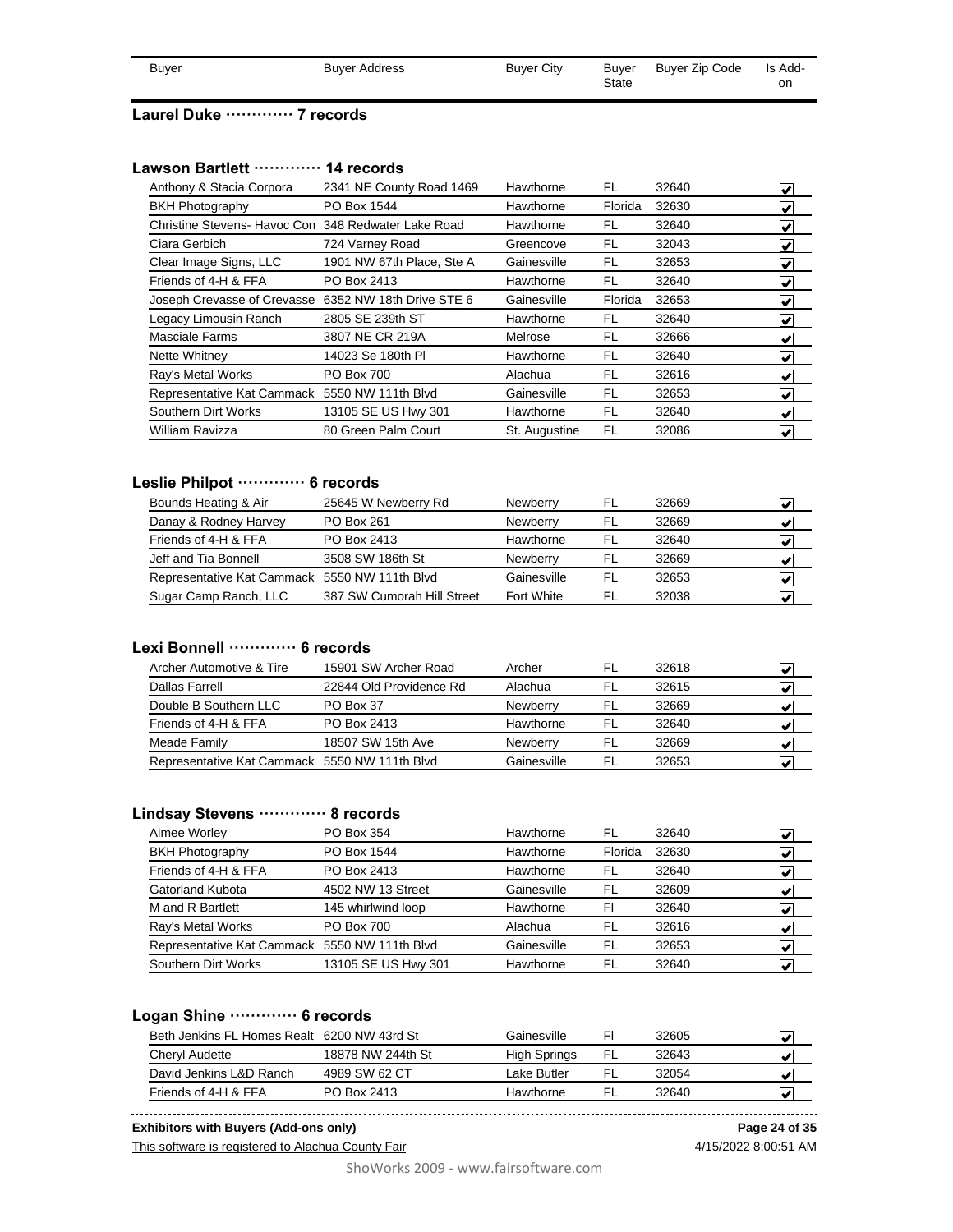| Buyer | Buyer Address | Buyer City | Buyer State | Buyer Zip Code | Is Add-on |
|---|---|---|---|---|---|

**Laurel Duke ············· 7 records**

**Lawson Bartlett ············· 14 records**

| Buyer | Buyer Address | Buyer City | Buyer State | Buyer Zip Code | Is Add-on |
|---|---|---|---|---|---|
| Anthony & Stacia Corpora | 2341 NE County Road 1469 | Hawthorne | FL | 32640 | ☑ |
| BKH Photography | PO Box 1544 | Hawthorne | Florida | 32630 | ☑ |
| Christine Stevens- Havoc Con | 348 Redwater Lake Road | Hawthorne | FL | 32640 | ☑ |
| Ciara Gerbich | 724 Varney Road | Greencove | FL | 32043 | ☑ |
| Clear Image Signs, LLC | 1901 NW 67th Place, Ste A | Gainesville | FL | 32653 | ☑ |
| Friends of 4-H & FFA | PO Box 2413 | Hawthorne | FL | 32640 | ☑ |
| Joseph Crevasse of Crevasse | 6352 NW 18th Drive STE 6 | Gainesville | Florida | 32653 | ☑ |
| Legacy Limousin Ranch | 2805 SE 239th ST | Hawthorne | FL | 32640 | ☑ |
| Masciale Farms | 3807 NE CR 219A | Melrose | FL | 32666 | ☑ |
| Nette Whitney | 14023 Se 180th Pl | Hawthorne | FL | 32640 | ☑ |
| Ray's Metal Works | PO Box 700 | Alachua | FL | 32616 | ☑ |
| Representative Kat Cammack | 5550 NW 111th Blvd | Gainesville | FL | 32653 | ☑ |
| Southern Dirt Works | 13105 SE US Hwy 301 | Hawthorne | FL | 32640 | ☑ |
| William Ravizza | 80 Green Palm Court | St. Augustine | FL | 32086 | ☑ |

**Leslie Philpot ············· 6 records**

| Buyer | Buyer Address | Buyer City | Buyer State | Buyer Zip Code | Is Add-on |
|---|---|---|---|---|---|
| Bounds Heating & Air | 25645 W Newberry Rd | Newberry | FL | 32669 | ☑ |
| Danay & Rodney Harvey | PO Box 261 | Newberry | FL | 32669 | ☑ |
| Friends of 4-H & FFA | PO Box 2413 | Hawthorne | FL | 32640 | ☑ |
| Jeff and Tia Bonnell | 3508 SW 186th St | Newberry | FL | 32669 | ☑ |
| Representative Kat Cammack | 5550 NW 111th Blvd | Gainesville | FL | 32653 | ☑ |
| Sugar Camp Ranch, LLC | 387 SW Cumorah Hill Street | Fort White | FL | 32038 | ☑ |

**Lexi Bonnell ············· 6 records**

| Buyer | Buyer Address | Buyer City | Buyer State | Buyer Zip Code | Is Add-on |
|---|---|---|---|---|---|
| Archer Automotive & Tire | 15901 SW Archer Road | Archer | FL | 32618 | ☑ |
| Dallas Farrell | 22844 Old Providence Rd | Alachua | FL | 32615 | ☑ |
| Double B Southern LLC | PO Box 37 | Newberry | FL | 32669 | ☑ |
| Friends of 4-H & FFA | PO Box 2413 | Hawthorne | FL | 32640 | ☑ |
| Meade Family | 18507 SW 15th Ave | Newberry | FL | 32669 | ☑ |
| Representative Kat Cammack | 5550 NW 111th Blvd | Gainesville | FL | 32653 | ☑ |

**Lindsay Stevens ············· 8 records**

| Buyer | Buyer Address | Buyer City | Buyer State | Buyer Zip Code | Is Add-on |
|---|---|---|---|---|---|
| Aimee Worley | PO Box 354 | Hawthorne | FL | 32640 | ☑ |
| BKH Photography | PO Box 1544 | Hawthorne | Florida | 32630 | ☑ |
| Friends of 4-H & FFA | PO Box 2413 | Hawthorne | FL | 32640 | ☑ |
| Gatorland Kubota | 4502 NW 13 Street | Gainesville | FL | 32609 | ☑ |
| M and R Bartlett | 145 whirlwind loop | Hawthorne | Fl | 32640 | ☑ |
| Ray's Metal Works | PO Box 700 | Alachua | FL | 32616 | ☑ |
| Representative Kat Cammack | 5550 NW 111th Blvd | Gainesville | FL | 32653 | ☑ |
| Southern Dirt Works | 13105 SE US Hwy 301 | Hawthorne | FL | 32640 | ☑ |

**Logan Shine ············· 6 records**

| Buyer | Buyer Address | Buyer City | Buyer State | Buyer Zip Code | Is Add-on |
|---|---|---|---|---|---|
| Beth Jenkins FL Homes Realt | 6200 NW 43rd St | Gainesville | Fl | 32605 | ☑ |
| Cheryl Audette | 18878 NW 244th St | High Springs | FL | 32643 | ☑ |
| David Jenkins L&D Ranch | 4989 SW 62 CT | Lake Butler | FL | 32054 | ☑ |
| Friends of 4-H & FFA | PO Box 2413 | Hawthorne | FL | 32640 | ☑ |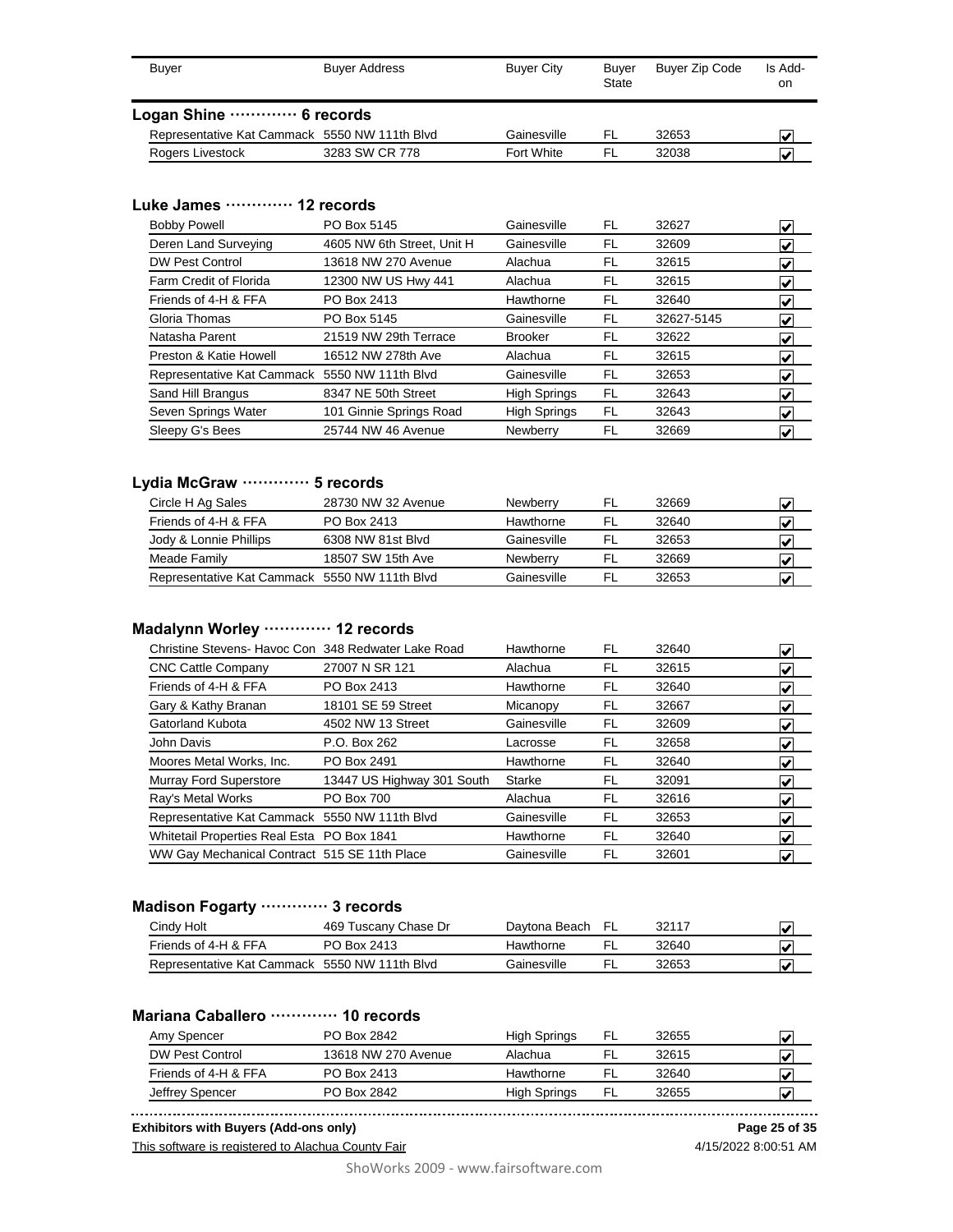| Buyer | Buyer Address | Buyer City | Buyer State | Buyer Zip Code | Is Add-on |
|---|---|---|---|---|---|

## Logan Shine ············· 6 records

| Buyer | Buyer Address | Buyer City | Buyer State | Buyer Zip Code | Is Add-on |
|---|---|---|---|---|---|
| Representative Kat Cammack | 5550 NW 111th Blvd | Gainesville | FL | 32653 | ☑ |
| Rogers Livestock | 3283 SW CR 778 | Fort White | FL | 32038 | ☑ |

## Luke James ············· 12 records

| Buyer | Buyer Address | Buyer City | Buyer State | Buyer Zip Code | Is Add-on |
|---|---|---|---|---|---|
| Bobby Powell | PO Box 5145 | Gainesville | FL | 32627 | ☑ |
| Deren Land Surveying | 4605 NW 6th Street, Unit H | Gainesville | FL | 32609 | ☑ |
| DW Pest Control | 13618 NW 270 Avenue | Alachua | FL | 32615 | ☑ |
| Farm Credit of Florida | 12300 NW US Hwy 441 | Alachua | FL | 32615 | ☑ |
| Friends of 4-H & FFA | PO Box 2413 | Hawthorne | FL | 32640 | ☑ |
| Gloria Thomas | PO Box 5145 | Gainesville | FL | 32627-5145 | ☑ |
| Natasha Parent | 21519 NW 29th Terrace | Brooker | FL | 32622 | ☑ |
| Preston & Katie Howell | 16512 NW 278th Ave | Alachua | FL | 32615 | ☑ |
| Representative Kat Cammack | 5550 NW 111th Blvd | Gainesville | FL | 32653 | ☑ |
| Sand Hill Brangus | 8347 NE 50th Street | High Springs | FL | 32643 | ☑ |
| Seven Springs Water | 101 Ginnie Springs Road | High Springs | FL | 32643 | ☑ |
| Sleepy G's Bees | 25744 NW 46 Avenue | Newberry | FL | 32669 | ☑ |

## Lydia McGraw ············· 5 records

| Buyer | Buyer Address | Buyer City | Buyer State | Buyer Zip Code | Is Add-on |
|---|---|---|---|---|---|
| Circle H Ag Sales | 28730 NW 32 Avenue | Newberry | FL | 32669 | ☑ |
| Friends of 4-H & FFA | PO Box 2413 | Hawthorne | FL | 32640 | ☑ |
| Jody & Lonnie Phillips | 6308 NW 81st Blvd | Gainesville | FL | 32653 | ☑ |
| Meade Family | 18507 SW 15th Ave | Newberry | FL | 32669 | ☑ |
| Representative Kat Cammack | 5550 NW 111th Blvd | Gainesville | FL | 32653 | ☑ |

## Madalynn Worley ············· 12 records

| Buyer | Buyer Address | Buyer City | Buyer State | Buyer Zip Code | Is Add-on |
|---|---|---|---|---|---|
| Christine Stevens- Havoc Con | 348 Redwater Lake Road | Hawthorne | FL | 32640 | ☑ |
| CNC Cattle Company | 27007 N SR 121 | Alachua | FL | 32615 | ☑ |
| Friends of 4-H & FFA | PO Box 2413 | Hawthorne | FL | 32640 | ☑ |
| Gary & Kathy Branan | 18101 SE 59 Street | Micanopy | FL | 32667 | ☑ |
| Gatorland Kubota | 4502 NW 13 Street | Gainesville | FL | 32609 | ☑ |
| John Davis | P.O. Box 262 | Lacrosse | FL | 32658 | ☑ |
| Moores Metal Works, Inc. | PO Box 2491 | Hawthorne | FL | 32640 | ☑ |
| Murray Ford Superstore | 13447 US Highway 301 South | Starke | FL | 32091 | ☑ |
| Ray's Metal Works | PO Box 700 | Alachua | FL | 32616 | ☑ |
| Representative Kat Cammack | 5550 NW 111th Blvd | Gainesville | FL | 32653 | ☑ |
| Whitetail Properties Real Esta | PO Box 1841 | Hawthorne | FL | 32640 | ☑ |
| WW Gay Mechanical Contract | 515 SE 11th Place | Gainesville | FL | 32601 | ☑ |

## Madison Fogarty ············· 3 records

| Buyer | Buyer Address | Buyer City | Buyer State | Buyer Zip Code | Is Add-on |
|---|---|---|---|---|---|
| Cindy Holt | 469 Tuscany Chase Dr | Daytona Beach | FL | 32117 | ☑ |
| Friends of 4-H & FFA | PO Box 2413 | Hawthorne | FL | 32640 | ☑ |
| Representative Kat Cammack | 5550 NW 111th Blvd | Gainesville | FL | 32653 | ☑ |

## Mariana Caballero ············· 10 records

| Buyer | Buyer Address | Buyer City | Buyer State | Buyer Zip Code | Is Add-on |
|---|---|---|---|---|---|
| Amy Spencer | PO Box 2842 | High Springs | FL | 32655 | ☑ |
| DW Pest Control | 13618 NW 270 Avenue | Alachua | FL | 32615 | ☑ |
| Friends of 4-H & FFA | PO Box 2413 | Hawthorne | FL | 32640 | ☑ |
| Jeffrey Spencer | PO Box 2842 | High Springs | FL | 32655 | ☑ |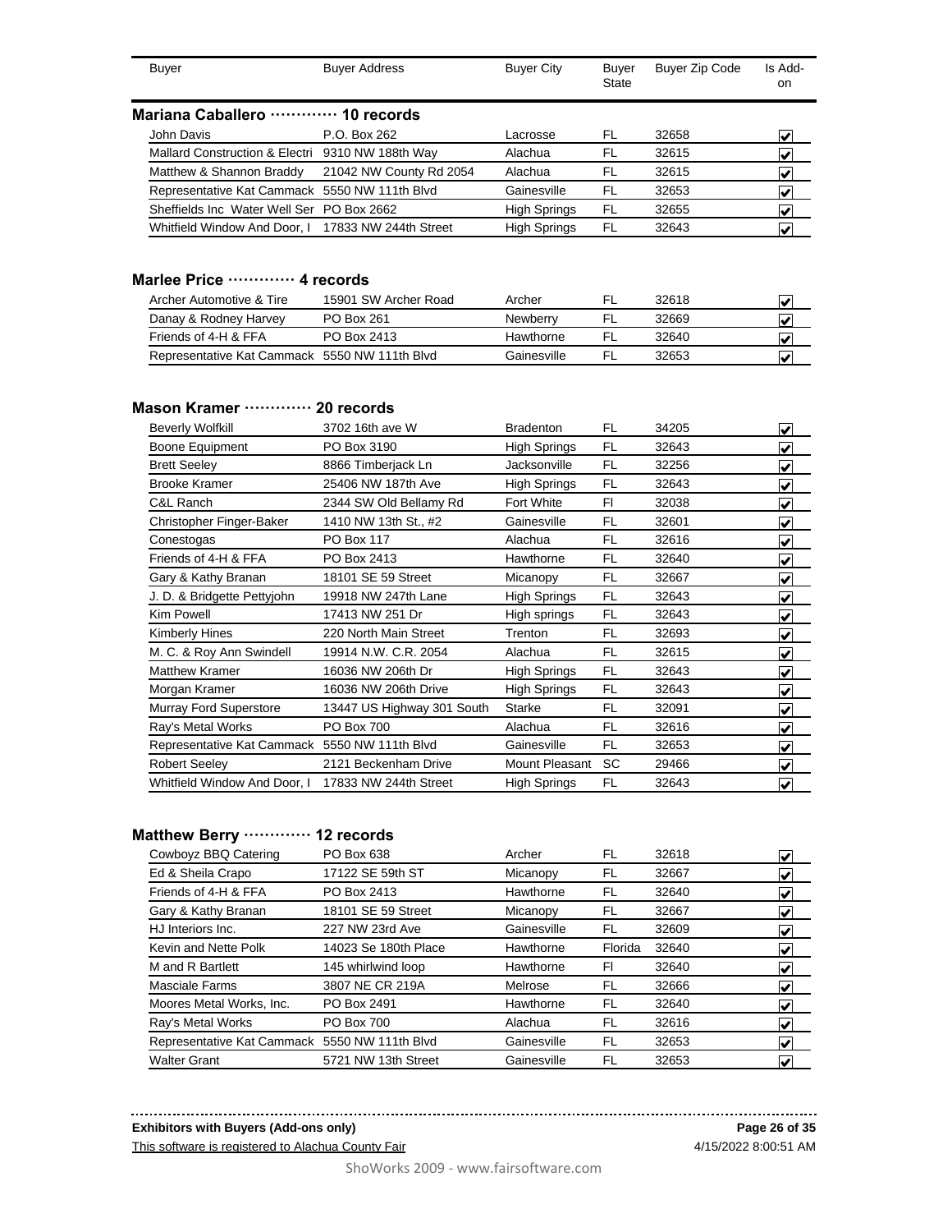| Buyer | Buyer Address | Buyer City | Buyer State | Buyer Zip Code | Is Add-on |
|---|---|---|---|---|---|

**Mariana Caballero ············· 10 records**

| Buyer | Buyer Address | Buyer City | Buyer State | Buyer Zip Code | Is Add-on |
|---|---|---|---|---|---|
| John Davis | P.O. Box 262 | Lacrosse | FL | 32658 | ☑ |
| Mallard Construction & Electri | 9310 NW 188th Way | Alachua | FL | 32615 | ☑ |
| Matthew & Shannon Braddy | 21042 NW County Rd 2054 | Alachua | FL | 32615 | ☑ |
| Representative Kat Cammack | 5550 NW 111th Blvd | Gainesville | FL | 32653 | ☑ |
| Sheffields Inc Water Well Ser | PO Box 2662 | High Springs | FL | 32655 | ☑ |
| Whitfield Window And Door, I | 17833 NW 244th Street | High Springs | FL | 32643 | ☑ |

**Marlee Price ············· 4 records**

| Buyer | Buyer Address | Buyer City | Buyer State | Buyer Zip Code | Is Add-on |
|---|---|---|---|---|---|
| Archer Automotive & Tire | 15901 SW Archer Road | Archer | FL | 32618 | ☑ |
| Danay & Rodney Harvey | PO Box 261 | Newberry | FL | 32669 | ☑ |
| Friends of 4-H & FFA | PO Box 2413 | Hawthorne | FL | 32640 | ☑ |
| Representative Kat Cammack | 5550 NW 111th Blvd | Gainesville | FL | 32653 | ☑ |

**Mason Kramer ············· 20 records**

| Buyer | Buyer Address | Buyer City | Buyer State | Buyer Zip Code | Is Add-on |
|---|---|---|---|---|---|
| Beverly Wolfkill | 3702 16th ave W | Bradenton | FL | 34205 | ☑ |
| Boone Equipment | PO Box 3190 | High Springs | FL | 32643 | ☑ |
| Brett Seeley | 8866 Timberjack Ln | Jacksonville | FL | 32256 | ☑ |
| Brooke Kramer | 25406 NW 187th Ave | High Springs | FL | 32643 | ☑ |
| C&L Ranch | 2344 SW Old Bellamy Rd | Fort White | Fl | 32038 | ☑ |
| Christopher Finger-Baker | 1410 NW 13th St., #2 | Gainesville | FL | 32601 | ☑ |
| Conestogas | PO Box 117 | Alachua | FL | 32616 | ☑ |
| Friends of 4-H & FFA | PO Box 2413 | Hawthorne | FL | 32640 | ☑ |
| Gary & Kathy Branan | 18101 SE 59 Street | Micanopy | FL | 32667 | ☑ |
| J. D. & Bridgette Pettyjohn | 19918 NW 247th Lane | High Springs | FL | 32643 | ☑ |
| Kim Powell | 17413 NW 251 Dr | High springs | FL | 32643 | ☑ |
| Kimberly Hines | 220 North Main Street | Trenton | FL | 32693 | ☑ |
| M. C. & Roy Ann Swindell | 19914 N.W. C.R. 2054 | Alachua | FL | 32615 | ☑ |
| Matthew Kramer | 16036 NW 206th Dr | High Springs | FL | 32643 | ☑ |
| Morgan Kramer | 16036 NW 206th Drive | High Springs | FL | 32643 | ☑ |
| Murray Ford Superstore | 13447 US Highway 301 South | Starke | FL | 32091 | ☑ |
| Ray's Metal Works | PO Box 700 | Alachua | FL | 32616 | ☑ |
| Representative Kat Cammack | 5550 NW 111th Blvd | Gainesville | FL | 32653 | ☑ |
| Robert Seeley | 2121 Beckenham Drive | Mount Pleasant | SC | 29466 | ☑ |
| Whitfield Window And Door, I | 17833 NW 244th Street | High Springs | FL | 32643 | ☑ |

**Matthew Berry ············· 12 records**

| Buyer | Buyer Address | Buyer City | Buyer State | Buyer Zip Code | Is Add-on |
|---|---|---|---|---|---|
| Cowboyz BBQ Catering | PO Box 638 | Archer | FL | 32618 | ☑ |
| Ed & Sheila Crapo | 17122 SE 59th ST | Micanopy | FL | 32667 | ☑ |
| Friends of 4-H & FFA | PO Box 2413 | Hawthorne | FL | 32640 | ☑ |
| Gary & Kathy Branan | 18101 SE 59 Street | Micanopy | FL | 32667 | ☑ |
| HJ Interiors Inc. | 227 NW 23rd Ave | Gainesville | FL | 32609 | ☑ |
| Kevin and Nette Polk | 14023 Se 180th Place | Hawthorne | Florida | 32640 | ☑ |
| M and R Bartlett | 145 whirlwind loop | Hawthorne | Fl | 32640 | ☑ |
| Masciale Farms | 3807 NE CR 219A | Melrose | FL | 32666 | ☑ |
| Moores Metal Works, Inc. | PO Box 2491 | Hawthorne | FL | 32640 | ☑ |
| Ray's Metal Works | PO Box 700 | Alachua | FL | 32616 | ☑ |
| Representative Kat Cammack | 5550 NW 111th Blvd | Gainesville | FL | 32653 | ☑ |
| Walter Grant | 5721 NW 13th Street | Gainesville | FL | 32653 | ☑ |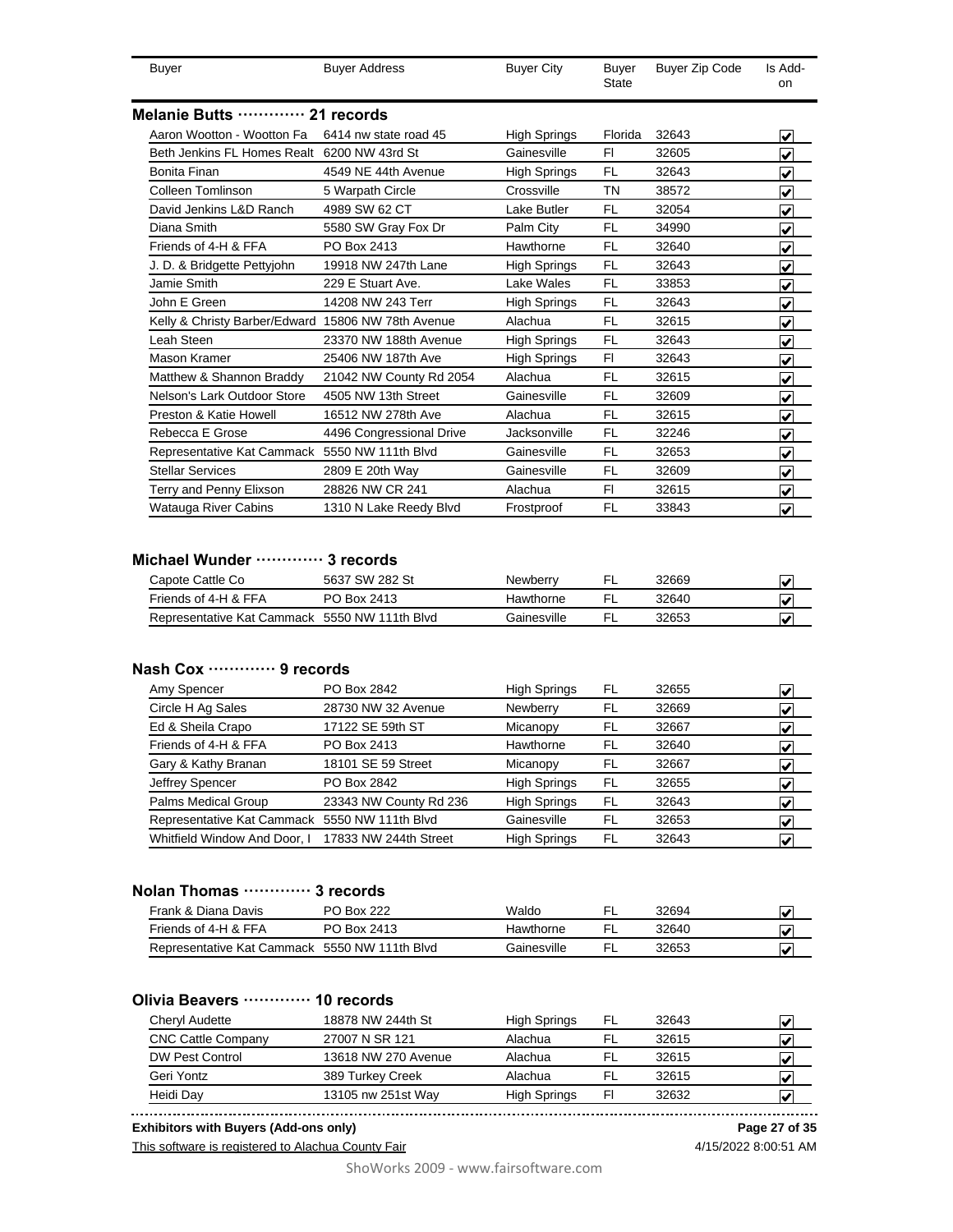| Buyer | Buyer Address | Buyer City | Buyer State | Buyer Zip Code | Is Add-on |
|---|---|---|---|---|---|

**Melanie Butts ············ 21 records**

| Buyer | Buyer Address | Buyer City | Buyer State | Buyer Zip Code | Is Add-on |
|---|---|---|---|---|---|
| Aaron Wootton - Wootton Fa | 6414 nw state road 45 | High Springs | Florida | 32643 | ☑ |
| Beth Jenkins FL Homes Realt | 6200 NW 43rd St | Gainesville | Fl | 32605 | ☑ |
| Bonita Finan | 4549 NE 44th Avenue | High Springs | FL | 32643 | ☑ |
| Colleen Tomlinson | 5 Warpath Circle | Crossville | TN | 38572 | ☑ |
| David Jenkins L&D Ranch | 4989 SW 62 CT | Lake Butler | FL | 32054 | ☑ |
| Diana Smith | 5580 SW Gray Fox Dr | Palm City | FL | 34990 | ☑ |
| Friends of 4-H & FFA | PO Box 2413 | Hawthorne | FL | 32640 | ☑ |
| J. D. & Bridgette Pettyjohn | 19918 NW 247th Lane | High Springs | FL | 32643 | ☑ |
| Jamie Smith | 229 E Stuart Ave. | Lake Wales | FL | 33853 | ☑ |
| John E Green | 14208 NW 243 Terr | High Springs | FL | 32643 | ☑ |
| Kelly & Christy Barber/Edward | 15806 NW 78th Avenue | Alachua | FL | 32615 | ☑ |
| Leah Steen | 23370 NW 188th Avenue | High Springs | FL | 32643 | ☑ |
| Mason Kramer | 25406 NW 187th Ave | High Springs | Fl | 32643 | ☑ |
| Matthew & Shannon Braddy | 21042 NW County Rd 2054 | Alachua | FL | 32615 | ☑ |
| Nelson's Lark Outdoor Store | 4505 NW 13th Street | Gainesville | FL | 32609 | ☑ |
| Preston & Katie Howell | 16512 NW 278th Ave | Alachua | FL | 32615 | ☑ |
| Rebecca E Grose | 4496 Congressional Drive | Jacksonville | FL | 32246 | ☑ |
| Representative Kat Cammack | 5550 NW 111th Blvd | Gainesville | FL | 32653 | ☑ |
| Stellar Services | 2809 E 20th Way | Gainesville | FL | 32609 | ☑ |
| Terry and Penny Elixson | 28826 NW CR 241 | Alachua | Fl | 32615 | ☑ |
| Watauga River Cabins | 1310 N Lake Reedy Blvd | Frostproof | FL | 33843 | ☑ |

**Michael Wunder ············ 3 records**

| Buyer | Buyer Address | Buyer City | Buyer State | Buyer Zip Code | Is Add-on |
|---|---|---|---|---|---|
| Capote Cattle Co | 5637 SW 282 St | Newberry | FL | 32669 | ☑ |
| Friends of 4-H & FFA | PO Box 2413 | Hawthorne | FL | 32640 | ☑ |
| Representative Kat Cammack | 5550 NW 111th Blvd | Gainesville | FL | 32653 | ☑ |

**Nash Cox ············ 9 records**

| Buyer | Buyer Address | Buyer City | Buyer State | Buyer Zip Code | Is Add-on |
|---|---|---|---|---|---|
| Amy Spencer | PO Box 2842 | High Springs | FL | 32655 | ☑ |
| Circle H Ag Sales | 28730 NW 32 Avenue | Newberry | FL | 32669 | ☑ |
| Ed & Sheila Crapo | 17122 SE 59th ST | Micanopy | FL | 32667 | ☑ |
| Friends of 4-H & FFA | PO Box 2413 | Hawthorne | FL | 32640 | ☑ |
| Gary & Kathy Branan | 18101 SE 59 Street | Micanopy | FL | 32667 | ☑ |
| Jeffrey Spencer | PO Box 2842 | High Springs | FL | 32655 | ☑ |
| Palms Medical Group | 23343 NW County Rd 236 | High Springs | FL | 32643 | ☑ |
| Representative Kat Cammack | 5550 NW 111th Blvd | Gainesville | FL | 32653 | ☑ |
| Whitfield Window And Door, I | 17833 NW 244th Street | High Springs | FL | 32643 | ☑ |

**Nolan Thomas ············ 3 records**

| Buyer | Buyer Address | Buyer City | Buyer State | Buyer Zip Code | Is Add-on |
|---|---|---|---|---|---|
| Frank & Diana Davis | PO Box 222 | Waldo | FL | 32694 | ☑ |
| Friends of 4-H & FFA | PO Box 2413 | Hawthorne | FL | 32640 | ☑ |
| Representative Kat Cammack | 5550 NW 111th Blvd | Gainesville | FL | 32653 | ☑ |

**Olivia Beavers ············ 10 records**

| Buyer | Buyer Address | Buyer City | Buyer State | Buyer Zip Code | Is Add-on |
|---|---|---|---|---|---|
| Cheryl Audette | 18878 NW 244th St | High Springs | FL | 32643 | ☑ |
| CNC Cattle Company | 27007 N SR 121 | Alachua | FL | 32615 | ☑ |
| DW Pest Control | 13618 NW 270 Avenue | Alachua | FL | 32615 | ☑ |
| Geri Yontz | 389 Turkey Creek | Alachua | FL | 32615 | ☑ |
| Heidi Day | 13105 nw 251st Way | High Springs | Fl | 32632 | ☑ |

**Exhibitors with Buyers (Add-ons only)**

This software is registered to Alachua County Fair

4/15/2022 8:00:51 AM

ShoWorks 2009 - www.fairsoftware.com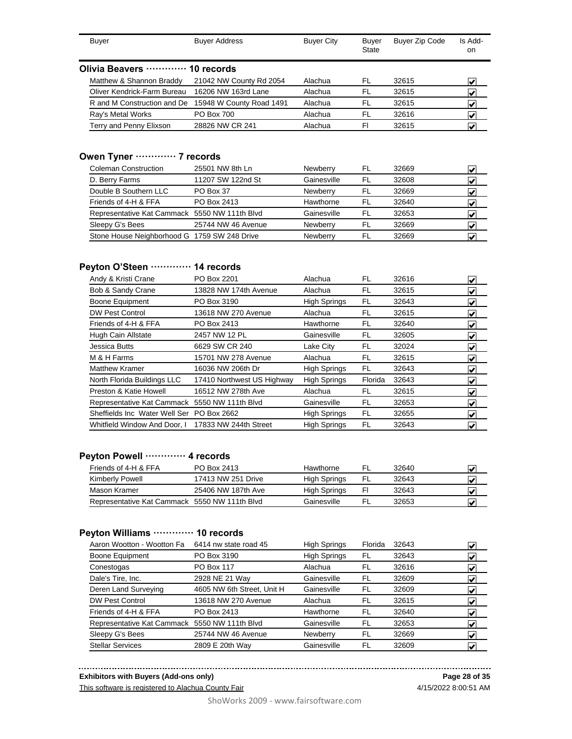| Buyer | Buyer Address | Buyer City | Buyer State | Buyer Zip Code | Is Add-on |
|---|---|---|---|---|---|

## Olivia Beavers ············· 10 records

| Buyer | Buyer Address | Buyer City | Buyer State | Buyer Zip Code | Is Add-on |
|---|---|---|---|---|---|
| Matthew & Shannon Braddy | 21042 NW County Rd 2054 | Alachua | FL | 32615 | ☑ |
| Oliver Kendrick-Farm Bureau | 16206 NW 163rd Lane | Alachua | FL | 32615 | ☑ |
| R and M Construction and De | 15948 W County Road 1491 | Alachua | FL | 32615 | ☑ |
| Ray's Metal Works | PO Box 700 | Alachua | FL | 32616 | ☑ |
| Terry and Penny Elixson | 28826 NW CR 241 | Alachua | Fl | 32615 | ☑ |

## Owen Tyner ············· 7 records

| Buyer | Buyer Address | Buyer City | Buyer State | Buyer Zip Code | Is Add-on |
|---|---|---|---|---|---|
| Coleman Construction | 25501 NW 8th Ln | Newberry | FL | 32669 | ☑ |
| D. Berry Farms | 11207 SW 122nd St | Gainesville | FL | 32608 | ☑ |
| Double B Southern LLC | PO Box 37 | Newberry | FL | 32669 | ☑ |
| Friends of 4-H & FFA | PO Box 2413 | Hawthorne | FL | 32640 | ☑ |
| Representative Kat Cammack | 5550 NW 111th Blvd | Gainesville | FL | 32653 | ☑ |
| Sleepy G's Bees | 25744 NW 46 Avenue | Newberry | FL | 32669 | ☑ |
| Stone House Neighborhood G | 1759 SW 248 Drive | Newberry | FL | 32669 | ☑ |

## Peyton O'Steen ············· 14 records

| Buyer | Buyer Address | Buyer City | Buyer State | Buyer Zip Code | Is Add-on |
|---|---|---|---|---|---|
| Andy & Kristi Crane | PO Box 2201 | Alachua | FL | 32616 | ☑ |
| Bob & Sandy Crane | 13828 NW 174th Avenue | Alachua | FL | 32615 | ☑ |
| Boone Equipment | PO Box 3190 | High Springs | FL | 32643 | ☑ |
| DW Pest Control | 13618 NW 270 Avenue | Alachua | FL | 32615 | ☑ |
| Friends of 4-H & FFA | PO Box 2413 | Hawthorne | FL | 32640 | ☑ |
| Hugh Cain Allstate | 2457 NW 12 PL | Gainesville | FL | 32605 | ☑ |
| Jessica Butts | 6629 SW CR 240 | Lake City | FL | 32024 | ☑ |
| M & H Farms | 15701 NW 278 Avenue | Alachua | FL | 32615 | ☑ |
| Matthew Kramer | 16036 NW 206th Dr | High Springs | FL | 32643 | ☑ |
| North Florida Buildings LLC | 17410 Northwest US Highway | High Springs | Florida | 32643 | ☑ |
| Preston & Katie Howell | 16512 NW 278th Ave | Alachua | FL | 32615 | ☑ |
| Representative Kat Cammack | 5550 NW 111th Blvd | Gainesville | FL | 32653 | ☑ |
| Sheffields Inc Water Well Ser | PO Box 2662 | High Springs | FL | 32655 | ☑ |
| Whitfield Window And Door, I | 17833 NW 244th Street | High Springs | FL | 32643 | ☑ |

## Peyton Powell ············· 4 records

| Buyer | Buyer Address | Buyer City | Buyer State | Buyer Zip Code | Is Add-on |
|---|---|---|---|---|---|
| Friends of 4-H & FFA | PO Box 2413 | Hawthorne | FL | 32640 | ☑ |
| Kimberly Powell | 17413 NW 251 Drive | High Springs | FL | 32643 | ☑ |
| Mason Kramer | 25406 NW 187th Ave | High Springs | Fl | 32643 | ☑ |
| Representative Kat Cammack | 5550 NW 111th Blvd | Gainesville | FL | 32653 | ☑ |

## Peyton Williams ············· 10 records

| Buyer | Buyer Address | Buyer City | Buyer State | Buyer Zip Code | Is Add-on |
|---|---|---|---|---|---|
| Aaron Wootton - Wootton Fa | 6414 nw state road 45 | High Springs | Florida | 32643 | ☑ |
| Boone Equipment | PO Box 3190 | High Springs | FL | 32643 | ☑ |
| Conestogas | PO Box 117 | Alachua | FL | 32616 | ☑ |
| Dale's Tire, Inc. | 2928 NE 21 Way | Gainesville | FL | 32609 | ☑ |
| Deren Land Surveying | 4605 NW 6th Street, Unit H | Gainesville | FL | 32609 | ☑ |
| DW Pest Control | 13618 NW 270 Avenue | Alachua | FL | 32615 | ☑ |
| Friends of 4-H & FFA | PO Box 2413 | Hawthorne | FL | 32640 | ☑ |
| Representative Kat Cammack | 5550 NW 111th Blvd | Gainesville | FL | 32653 | ☑ |
| Sleepy G's Bees | 25744 NW 46 Avenue | Newberry | FL | 32669 | ☑ |
| Stellar Services | 2809 E 20th Way | Gainesville | FL | 32609 | ☑ |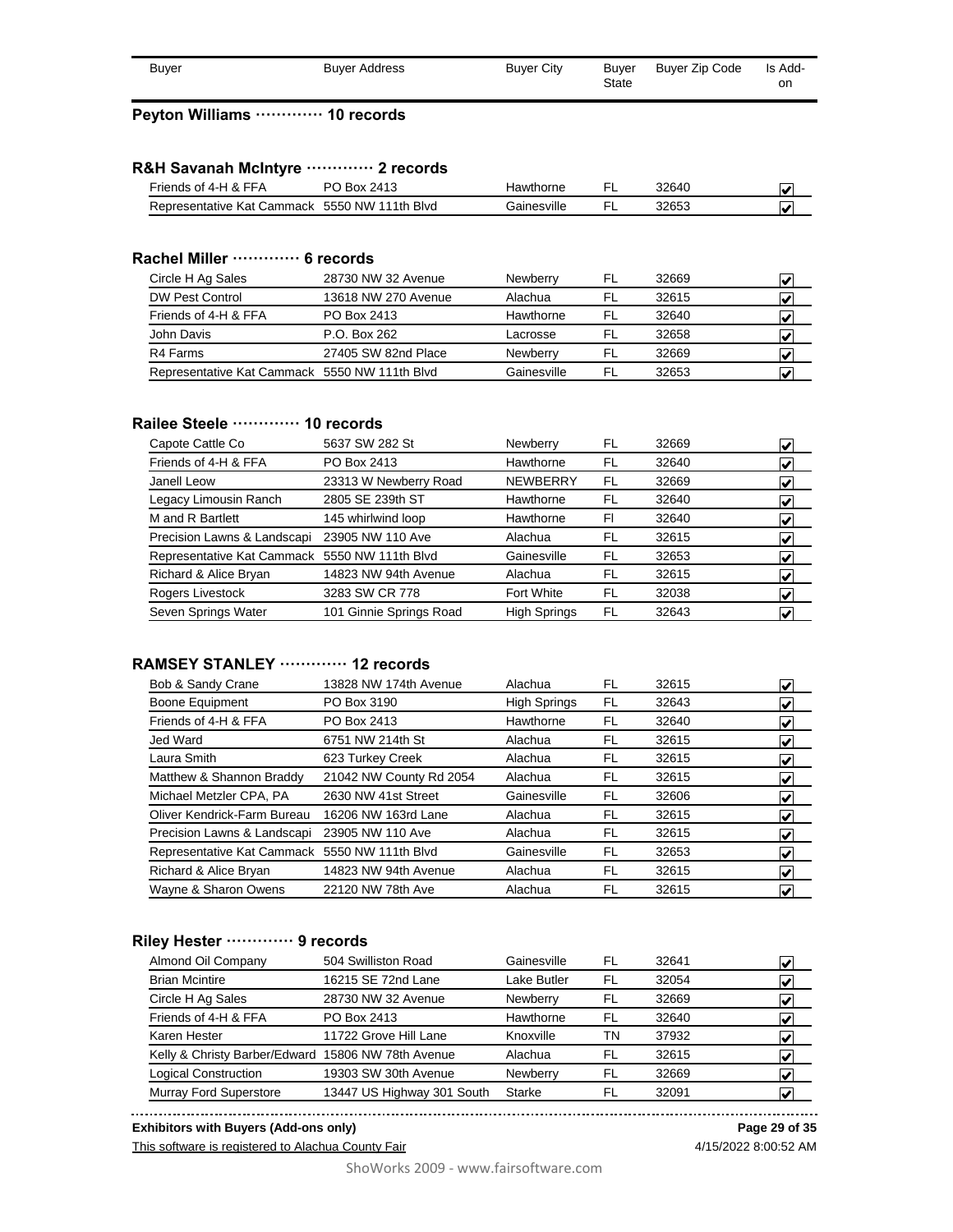| Buyer | Buyer Address | Buyer City | Buyer State | Buyer Zip Code | Is Add-on |
|---|---|---|---|---|---|

**Peyton Williams ············· 10 records**

**R&H Savanah McIntyre ············· 2 records**

| Buyer | Buyer Address | Buyer City | Buyer State | Buyer Zip Code | Is Add-on |
|---|---|---|---|---|---|
| Friends of 4-H & FFA | PO Box 2413 | Hawthorne | FL | 32640 | ☑ |
| Representative Kat Cammack | 5550 NW 111th Blvd | Gainesville | FL | 32653 | ☑ |

**Rachel Miller ············· 6 records**

| Buyer | Buyer Address | Buyer City | Buyer State | Buyer Zip Code | Is Add-on |
|---|---|---|---|---|---|
| Circle H Ag Sales | 28730 NW 32 Avenue | Newberry | FL | 32669 | ☑ |
| DW Pest Control | 13618 NW 270 Avenue | Alachua | FL | 32615 | ☑ |
| Friends of 4-H & FFA | PO Box 2413 | Hawthorne | FL | 32640 | ☑ |
| John Davis | P.O. Box 262 | Lacrosse | FL | 32658 | ☑ |
| R4 Farms | 27405 SW 82nd Place | Newberry | FL | 32669 | ☑ |
| Representative Kat Cammack | 5550 NW 111th Blvd | Gainesville | FL | 32653 | ☑ |

**Railee Steele ············· 10 records**

| Buyer | Buyer Address | Buyer City | Buyer State | Buyer Zip Code | Is Add-on |
|---|---|---|---|---|---|
| Capote Cattle Co | 5637 SW 282 St | Newberry | FL | 32669 | ☑ |
| Friends of 4-H & FFA | PO Box 2413 | Hawthorne | FL | 32640 | ☑ |
| Janell Leow | 23313 W Newberry Road | NEWBERRY | FL | 32669 | ☑ |
| Legacy Limousin Ranch | 2805 SE 239th ST | Hawthorne | FL | 32640 | ☑ |
| M and R Bartlett | 145 whirlwind loop | Hawthorne | Fl | 32640 | ☑ |
| Precision Lawns & Landscapi | 23905 NW 110 Ave | Alachua | FL | 32615 | ☑ |
| Representative Kat Cammack | 5550 NW 111th Blvd | Gainesville | FL | 32653 | ☑ |
| Richard & Alice Bryan | 14823 NW 94th Avenue | Alachua | FL | 32615 | ☑ |
| Rogers Livestock | 3283 SW CR 778 | Fort White | FL | 32038 | ☑ |
| Seven Springs Water | 101 Ginnie Springs Road | High Springs | FL | 32643 | ☑ |

**RAMSEY STANLEY ············· 12 records**

| Buyer | Buyer Address | Buyer City | Buyer State | Buyer Zip Code | Is Add-on |
|---|---|---|---|---|---|
| Bob & Sandy Crane | 13828 NW 174th Avenue | Alachua | FL | 32615 | ☑ |
| Boone Equipment | PO Box 3190 | High Springs | FL | 32643 | ☑ |
| Friends of 4-H & FFA | PO Box 2413 | Hawthorne | FL | 32640 | ☑ |
| Jed Ward | 6751 NW 214th St | Alachua | FL | 32615 | ☑ |
| Laura Smith | 623 Turkey Creek | Alachua | FL | 32615 | ☑ |
| Matthew & Shannon Braddy | 21042 NW County Rd 2054 | Alachua | FL | 32615 | ☑ |
| Michael Metzler CPA, PA | 2630 NW 41st Street | Gainesville | FL | 32606 | ☑ |
| Oliver Kendrick-Farm Bureau | 16206 NW 163rd Lane | Alachua | FL | 32615 | ☑ |
| Precision Lawns & Landscapi | 23905 NW 110 Ave | Alachua | FL | 32615 | ☑ |
| Representative Kat Cammack | 5550 NW 111th Blvd | Gainesville | FL | 32653 | ☑ |
| Richard & Alice Bryan | 14823 NW 94th Avenue | Alachua | FL | 32615 | ☑ |
| Wayne & Sharon Owens | 22120 NW 78th Ave | Alachua | FL | 32615 | ☑ |

**Riley Hester ············· 9 records**

| Buyer | Buyer Address | Buyer City | Buyer State | Buyer Zip Code | Is Add-on |
|---|---|---|---|---|---|
| Almond Oil Company | 504 Swilliston Road | Gainesville | FL | 32641 | ☑ |
| Brian Mcintire | 16215 SE 72nd Lane | Lake Butler | FL | 32054 | ☑ |
| Circle H Ag Sales | 28730 NW 32 Avenue | Newberry | FL | 32669 | ☑ |
| Friends of 4-H & FFA | PO Box 2413 | Hawthorne | FL | 32640 | ☑ |
| Karen Hester | 11722 Grove Hill Lane | Knoxville | TN | 37932 | ☑ |
| Kelly & Christy Barber/Edward | 15806 NW 78th Avenue | Alachua | FL | 32615 | ☑ |
| Logical Construction | 19303 SW 30th Avenue | Newberry | FL | 32669 | ☑ |
| Murray Ford Superstore | 13447 US Highway 301 South | Starke | FL | 32091 | ☑ |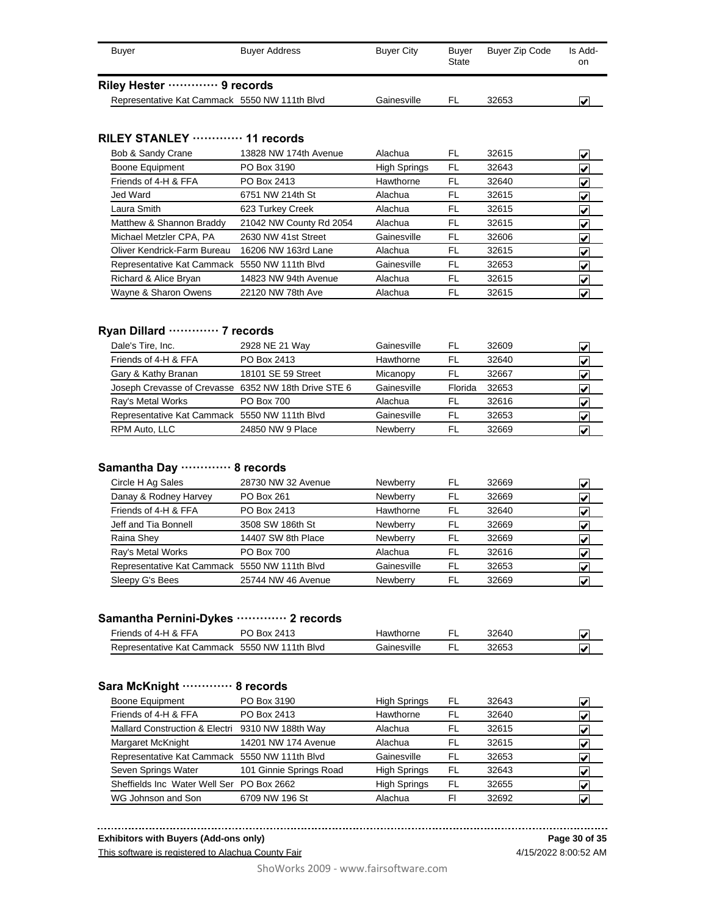| Buyer | Buyer Address | Buyer City | Buyer State | Buyer Zip Code | Is Add-on |
|---|---|---|---|---|---|

## Riley Hester ············ 9 records

| Buyer | Buyer Address | Buyer City | Buyer State | Buyer Zip Code | Is Add-on |
|---|---|---|---|---|---|
| Representative Kat Cammack | 5550 NW 111th Blvd | Gainesville | FL | 32653 | ☑ |

## RILEY STANLEY ············ 11 records

| Buyer | Buyer Address | Buyer City | Buyer State | Buyer Zip Code | Is Add-on |
|---|---|---|---|---|---|
| Bob & Sandy Crane | 13828 NW 174th Avenue | Alachua | FL | 32615 | ☑ |
| Boone Equipment | PO Box 3190 | High Springs | FL | 32643 | ☑ |
| Friends of 4-H & FFA | PO Box 2413 | Hawthorne | FL | 32640 | ☑ |
| Jed Ward | 6751 NW 214th St | Alachua | FL | 32615 | ☑ |
| Laura Smith | 623 Turkey Creek | Alachua | FL | 32615 | ☑ |
| Matthew & Shannon Braddy | 21042 NW County Rd 2054 | Alachua | FL | 32615 | ☑ |
| Michael Metzler CPA, PA | 2630 NW 41st Street | Gainesville | FL | 32606 | ☑ |
| Oliver Kendrick-Farm Bureau | 16206 NW 163rd Lane | Alachua | FL | 32615 | ☑ |
| Representative Kat Cammack | 5550 NW 111th Blvd | Gainesville | FL | 32653 | ☑ |
| Richard & Alice Bryan | 14823 NW 94th Avenue | Alachua | FL | 32615 | ☑ |
| Wayne & Sharon Owens | 22120 NW 78th Ave | Alachua | FL | 32615 | ☑ |

## Ryan Dillard ············ 7 records

| Buyer | Buyer Address | Buyer City | Buyer State | Buyer Zip Code | Is Add-on |
|---|---|---|---|---|---|
| Dale's Tire, Inc. | 2928 NE 21 Way | Gainesville | FL | 32609 | ☑ |
| Friends of 4-H & FFA | PO Box 2413 | Hawthorne | FL | 32640 | ☑ |
| Gary & Kathy Branan | 18101 SE 59 Street | Micanopy | FL | 32667 | ☑ |
| Joseph Crevasse of Crevasse | 6352 NW 18th Drive STE 6 | Gainesville | Florida | 32653 | ☑ |
| Ray's Metal Works | PO Box 700 | Alachua | FL | 32616 | ☑ |
| Representative Kat Cammack | 5550 NW 111th Blvd | Gainesville | FL | 32653 | ☑ |
| RPM Auto, LLC | 24850 NW 9 Place | Newberry | FL | 32669 | ☑ |

## Samantha Day ············ 8 records

| Buyer | Buyer Address | Buyer City | Buyer State | Buyer Zip Code | Is Add-on |
|---|---|---|---|---|---|
| Circle H Ag Sales | 28730 NW 32 Avenue | Newberry | FL | 32669 | ☑ |
| Danay & Rodney Harvey | PO Box 261 | Newberry | FL | 32669 | ☑ |
| Friends of 4-H & FFA | PO Box 2413 | Hawthorne | FL | 32640 | ☑ |
| Jeff and Tia Bonnell | 3508 SW 186th St | Newberry | FL | 32669 | ☑ |
| Raina Shey | 14407 SW 8th Place | Newberry | FL | 32669 | ☑ |
| Ray's Metal Works | PO Box 700 | Alachua | FL | 32616 | ☑ |
| Representative Kat Cammack | 5550 NW 111th Blvd | Gainesville | FL | 32653 | ☑ |
| Sleepy G's Bees | 25744 NW 46 Avenue | Newberry | FL | 32669 | ☑ |

## Samantha Pernini-Dykes ············ 2 records

| Buyer | Buyer Address | Buyer City | Buyer State | Buyer Zip Code | Is Add-on |
|---|---|---|---|---|---|
| Friends of 4-H & FFA | PO Box 2413 | Hawthorne | FL | 32640 | ☑ |
| Representative Kat Cammack | 5550 NW 111th Blvd | Gainesville | FL | 32653 | ☑ |

## Sara McKnight ············ 8 records

| Buyer | Buyer Address | Buyer City | Buyer State | Buyer Zip Code | Is Add-on |
|---|---|---|---|---|---|
| Boone Equipment | PO Box 3190 | High Springs | FL | 32643 | ☑ |
| Friends of 4-H & FFA | PO Box 2413 | Hawthorne | FL | 32640 | ☑ |
| Mallard Construction & Electri | 9310 NW 188th Way | Alachua | FL | 32615 | ☑ |
| Margaret McKnight | 14201 NW 174 Avenue | Alachua | FL | 32615 | ☑ |
| Representative Kat Cammack | 5550 NW 111th Blvd | Gainesville | FL | 32653 | ☑ |
| Seven Springs Water | 101 Ginnie Springs Road | High Springs | FL | 32643 | ☑ |
| Sheffields Inc Water Well Ser | PO Box 2662 | High Springs | FL | 32655 | ☑ |
| WG Johnson and Son | 6709 NW 196 St | Alachua | Fl | 32692 | ☑ |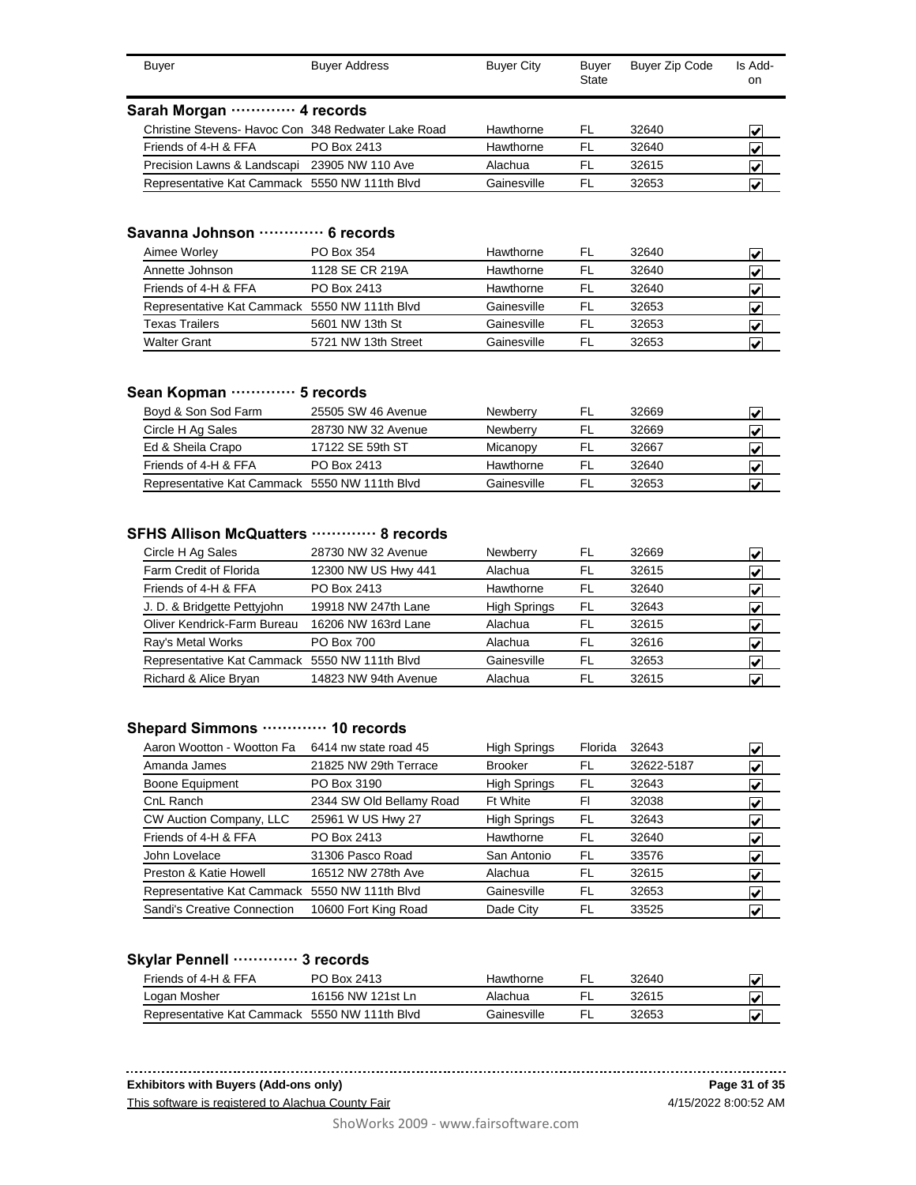| Buyer | Buyer Address | Buyer City | Buyer State | Buyer Zip Code | Is Add-on |
|---|---|---|---|---|---|

**Sarah Morgan ············· 4 records**

| Buyer | Buyer Address | Buyer City | Buyer State | Buyer Zip Code | Is Add-on |
|---|---|---|---|---|---|
| Christine Stevens- Havoc Con | 348 Redwater Lake Road | Hawthorne | FL | 32640 | ☑ |
| Friends of 4-H & FFA | PO Box 2413 | Hawthorne | FL | 32640 | ☑ |
| Precision Lawns & Landscapi | 23905 NW 110 Ave | Alachua | FL | 32615 | ☑ |
| Representative Kat Cammack | 5550 NW 111th Blvd | Gainesville | FL | 32653 | ☑ |

**Savanna Johnson ············· 6 records**

| Buyer | Buyer Address | Buyer City | Buyer State | Buyer Zip Code | Is Add-on |
|---|---|---|---|---|---|
| Aimee Worley | PO Box 354 | Hawthorne | FL | 32640 | ☑ |
| Annette Johnson | 1128 SE CR 219A | Hawthorne | FL | 32640 | ☑ |
| Friends of 4-H & FFA | PO Box 2413 | Hawthorne | FL | 32640 | ☑ |
| Representative Kat Cammack | 5550 NW 111th Blvd | Gainesville | FL | 32653 | ☑ |
| Texas Trailers | 5601 NW 13th St | Gainesville | FL | 32653 | ☑ |
| Walter Grant | 5721 NW 13th Street | Gainesville | FL | 32653 | ☑ |

**Sean Kopman ············· 5 records**

| Buyer | Buyer Address | Buyer City | Buyer State | Buyer Zip Code | Is Add-on |
|---|---|---|---|---|---|
| Boyd & Son Sod Farm | 25505 SW 46 Avenue | Newberry | FL | 32669 | ☑ |
| Circle H Ag Sales | 28730 NW 32 Avenue | Newberry | FL | 32669 | ☑ |
| Ed & Sheila Crapo | 17122 SE 59th ST | Micanopy | FL | 32667 | ☑ |
| Friends of 4-H & FFA | PO Box 2413 | Hawthorne | FL | 32640 | ☑ |
| Representative Kat Cammack | 5550 NW 111th Blvd | Gainesville | FL | 32653 | ☑ |

**SFHS Allison McQuatters ············· 8 records**

| Buyer | Buyer Address | Buyer City | Buyer State | Buyer Zip Code | Is Add-on |
|---|---|---|---|---|---|
| Circle H Ag Sales | 28730 NW 32 Avenue | Newberry | FL | 32669 | ☑ |
| Farm Credit of Florida | 12300 NW US Hwy 441 | Alachua | FL | 32615 | ☑ |
| Friends of 4-H & FFA | PO Box 2413 | Hawthorne | FL | 32640 | ☑ |
| J. D. & Bridgette Pettyjohn | 19918 NW 247th Lane | High Springs | FL | 32643 | ☑ |
| Oliver Kendrick-Farm Bureau | 16206 NW 163rd Lane | Alachua | FL | 32615 | ☑ |
| Ray's Metal Works | PO Box 700 | Alachua | FL | 32616 | ☑ |
| Representative Kat Cammack | 5550 NW 111th Blvd | Gainesville | FL | 32653 | ☑ |
| Richard & Alice Bryan | 14823 NW 94th Avenue | Alachua | FL | 32615 | ☑ |

**Shepard Simmons ············· 10 records**

| Buyer | Buyer Address | Buyer City | Buyer State | Buyer Zip Code | Is Add-on |
|---|---|---|---|---|---|
| Aaron Wootton - Wootton Fa | 6414 nw state road 45 | High Springs | Florida | 32643 | ☑ |
| Amanda James | 21825 NW 29th Terrace | Brooker | FL | 32622-5187 | ☑ |
| Boone Equipment | PO Box 3190 | High Springs | FL | 32643 | ☑ |
| CnL Ranch | 2344 SW Old Bellamy Road | Ft White | Fl | 32038 | ☑ |
| CW Auction Company, LLC | 25961 W US Hwy 27 | High Springs | FL | 32643 | ☑ |
| Friends of 4-H & FFA | PO Box 2413 | Hawthorne | FL | 32640 | ☑ |
| John Lovelace | 31306 Pasco Road | San Antonio | FL | 33576 | ☑ |
| Preston & Katie Howell | 16512 NW 278th Ave | Alachua | FL | 32615 | ☑ |
| Representative Kat Cammack | 5550 NW 111th Blvd | Gainesville | FL | 32653 | ☑ |
| Sandi's Creative Connection | 10600 Fort King Road | Dade City | FL | 33525 | ☑ |

**Skylar Pennell ············· 3 records**

| Buyer | Buyer Address | Buyer City | Buyer State | Buyer Zip Code | Is Add-on |
|---|---|---|---|---|---|
| Friends of 4-H & FFA | PO Box 2413 | Hawthorne | FL | 32640 | ☑ |
| Logan Mosher | 16156 NW 121st Ln | Alachua | FL | 32615 | ☑ |
| Representative Kat Cammack | 5550 NW 111th Blvd | Gainesville | FL | 32653 | ☑ |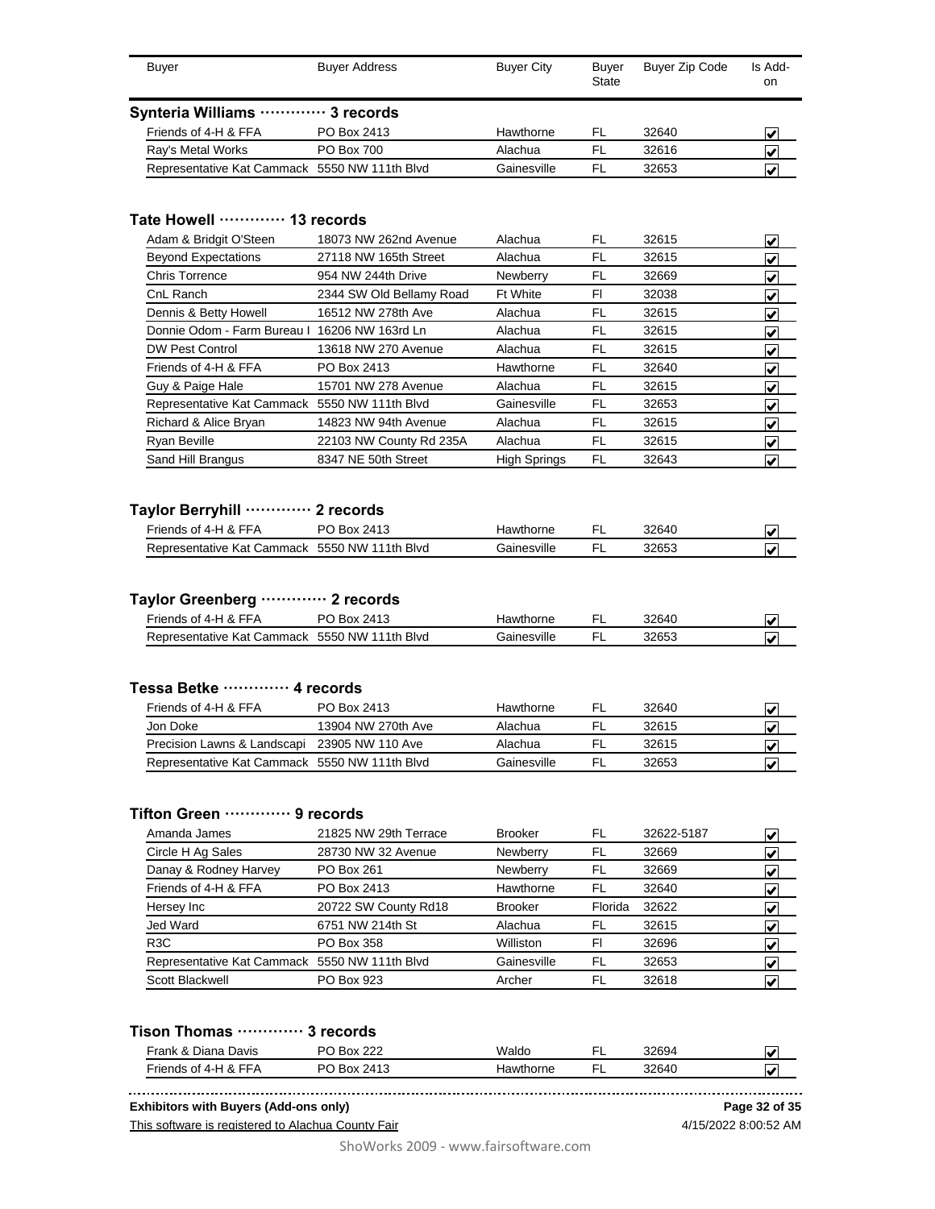| Buyer | Buyer Address | Buyer City | Buyer State | Buyer Zip Code | Is Add-on |
|---|---|---|---|---|---|

### Synteria Williams ············· 3 records

| Buyer | Buyer Address | Buyer City | Buyer State | Buyer Zip Code | Is Add-on |
|---|---|---|---|---|---|
| Friends of 4-H & FFA | PO Box 2413 | Hawthorne | FL | 32640 | ☑ |
| Ray's Metal Works | PO Box 700 | Alachua | FL | 32616 | ☑ |
| Representative Kat Cammack | 5550 NW 111th Blvd | Gainesville | FL | 32653 | ☑ |

### Tate Howell ············· 13 records

| Buyer | Buyer Address | Buyer City | Buyer State | Buyer Zip Code | Is Add-on |
|---|---|---|---|---|---|
| Adam & Bridgit O'Steen | 18073 NW 262nd Avenue | Alachua | FL | 32615 | ☑ |
| Beyond Expectations | 27118 NW 165th Street | Alachua | FL | 32615 | ☑ |
| Chris Torrence | 954 NW 244th Drive | Newberry | FL | 32669 | ☑ |
| CnL Ranch | 2344 SW Old Bellamy Road | Ft White | Fl | 32038 | ☑ |
| Dennis & Betty Howell | 16512 NW 278th Ave | Alachua | FL | 32615 | ☑ |
| Donnie Odom - Farm Bureau I | 16206 NW 163rd Ln | Alachua | FL | 32615 | ☑ |
| DW Pest Control | 13618 NW 270 Avenue | Alachua | FL | 32615 | ☑ |
| Friends of 4-H & FFA | PO Box 2413 | Hawthorne | FL | 32640 | ☑ |
| Guy & Paige Hale | 15701 NW 278 Avenue | Alachua | FL | 32615 | ☑ |
| Representative Kat Cammack | 5550 NW 111th Blvd | Gainesville | FL | 32653 | ☑ |
| Richard & Alice Bryan | 14823 NW 94th Avenue | Alachua | FL | 32615 | ☑ |
| Ryan Beville | 22103 NW County Rd 235A | Alachua | FL | 32615 | ☑ |
| Sand Hill Brangus | 8347 NE 50th Street | High Springs | FL | 32643 | ☑ |

### Taylor Berryhill ············· 2 records

| Buyer | Buyer Address | Buyer City | Buyer State | Buyer Zip Code | Is Add-on |
|---|---|---|---|---|---|
| Friends of 4-H & FFA | PO Box 2413 | Hawthorne | FL | 32640 | ☑ |
| Representative Kat Cammack | 5550 NW 111th Blvd | Gainesville | FL | 32653 | ☑ |

### Taylor Greenberg ············· 2 records

| Buyer | Buyer Address | Buyer City | Buyer State | Buyer Zip Code | Is Add-on |
|---|---|---|---|---|---|
| Friends of 4-H & FFA | PO Box 2413 | Hawthorne | FL | 32640 | ☑ |
| Representative Kat Cammack | 5550 NW 111th Blvd | Gainesville | FL | 32653 | ☑ |

### Tessa Betke ············· 4 records

| Buyer | Buyer Address | Buyer City | Buyer State | Buyer Zip Code | Is Add-on |
|---|---|---|---|---|---|
| Friends of 4-H & FFA | PO Box 2413 | Hawthorne | FL | 32640 | ☑ |
| Jon Doke | 13904 NW 270th Ave | Alachua | FL | 32615 | ☑ |
| Precision Lawns & Landscapi | 23905 NW 110 Ave | Alachua | FL | 32615 | ☑ |
| Representative Kat Cammack | 5550 NW 111th Blvd | Gainesville | FL | 32653 | ☑ |

### Tifton Green ············· 9 records

| Buyer | Buyer Address | Buyer City | Buyer State | Buyer Zip Code | Is Add-on |
|---|---|---|---|---|---|
| Amanda James | 21825 NW 29th Terrace | Brooker | FL | 32622-5187 | ☑ |
| Circle H Ag Sales | 28730 NW 32 Avenue | Newberry | FL | 32669 | ☑ |
| Danay & Rodney Harvey | PO Box 261 | Newberry | FL | 32669 | ☑ |
| Friends of 4-H & FFA | PO Box 2413 | Hawthorne | FL | 32640 | ☑ |
| Hersey Inc | 20722 SW County Rd18 | Brooker | Florida | 32622 | ☑ |
| Jed Ward | 6751 NW 214th St | Alachua | FL | 32615 | ☑ |
| R3C | PO Box 358 | Williston | Fl | 32696 | ☑ |
| Representative Kat Cammack | 5550 NW 111th Blvd | Gainesville | FL | 32653 | ☑ |
| Scott Blackwell | PO Box 923 | Archer | FL | 32618 | ☑ |

### Tison Thomas ············· 3 records

| Buyer | Buyer Address | Buyer City | Buyer State | Buyer Zip Code | Is Add-on |
|---|---|---|---|---|---|
| Frank & Diana Davis | PO Box 222 | Waldo | FL | 32694 | ☑ |
| Friends of 4-H & FFA | PO Box 2413 | Hawthorne | FL | 32640 | ☑ |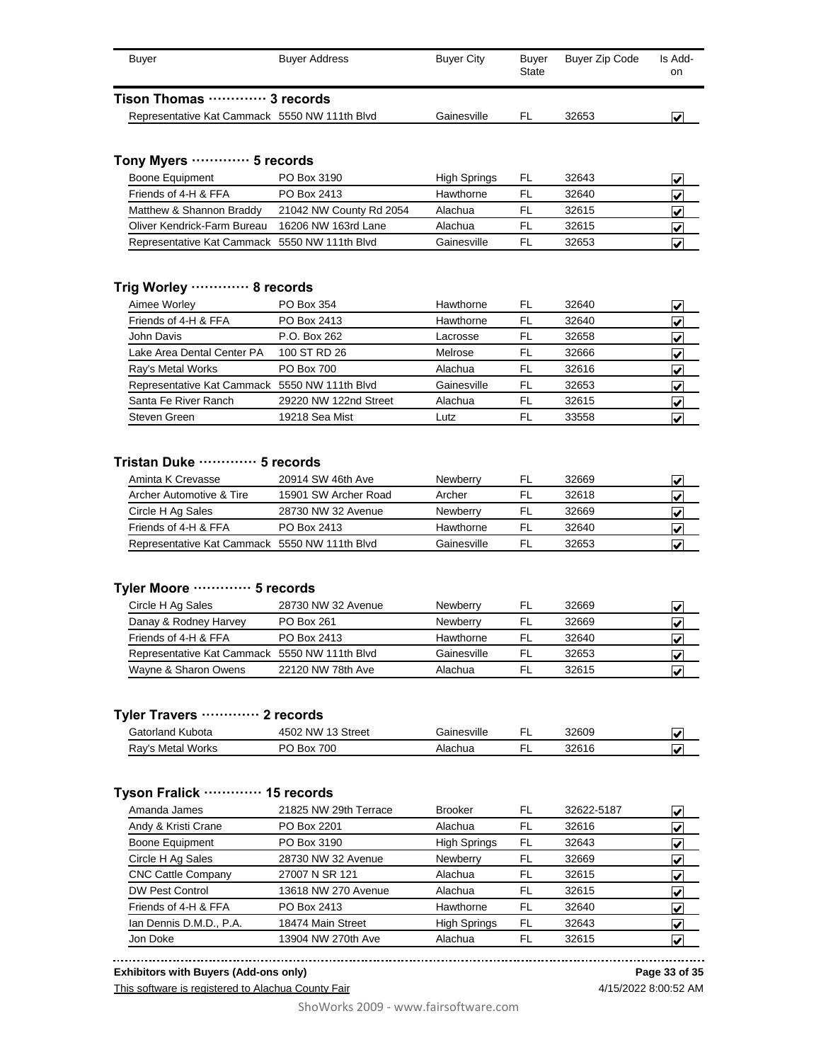| Buyer | Buyer Address | Buyer City | Buyer State | Buyer Zip Code | Is Add-on |
|---|---|---|---|---|---|

**Tison Thomas ············ 3 records**

| Buyer | Buyer Address | Buyer City | Buyer State | Buyer Zip Code | Is Add-on |
|---|---|---|---|---|---|
| Representative Kat Cammack | 5550 NW 111th Blvd | Gainesville | FL | 32653 | ☑ |

**Tony Myers ············ 5 records**

| Buyer | Buyer Address | Buyer City | Buyer State | Buyer Zip Code | Is Add-on |
|---|---|---|---|---|---|
| Boone Equipment | PO Box 3190 | High Springs | FL | 32643 | ☑ |
| Friends of 4-H & FFA | PO Box 2413 | Hawthorne | FL | 32640 | ☑ |
| Matthew & Shannon Braddy | 21042 NW County Rd 2054 | Alachua | FL | 32615 | ☑ |
| Oliver Kendrick-Farm Bureau | 16206 NW 163rd Lane | Alachua | FL | 32615 | ☑ |
| Representative Kat Cammack | 5550 NW 111th Blvd | Gainesville | FL | 32653 | ☑ |

**Trig Worley ············ 8 records**

| Buyer | Buyer Address | Buyer City | Buyer State | Buyer Zip Code | Is Add-on |
|---|---|---|---|---|---|
| Aimee Worley | PO Box 354 | Hawthorne | FL | 32640 | ☑ |
| Friends of 4-H & FFA | PO Box 2413 | Hawthorne | FL | 32640 | ☑ |
| John Davis | P.O. Box 262 | Lacrosse | FL | 32658 | ☑ |
| Lake Area Dental Center PA | 100 ST RD 26 | Melrose | FL | 32666 | ☑ |
| Ray's Metal Works | PO Box 700 | Alachua | FL | 32616 | ☑ |
| Representative Kat Cammack | 5550 NW 111th Blvd | Gainesville | FL | 32653 | ☑ |
| Santa Fe River Ranch | 29220 NW 122nd Street | Alachua | FL | 32615 | ☑ |
| Steven Green | 19218 Sea Mist | Lutz | FL | 33558 | ☑ |

**Tristan Duke ············ 5 records**

| Buyer | Buyer Address | Buyer City | Buyer State | Buyer Zip Code | Is Add-on |
|---|---|---|---|---|---|
| Aminta K Crevasse | 20914 SW 46th Ave | Newberry | FL | 32669 | ☑ |
| Archer Automotive & Tire | 15901 SW Archer Road | Archer | FL | 32618 | ☑ |
| Circle H Ag Sales | 28730 NW 32 Avenue | Newberry | FL | 32669 | ☑ |
| Friends of 4-H & FFA | PO Box 2413 | Hawthorne | FL | 32640 | ☑ |
| Representative Kat Cammack | 5550 NW 111th Blvd | Gainesville | FL | 32653 | ☑ |

**Tyler Moore ············ 5 records**

| Buyer | Buyer Address | Buyer City | Buyer State | Buyer Zip Code | Is Add-on |
|---|---|---|---|---|---|
| Circle H Ag Sales | 28730 NW 32 Avenue | Newberry | FL | 32669 | ☑ |
| Danay & Rodney Harvey | PO Box 261 | Newberry | FL | 32669 | ☑ |
| Friends of 4-H & FFA | PO Box 2413 | Hawthorne | FL | 32640 | ☑ |
| Representative Kat Cammack | 5550 NW 111th Blvd | Gainesville | FL | 32653 | ☑ |
| Wayne & Sharon Owens | 22120 NW 78th Ave | Alachua | FL | 32615 | ☑ |

**Tyler Travers ············ 2 records**

| Buyer | Buyer Address | Buyer City | Buyer State | Buyer Zip Code | Is Add-on |
|---|---|---|---|---|---|
| Gatorland Kubota | 4502 NW 13 Street | Gainesville | FL | 32609 | ☑ |
| Ray's Metal Works | PO Box 700 | Alachua | FL | 32616 | ☑ |

**Tyson Fralick ············ 15 records**

| Buyer | Buyer Address | Buyer City | Buyer State | Buyer Zip Code | Is Add-on |
|---|---|---|---|---|---|
| Amanda James | 21825 NW 29th Terrace | Brooker | FL | 32622-5187 | ☑ |
| Andy & Kristi Crane | PO Box 2201 | Alachua | FL | 32616 | ☑ |
| Boone Equipment | PO Box 3190 | High Springs | FL | 32643 | ☑ |
| Circle H Ag Sales | 28730 NW 32 Avenue | Newberry | FL | 32669 | ☑ |
| CNC Cattle Company | 27007 N SR 121 | Alachua | FL | 32615 | ☑ |
| DW Pest Control | 13618 NW 270 Avenue | Alachua | FL | 32615 | ☑ |
| Friends of 4-H & FFA | PO Box 2413 | Hawthorne | FL | 32640 | ☑ |
| Ian Dennis D.M.D., P.A. | 18474 Main Street | High Springs | FL | 32643 | ☑ |
| Jon Doke | 13904 NW 270th Ave | Alachua | FL | 32615 | ☑ |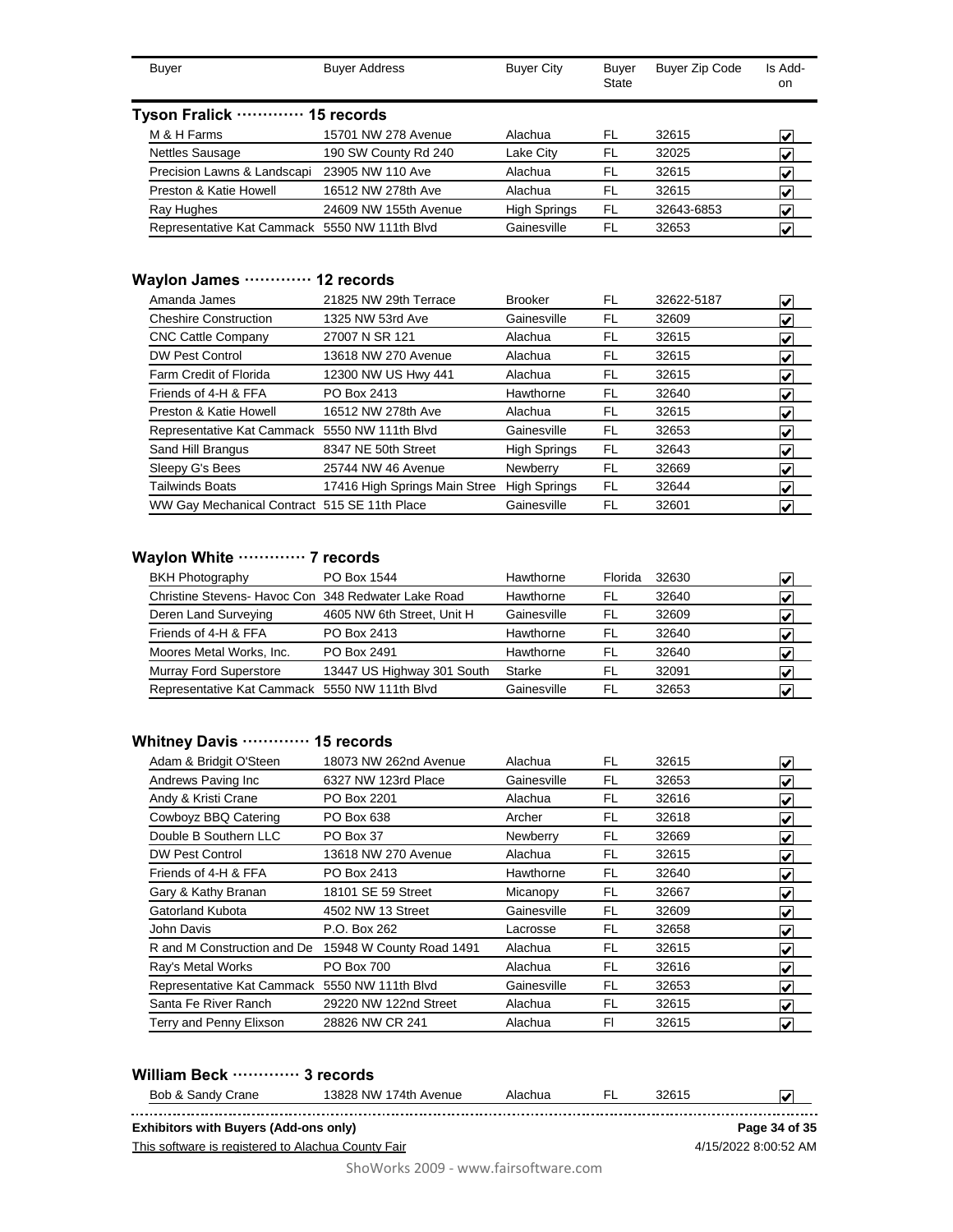| Buyer | Buyer Address | Buyer City | Buyer State | Buyer Zip Code | Is Add-on |
|---|---|---|---|---|---|

## Tyson Fralick ············ 15 records

| Buyer | Buyer Address | Buyer City | Buyer State | Buyer Zip Code | Is Add-on |
|---|---|---|---|---|---|
| M & H Farms | 15701 NW 278 Avenue | Alachua | FL | 32615 | ☑ |
| Nettles Sausage | 190 SW County Rd 240 | Lake City | FL | 32025 | ☑ |
| Precision Lawns & Landscapi | 23905 NW 110 Ave | Alachua | FL | 32615 | ☑ |
| Preston & Katie Howell | 16512 NW 278th Ave | Alachua | FL | 32615 | ☑ |
| Ray Hughes | 24609 NW 155th Avenue | High Springs | FL | 32643-6853 | ☑ |
| Representative Kat Cammack | 5550 NW 111th Blvd | Gainesville | FL | 32653 | ☑ |

## Waylon James ············ 12 records

| Buyer | Buyer Address | Buyer City | Buyer State | Buyer Zip Code | Is Add-on |
|---|---|---|---|---|---|
| Amanda James | 21825 NW 29th Terrace | Brooker | FL | 32622-5187 | ☑ |
| Cheshire Construction | 1325 NW 53rd Ave | Gainesville | FL | 32609 | ☑ |
| CNC Cattle Company | 27007 N SR 121 | Alachua | FL | 32615 | ☑ |
| DW Pest Control | 13618 NW 270 Avenue | Alachua | FL | 32615 | ☑ |
| Farm Credit of Florida | 12300 NW US Hwy 441 | Alachua | FL | 32615 | ☑ |
| Friends of 4-H & FFA | PO Box 2413 | Hawthorne | FL | 32640 | ☑ |
| Preston & Katie Howell | 16512 NW 278th Ave | Alachua | FL | 32615 | ☑ |
| Representative Kat Cammack | 5550 NW 111th Blvd | Gainesville | FL | 32653 | ☑ |
| Sand Hill Brangus | 8347 NE 50th Street | High Springs | FL | 32643 | ☑ |
| Sleepy G's Bees | 25744 NW 46 Avenue | Newberry | FL | 32669 | ☑ |
| Tailwinds Boats | 17416 High Springs Main Stree | High Springs | FL | 32644 | ☑ |
| WW Gay Mechanical Contract | 515 SE 11th Place | Gainesville | FL | 32601 | ☑ |

## Waylon White ············ 7 records

| Buyer | Buyer Address | Buyer City | Buyer State | Buyer Zip Code | Is Add-on |
|---|---|---|---|---|---|
| BKH Photography | PO Box 1544 | Hawthorne | Florida | 32630 | ☑ |
| Christine Stevens- Havoc Con | 348 Redwater Lake Road | Hawthorne | FL | 32640 | ☑ |
| Deren Land Surveying | 4605 NW 6th Street, Unit H | Gainesville | FL | 32609 | ☑ |
| Friends of 4-H & FFA | PO Box 2413 | Hawthorne | FL | 32640 | ☑ |
| Moores Metal Works, Inc. | PO Box 2491 | Hawthorne | FL | 32640 | ☑ |
| Murray Ford Superstore | 13447 US Highway 301 South | Starke | FL | 32091 | ☑ |
| Representative Kat Cammack | 5550 NW 111th Blvd | Gainesville | FL | 32653 | ☑ |

## Whitney Davis ············ 15 records

| Buyer | Buyer Address | Buyer City | Buyer State | Buyer Zip Code | Is Add-on |
|---|---|---|---|---|---|
| Adam & Bridgit O'Steen | 18073 NW 262nd Avenue | Alachua | FL | 32615 | ☑ |
| Andrews Paving Inc | 6327 NW 123rd Place | Gainesville | FL | 32653 | ☑ |
| Andy & Kristi Crane | PO Box 2201 | Alachua | FL | 32616 | ☑ |
| Cowboyz BBQ Catering | PO Box 638 | Archer | FL | 32618 | ☑ |
| Double B Southern LLC | PO Box 37 | Newberry | FL | 32669 | ☑ |
| DW Pest Control | 13618 NW 270 Avenue | Alachua | FL | 32615 | ☑ |
| Friends of 4-H & FFA | PO Box 2413 | Hawthorne | FL | 32640 | ☑ |
| Gary & Kathy Branan | 18101 SE 59 Street | Micanopy | FL | 32667 | ☑ |
| Gatorland Kubota | 4502 NW 13 Street | Gainesville | FL | 32609 | ☑ |
| John Davis | P.O. Box 262 | Lacrosse | FL | 32658 | ☑ |
| R and M Construction and De | 15948 W County Road 1491 | Alachua | FL | 32615 | ☑ |
| Ray's Metal Works | PO Box 700 | Alachua | FL | 32616 | ☑ |
| Representative Kat Cammack | 5550 NW 111th Blvd | Gainesville | FL | 32653 | ☑ |
| Santa Fe River Ranch | 29220 NW 122nd Street | Alachua | FL | 32615 | ☑ |
| Terry and Penny Elixson | 28826 NW CR 241 | Alachua | Fl | 32615 | ☑ |

## William Beck ············ 3 records

| Buyer | Buyer Address | Buyer City | Buyer State | Buyer Zip Code | Is Add-on |
|---|---|---|---|---|---|
| Bob & Sandy Crane | 13828 NW 174th Avenue | Alachua | FL | 32615 | ☑ |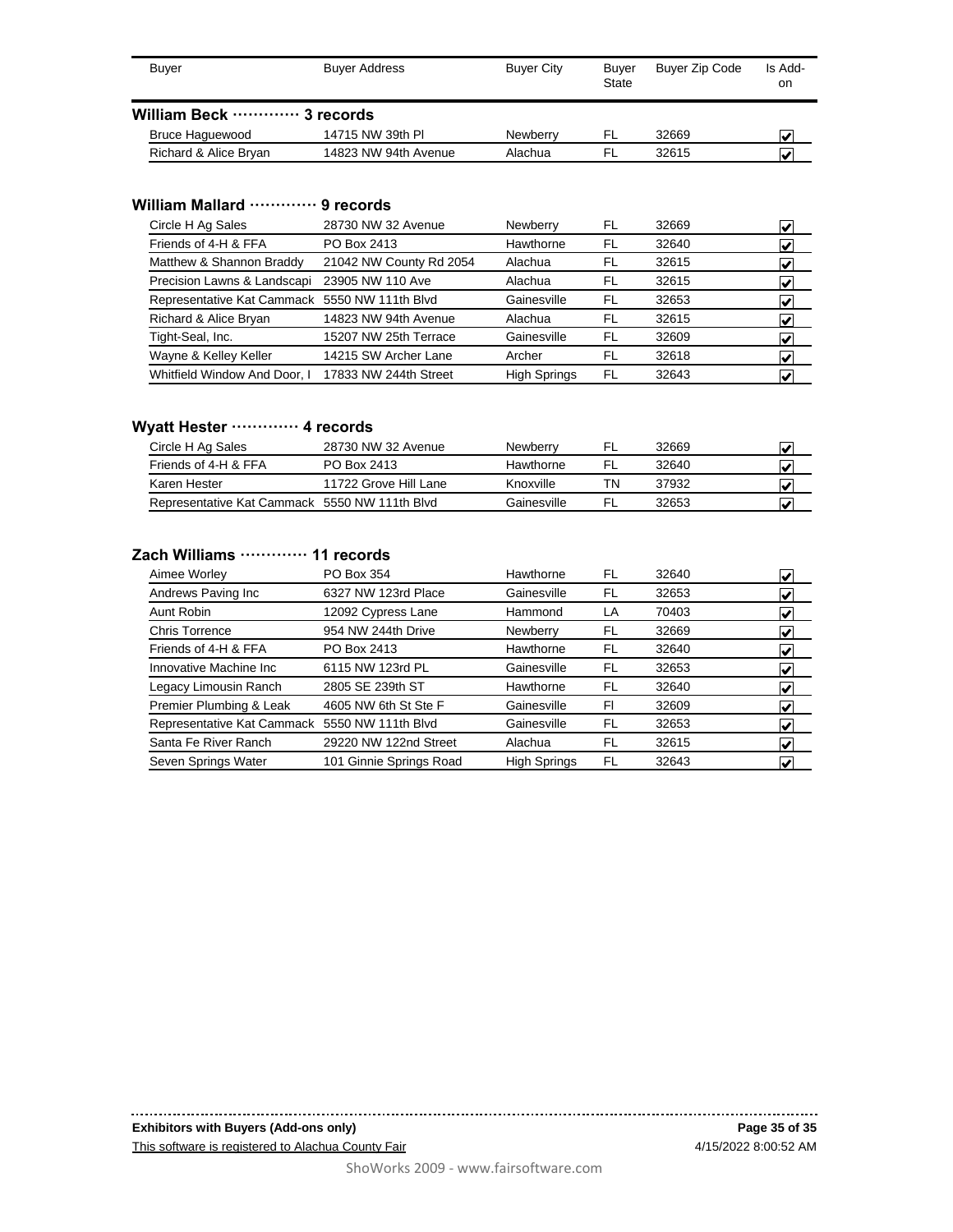| Buyer | Buyer Address | Buyer City | Buyer State | Buyer Zip Code | Is Add-on |
|---|---|---|---|---|---|

**William Beck ············ 3 records**

| Buyer | Buyer Address | Buyer City | Buyer State | Buyer Zip Code | Is Add-on |
|---|---|---|---|---|---|
| Bruce Haguewood | 14715 NW 39th Pl | Newberry | FL | 32669 | ☑ |
| Richard & Alice Bryan | 14823 NW 94th Avenue | Alachua | FL | 32615 | ☑ |

**William Mallard ············ 9 records**

| Buyer | Buyer Address | Buyer City | Buyer State | Buyer Zip Code | Is Add-on |
|---|---|---|---|---|---|
| Circle H Ag Sales | 28730 NW 32 Avenue | Newberry | FL | 32669 | ☑ |
| Friends of 4-H & FFA | PO Box 2413 | Hawthorne | FL | 32640 | ☑ |
| Matthew & Shannon Braddy | 21042 NW County Rd 2054 | Alachua | FL | 32615 | ☑ |
| Precision Lawns & Landscapi | 23905 NW 110 Ave | Alachua | FL | 32615 | ☑ |
| Representative Kat Cammack | 5550 NW 111th Blvd | Gainesville | FL | 32653 | ☑ |
| Richard & Alice Bryan | 14823 NW 94th Avenue | Alachua | FL | 32615 | ☑ |
| Tight-Seal, Inc. | 15207 NW 25th Terrace | Gainesville | FL | 32609 | ☑ |
| Wayne & Kelley Keller | 14215 SW Archer Lane | Archer | FL | 32618 | ☑ |
| Whitfield Window And Door, I | 17833 NW 244th Street | High Springs | FL | 32643 | ☑ |

**Wyatt Hester ············ 4 records**

| Buyer | Buyer Address | Buyer City | Buyer State | Buyer Zip Code | Is Add-on |
|---|---|---|---|---|---|
| Circle H Ag Sales | 28730 NW 32 Avenue | Newberry | FL | 32669 | ☑ |
| Friends of 4-H & FFA | PO Box 2413 | Hawthorne | FL | 32640 | ☑ |
| Karen Hester | 11722 Grove Hill Lane | Knoxville | TN | 37932 | ☑ |
| Representative Kat Cammack | 5550 NW 111th Blvd | Gainesville | FL | 32653 | ☑ |

**Zach Williams ············ 11 records**

| Buyer | Buyer Address | Buyer City | Buyer State | Buyer Zip Code | Is Add-on |
|---|---|---|---|---|---|
| Aimee Worley | PO Box 354 | Hawthorne | FL | 32640 | ☑ |
| Andrews Paving Inc | 6327 NW 123rd Place | Gainesville | FL | 32653 | ☑ |
| Aunt Robin | 12092 Cypress Lane | Hammond | LA | 70403 | ☑ |
| Chris Torrence | 954 NW 244th Drive | Newberry | FL | 32669 | ☑ |
| Friends of 4-H & FFA | PO Box 2413 | Hawthorne | FL | 32640 | ☑ |
| Innovative Machine Inc | 6115 NW 123rd PL | Gainesville | FL | 32653 | ☑ |
| Legacy Limousin Ranch | 2805 SE 239th ST | Hawthorne | FL | 32640 | ☑ |
| Premier Plumbing & Leak | 4605 NW 6th St Ste F | Gainesville | Fl | 32609 | ☑ |
| Representative Kat Cammack | 5550 NW 111th Blvd | Gainesville | FL | 32653 | ☑ |
| Santa Fe River Ranch | 29220 NW 122nd Street | Alachua | FL | 32615 | ☑ |
| Seven Springs Water | 101 Ginnie Springs Road | High Springs | FL | 32643 | ☑ |